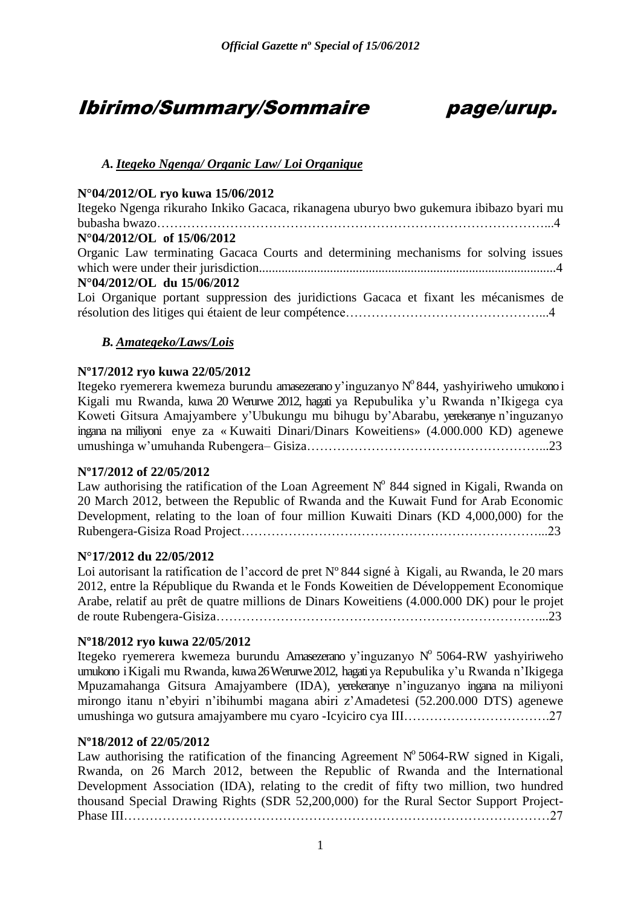# Ibirimo/Summary/Sommaire page/urup.

### *A. Itegeko Ngenga/ Organic Law/ Loi Organique*

**N°04/2012/OL ryo kuwa 15/06/2012**
Itegeko Ngenga rikuraho Inkiko Gacaca, rikanagena uburyo bwo gukemura ibibazo byari mu bubasha bwazo……………………………………………………………………………...4

**N°04/2012/OL of 15/06/2012**
Organic Law terminating Gacaca Courts and determining mechanisms for solving issues which were under their jurisdiction...........................................................................................4

**N°04/2012/OL du 15/06/2012**
Loi Organique portant suppression des juridictions Gacaca et fixant les mécanismes de résolution des litiges qui étaient de leur compétence……………………………………...4

### *B. Amategeko/Laws/Lois*

**Nº17/2012 ryo kuwa 22/05/2012**
Itegeko ryemerera kwemeza burundu amasezerano y'inguzanyo Nº 844, yashyiriweho umukono i Kigali mu Rwanda, kuwa 20 Werurwe 2012, hagati ya Repubulika y'u Rwanda n'Ikigega cya Koweti Gitsura Amajyambere y'Ubukungu mu bihugu by'Abarabu, yerekeranye n'inguzanyo ingana na miliyoni enye za « Kuwaiti Dinari/Dinars Koweitiens» (4.000.000 KD) agenewe umushinga w'umuhanda Rubengera– Gisiza………………………………………………...23

**Nº17/2012 of 22/05/2012**
Law authorising the ratification of the Loan Agreement Nº 844 signed in Kigali, Rwanda on 20 March 2012, between the Republic of Rwanda and the Kuwait Fund for Arab Economic Development, relating to the loan of four million Kuwaiti Dinars (KD 4,000,000) for the Rubengera-Gisiza Road Project……………………………………………………………...23

**N°17/2012 du 22/05/2012**
Loi autorisant la ratification de l'accord de pret Nº 844 signé à Kigali, au Rwanda, le 20 mars 2012, entre la République du Rwanda et le Fonds Koweitien de Développement Economique Arabe, relatif au prêt de quatre millions de Dinars Koweitiens (4.000.000 DK) pour le projet de route Rubengera-Gisiza…………………………………………………………………...23

**Nº18/2012 ryo kuwa 22/05/2012**
Itegeko ryemerera kwemeza burundu Amasezerano y'inguzanyo Nº 5064-RW yashyiriweho umukono i Kigali mu Rwanda, kuwa 26 Werurwe 2012, hagati ya Repubulika y'u Rwanda n'Ikigega Mpuzamahanga Gitsura Amajyambere (IDA), yerekeranye n'inguzanyo ingana na miliyoni mirongo itanu n'ebyiri n'ibihumbi magana abiri z'Amadetesi (52.200.000 DTS) agenewe umushinga wo gutsura amajyambere mu cyaro -Icyiciro cya III…………………………….27

**Nº18/2012 of 22/05/2012**
Law authorising the ratification of the financing Agreement Nº 5064-RW signed in Kigali, Rwanda, on 26 March 2012, between the Republic of Rwanda and the International Development Association (IDA), relating to the credit of fifty two million, two hundred thousand Special Drawing Rights (SDR 52,200,000) for the Rural Sector Support Project-Phase III………………………………………………………………………………………27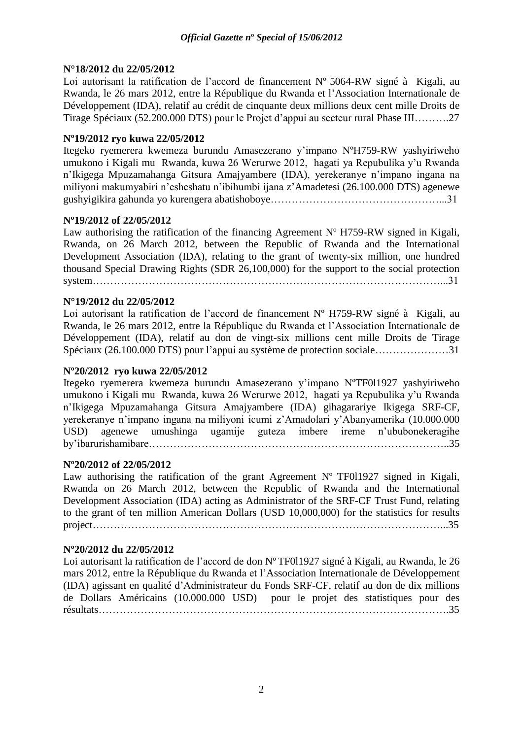**N°18/2012 du 22/05/2012**

Loi autorisant la ratification de l'accord de financement Nº 5064-RW signé à Kigali, au Rwanda, le 26 mars 2012, entre la République du Rwanda et l'Association Internationale de Développement (IDA), relatif au crédit de cinquante deux millions deux cent mille Droits de Tirage Spéciaux (52.200.000 DTS) pour le Projet d'appui au secteur rural Phase III……….27

**Nº19/2012 ryo kuwa 22/05/2012**

Itegeko ryemerera kwemeza burundu Amasezerano y'impano NºH759-RW yashyiriweho umukono i Kigali mu Rwanda, kuwa 26 Werurwe 2012, hagati ya Repubulika y'u Rwanda n'Ikigega Mpuzamahanga Gitsura Amajyambere (IDA), yerekeranye n'impano ingana na miliyoni makumyabiri n'esheshatu n'ibihumbi ijana z'Amadetesi (26.100.000 DTS) agenewe gushyigikira gahunda yo kurengera abatishoboye………………………………………...31

**Nº19/2012 of 22/05/2012**

Law authorising the ratification of the financing Agreement Nº H759-RW signed in Kigali, Rwanda, on 26 March 2012, between the Republic of Rwanda and the International Development Association (IDA), relating to the grant of twenty-six million, one hundred thousand Special Drawing Rights (SDR 26,100,000) for the support to the social protection system………………………………………………………………………………………...31

**N°19/2012 du 22/05/2012**

Loi autorisant la ratification de l'accord de financement Nº H759-RW signé à Kigali, au Rwanda, le 26 mars 2012, entre la République du Rwanda et l'Association Internationale de Développement (IDA), relatif au don de vingt-six millions cent mille Droits de Tirage Spéciaux (26.100.000 DTS) pour l'appui au système de protection sociale…………………31

**Nº20/2012 ryo kuwa 22/05/2012**

Itegeko ryemerera kwemeza burundu Amasezerano y'impano NºTF0l1927 yashyiriweho umukono i Kigali mu Rwanda, kuwa 26 Werurwe 2012, hagati ya Repubulika y'u Rwanda n'Ikigega Mpuzamahanga Gitsura Amajyambere (IDA) gihagarariye Ikigega SRF-CF, yerekeranye n'impano ingana na miliyoni icumi z'Amadolari y'Abanyamerika (10.000.000 USD) agenewe umushinga ugamije guteza imbere ireme n'ububonekeragihe by'ibarurishamibare…………………………………………………………………………..35

**Nº20/2012 of 22/05/2012**

Law authorising the ratification of the grant Agreement Nº TF0l1927 signed in Kigali, Rwanda on 26 March 2012, between the Republic of Rwanda and the International Development Association (IDA) acting as Administrator of the SRF-CF Trust Fund, relating to the grant of ten million American Dollars (USD 10,000,000) for the statistics for results project………………………………………………………………………………………...35

**Nº20/2012 du 22/05/2012**

Loi autorisant la ratification de l'accord de don Nº TF0l1927 signé à Kigali, au Rwanda, le 26 mars 2012, entre la République du Rwanda et l'Association Internationale de Développement (IDA) agissant en qualité d'Administrateur du Fonds SRF-CF, relatif au don de dix millions de Dollars Américains (10.000.000 USD) pour le projet des statistiques pour des résultats……………………………………………………………………………………….35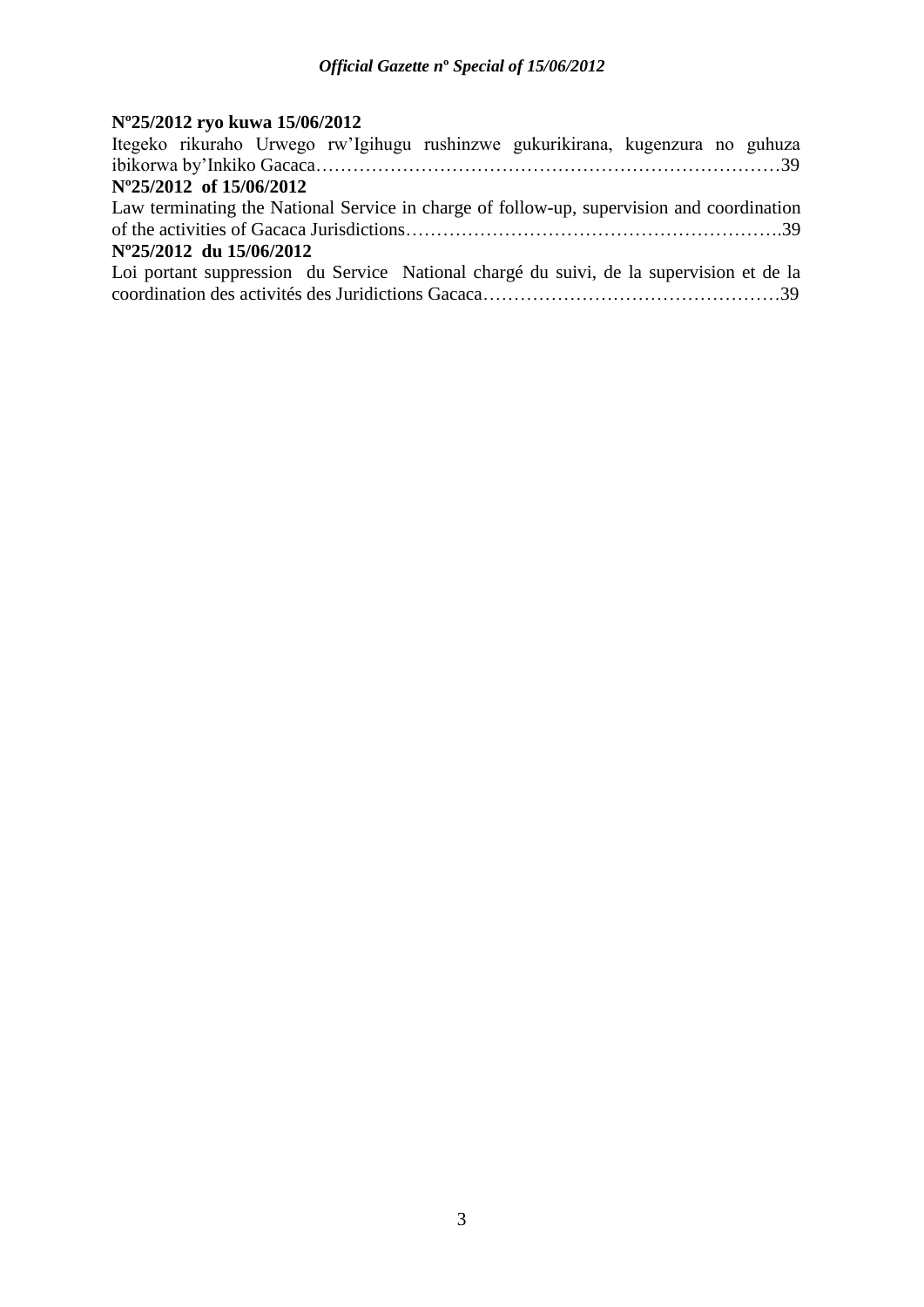**Nº25/2012 ryo kuwa 15/06/2012**

Itegeko rikuraho Urwego rw'Igihugu rushinzwe gukurikirana, kugenzura no guhuza ibikorwa by'Inkiko Gacaca…………………………………………………………………39

**Nº25/2012 of 15/06/2012**

Law terminating the National Service in charge of follow-up, supervision and coordination of the activities of Gacaca Jurisdictions…………………………………………………..39

**Nº25/2012 du 15/06/2012**

Loi portant suppression du Service National chargé du suivi, de la supervision et de la coordination des activités des Juridictions Gacaca…………………………………………39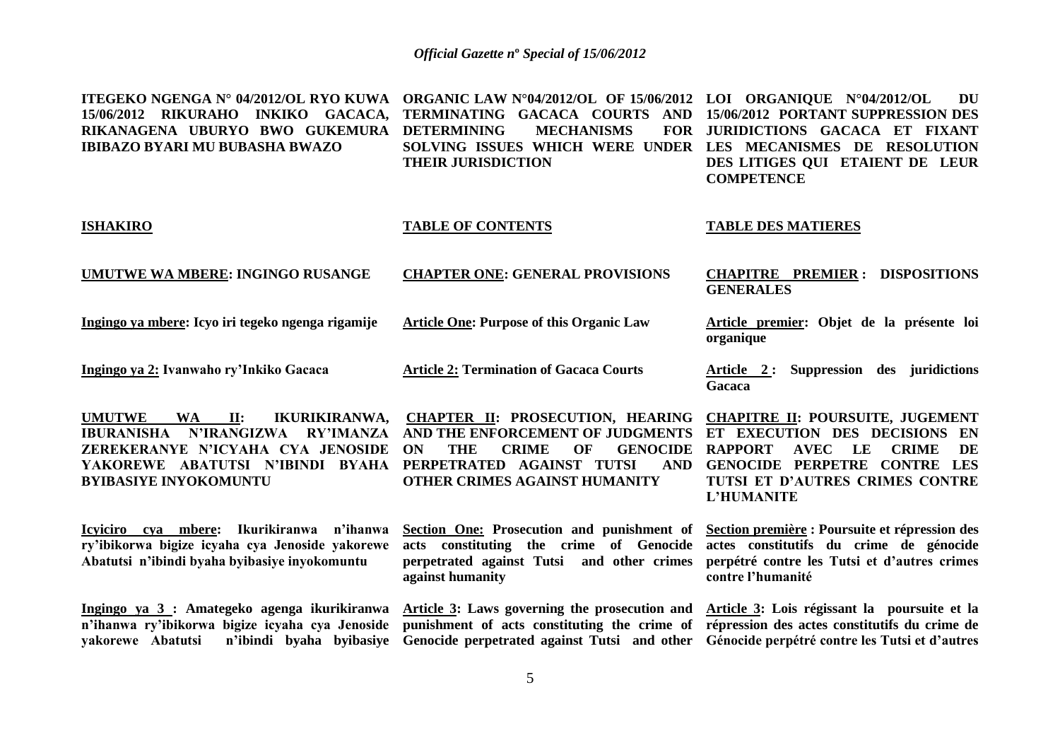**ITEGEKO NGENGA N° 04/2012/OL RYO KUWA 15/06/2012 RIKURAHO INKIKO GACACA, RIKANAGENA UBURYO BWO GUKEMURA IBIBAZO BYARI MU BUBASHA BWAZO**

**ISHAKIRO**

**UMUTWE WA MBERE: INGINGO RUSANGE**

**Ingingo ya mbere: Icyo iri tegeko ngenga rigamije**

**Ingingo ya 2: Ivanwaho ry'Inkiko Gacaca**

**UMUTWE WA II: IKURIKIRANWA, IBURANISHA N'IRANGIZWA RY'IMANZA ZEREKERANYE N'ICYAHA CYA JENOSIDE YAKOREWE ABATUTSI N'IBINDI BYAHA BYIBASIYE INYOKOMUNTU**

**Icyiciro cya mbere: Ikurikiranwa n'ihanwa ry'ibikorwa bigize icyaha cya Jenoside yakorewe Abatutsi n'ibindi byaha byibasiye inyokomuntu**

**Ingingo ya 3 : Amategeko agenga ikurikiranwa n'ihanwa ry'ibikorwa bigize icyaha cya Jenoside yakorewe Abatutsi n'ibindi byaha byibasiye**

---

**ORGANIC LAW N°04/2012/OL OF 15/06/2012 TERMINATING GACACA COURTS AND DETERMINING MECHANISMS FOR SOLVING ISSUES WHICH WERE UNDER THEIR JURISDICTION**

**TABLE OF CONTENTS**

**CHAPTER ONE: GENERAL PROVISIONS**

**Article One: Purpose of this Organic Law**

**Article 2: Termination of Gacaca Courts**

**CHAPTER II: PROSECUTION, HEARING AND THE ENFORCEMENT OF JUDGMENTS ON THE CRIME OF GENOCIDE PERPETRATED AGAINST TUTSI AND OTHER CRIMES AGAINST HUMANITY**

**Section One: Prosecution and punishment of acts constituting the crime of Genocide perpetrated against Tutsi and other crimes against humanity**

**Article 3: Laws governing the prosecution and punishment of acts constituting the crime of Genocide perpetrated against Tutsi and other**

---

**LOI ORGANIQUE N°04/2012/OL DU 15/06/2012 PORTANT SUPPRESSION DES JURIDICTIONS GACACA ET FIXANT LES MECANISMES DE RESOLUTION DES LITIGES QUI ETAIENT DE LEUR COMPETENCE**

**TABLE DES MATIERES**

**CHAPITRE PREMIER : DISPOSITIONS GENERALES**

**Article premier: Objet de la présente loi organique**

**Article 2 : Suppression des juridictions Gacaca**

**CHAPITRE II: POURSUITE, JUGEMENT ET EXECUTION DES DECISIONS EN RAPPORT AVEC LE CRIME DE GENOCIDE PERPETRE CONTRE LES TUTSI ET D'AUTRES CRIMES CONTRE L'HUMANITE**

**Section première : Poursuite et répression des actes constitutifs du crime de génocide perpétré contre les Tutsi et d'autres crimes contre l'humanité**

**Article 3: Lois régissant la poursuite et la répression des actes constitutifs du crime de Génocide perpétré contre les Tutsi et d'autres**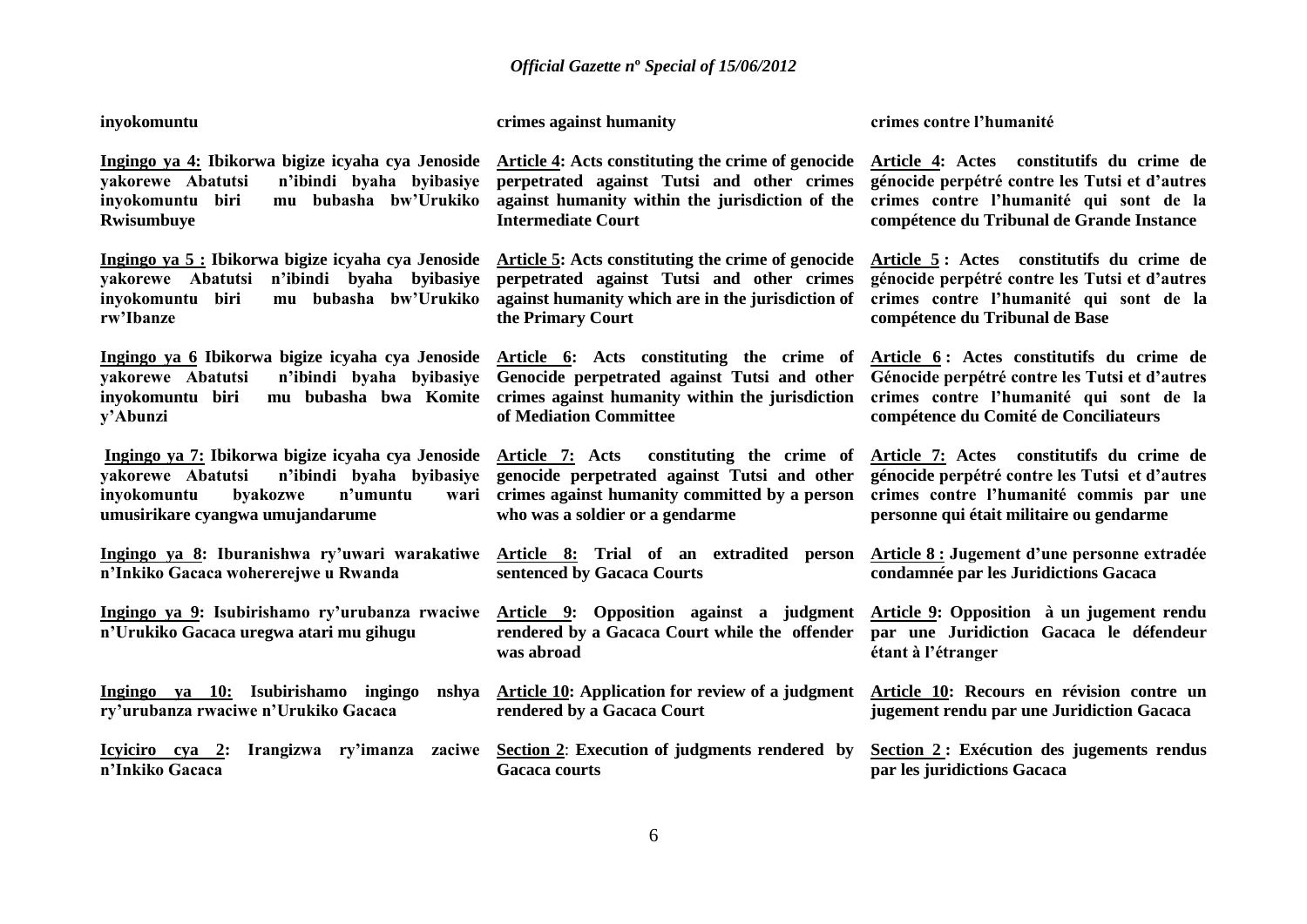**inyokomuntu**

**crimes against humanity**

**crimes contre l'humanité**

**Ingingo ya 4: Ibikorwa bigize icyaha cya Jenoside yakorewe Abatutsi n'ibindi byaha byibasiye inyokomuntu biri mu bubasha bw'Urukiko Rwisumbuye**

**Article 4: Acts constituting the crime of genocide perpetrated against Tutsi and other crimes against humanity within the jurisdiction of the Intermediate Court**

**Article 4: Actes constitutifs du crime de génocide perpétré contre les Tutsi et d'autres crimes contre l'humanité qui sont de la compétence du Tribunal de Grande Instance**

**Ingingo ya 5 : Ibikorwa bigize icyaha cya Jenoside yakorewe Abatutsi n'ibindi byaha byibasiye inyokomuntu biri mu bubasha bw'Urukiko rw'Ibanze**

**Article 5: Acts constituting the crime of genocide perpetrated against Tutsi and other crimes against humanity which are in the jurisdiction of the Primary Court**

**Article 5 : Actes constitutifs du crime de génocide perpétré contre les Tutsi et d'autres crimes contre l'humanité qui sont de la compétence du Tribunal de Base**

**Ingingo ya 6 Ibikorwa bigize icyaha cya Jenoside yakorewe Abatutsi n'ibindi byaha byibasiye inyokomuntu biri mu bubasha bwa Komite y'Abunzi**

**Article 6: Acts constituting the crime of Genocide perpetrated against Tutsi and other crimes against humanity within the jurisdiction of Mediation Committee**

**Article 6 : Actes constitutifs du crime de Génocide perpétré contre les Tutsi et d'autres crimes contre l'humanité qui sont de la compétence du Comité de Conciliateurs**

**Ingingo ya 7: Ibikorwa bigize icyaha cya Jenoside yakorewe Abatutsi n'ibindi byaha byibasiye inyokomuntu byakozwe n'umuntu wari umusirikare cyangwa umujandarume**

**Article 7: Acts constituting the crime of genocide perpetrated against Tutsi and other crimes against humanity committed by a person who was a soldier or a gendarme**

**Article 7: Actes constitutifs du crime de génocide perpétré contre les Tutsi et d'autres crimes contre l'humanité commis par une personne qui était militaire ou gendarme**

**Ingingo ya 8: Iburanishwa ry'uwari warakatiwe n'Inkiko Gacaca wohererejwe u Rwanda**

**Article 8: Trial of an extradited person sentenced by Gacaca Courts**

**Article 8 : Jugement d'une personne extradée condamnée par les Juridictions Gacaca**

**Ingingo ya 9: Isubirishamo ry'urubanza rwaciwe n'Urukiko Gacaca uregwa atari mu gihugu**

**Article 9: Opposition against a judgment rendered by a Gacaca Court while the offender was abroad**

**Article 9: Opposition à un jugement rendu par une Juridiction Gacaca le défendeur étant à l'étranger**

**Ingingo ya 10: Isubirishamo ingingo nshya ry'urubanza rwaciwe n'Urukiko Gacaca**

**Article 10: Application for review of a judgment rendered by a Gacaca Court**

**Article 10: Recours en révision contre un jugement rendu par une Juridiction Gacaca**

**Icyiciro cya 2: Irangizwa ry'imanza zaciwe n'Inkiko Gacaca**

**Section 2: Execution of judgments rendered by Gacaca courts**

**Section 2 : Exécution des jugements rendus par les juridictions Gacaca**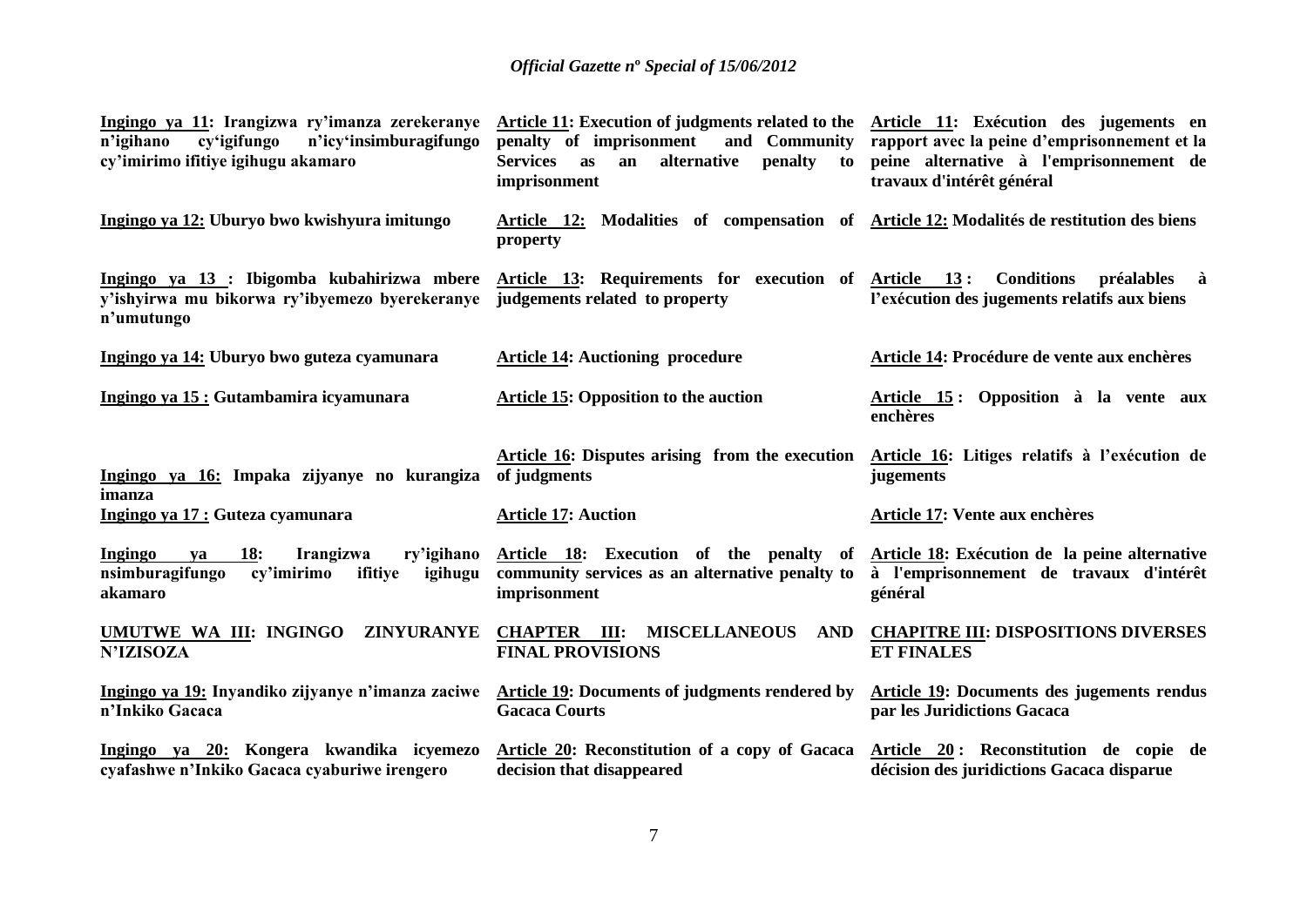| | | |
|---|---|---|
| **Ingingo ya 11: Irangizwa ry'imanza zerekeranye n'igihano cy'igifungo n'icy'insimburagifungo cy'imirimo ifitiye igihugu akamaro** | **Article 11: Execution of judgments related to the penalty of imprisonment and Community Services as an alternative penalty to imprisonment** | **Article 11: Exécution des jugements en rapport avec la peine d'emprisonnement et la peine alternative à l'emprisonnement de travaux d'intérêt général** |
| **Ingingo ya 12: Uburyo bwo kwishyura imitungo** | **Article 12: Modalities of compensation of property** | **Article 12: Modalités de restitution des biens** |
| **Ingingo ya 13 : Ibigomba kubahirizwa mbere y'ishyirwa mu bikorwa ry'ibyemezo byerekeranye n'umutungo** | **Article 13: Requirements for execution of judgements related to property** | **Article 13 : Conditions préalables à l'exécution des jugements relatifs aux biens** |
| **Ingingo ya 14: Uburyo bwo guteza cyamunara** | **Article 14: Auctioning procedure** | **Article 14: Procédure de vente aux enchères** |
| **Ingingo ya 15 : Gutambamira icyamunara** | **Article 15: Opposition to the auction** | **Article 15 : Opposition à la vente aux enchères** |
| **Ingingo ya 16: Impaka zijyanye no kurangiza imanza** | **Article 16: Disputes arising from the execution of judgments** | **Article 16: Litiges relatifs à l'exécution de jugements** |
| **Ingingo ya 17 : Guteza cyamunara** | **Article 17: Auction** | **Article 17: Vente aux enchères** |
| **Ingingo ya 18: Irangizwa ry'igihano nsimburagifungo cy'imirimo ifitiye igihugu akamaro** | **Article 18: Execution of the penalty of community services as an alternative penalty to imprisonment** | **Article 18: Exécution de la peine alternative à l'emprisonnement de travaux d'intérêt général** |
| **UMUTWE WA III: INGINGO ZINYURANYE N'IZISOZA** | **CHAPTER III: MISCELLANEOUS AND FINAL PROVISIONS** | **CHAPITRE III: DISPOSITIONS DIVERSES ET FINALES** |
| **Ingingo ya 19: Inyandiko zijyanye n'imanza zaciwe n'Inkiko Gacaca** | **Article 19: Documents of judgments rendered by Gacaca Courts** | **Article 19: Documents des jugements rendus par les Juridictions Gacaca** |
| **Ingingo ya 20: Kongera kwandika icyemezo cyafashwe n'Inkiko Gacaca cyaburiwe irengero** | **Article 20: Reconstitution of a copy of Gacaca decision that disappeared** | **Article 20 : Reconstitution de copie de décision des juridictions Gacaca disparue** |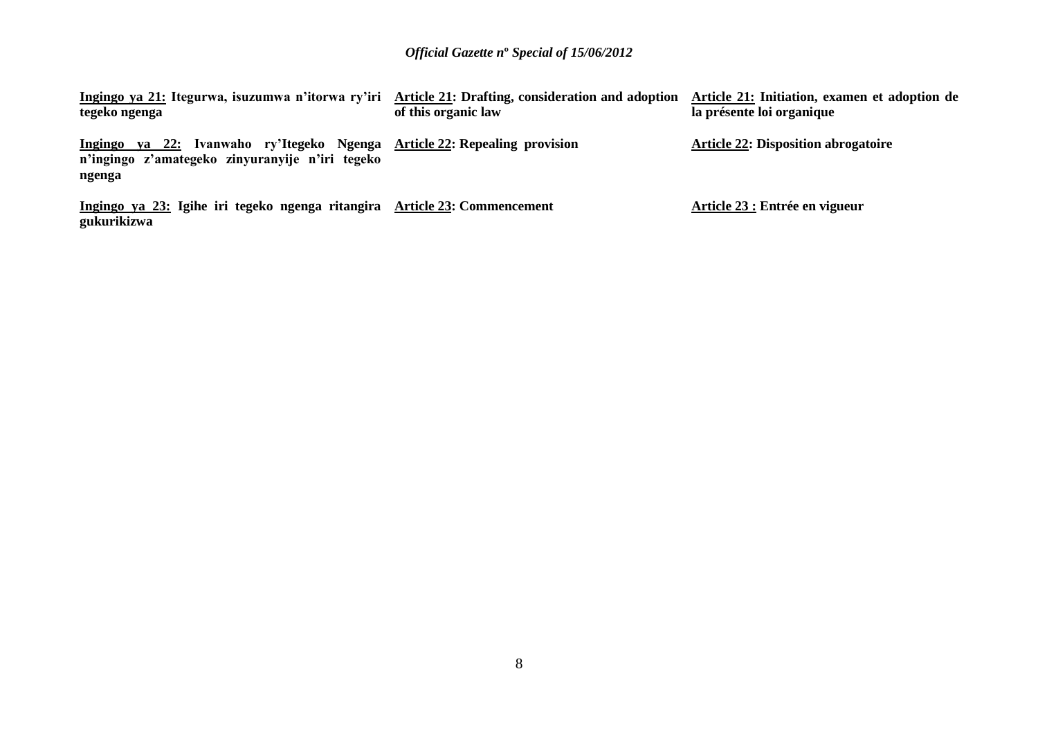**<u>Ingingo ya 21:</u> Itegurwa, isuzumwa n'itorwa ry'iri tegeko ngenga**

**<u>Ingingo ya 22:</u> Ivanwaho ry'Itegeko Ngenga n'ingingo z'amategeko zinyuranyije n'iri tegeko ngenga**

**<u>Ingingo ya 23:</u> Igihe iri tegeko ngenga ritangira gukurikizwa**

**<u>Article 21</u>: Drafting, consideration and adoption of this organic law**

**<u>Article 22</u>: Repealing provision**

**<u>Article 23</u>: Commencement**

**<u>Article 21:</u> Initiation, examen et adoption de la présente loi organique**

**<u>Article 22</u>: Disposition abrogatoire**

**<u>Article 23 :</u> Entrée en vigueur**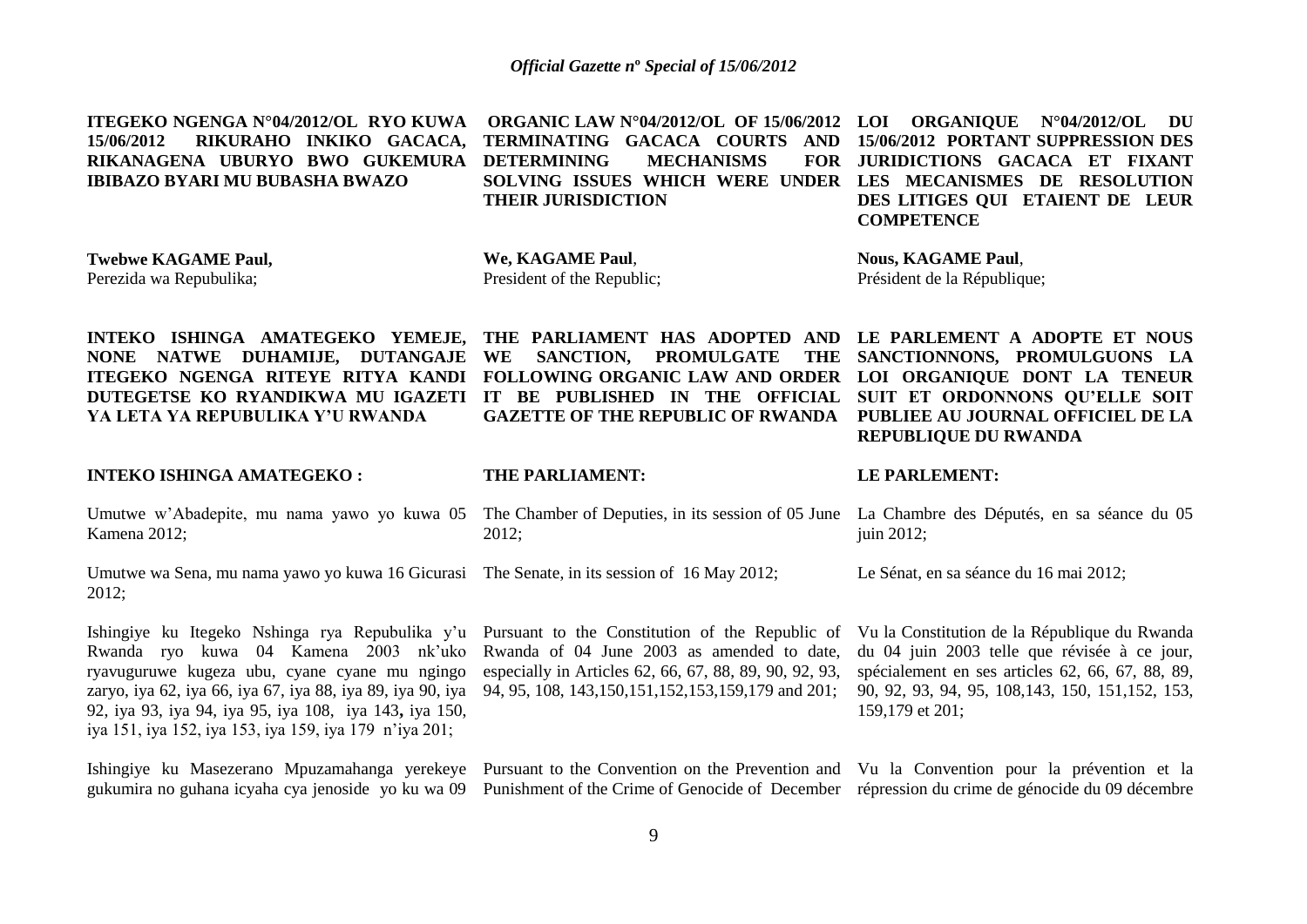**ITEGEKO NGENGA N°04/2012/OL RYO KUWA 15/06/2012 RIKURAHO INKIKO GACACA, RIKANAGENA UBURYO BWO GUKEMURA IBIBAZO BYARI MU BUBASHA BWAZO**

**Twebwe KAGAME Paul,**
Perezida wa Repubulika;

**INTEKO ISHINGA AMATEGEKO YEMEJE, NONE NATWE DUHAMIJE, DUTANGAJE ITEGEKO NGENGA RITEYE RITYA KANDI DUTEGETSE KO RYANDIKWA MU IGAZETI YA LETA YA REPUBULIKA Y'U RWANDA**

**INTEKO ISHINGA AMATEGEKO :**

Umutwe w'Abadepite, mu nama yawo yo kuwa 05 Kamena 2012;

Umutwe wa Sena, mu nama yawo yo kuwa 16 Gicurasi 2012;

Ishingiye ku Itegeko Nshinga rya Repubulika y'u Rwanda ryo kuwa 04 Kamena 2003 nk'uko ryavuguruwe kugeza ubu, cyane cyane mu ngingo zaryo, iya 62, iya 66, iya 67, iya 88, iya 89, iya 90, iya 92, iya 93, iya 94, iya 95, iya 108, iya 143**,** iya 150, iya 151, iya 152, iya 153, iya 159, iya 179 n'iya 201;

Ishingiye ku Masezerano Mpuzamahanga yerekeye gukumira no guhana icyaha cya jenoside yo ku wa 09

**ORGANIC LAW N°04/2012/OL OF 15/06/2012 TERMINATING GACACA COURTS AND DETERMINING MECHANISMS FOR SOLVING ISSUES WHICH WERE UNDER THEIR JURISDICTION**

**We, KAGAME Paul**,
President of the Republic;

**THE PARLIAMENT HAS ADOPTED AND WE SANCTION, PROMULGATE THE FOLLOWING ORGANIC LAW AND ORDER IT BE PUBLISHED IN THE OFFICIAL GAZETTE OF THE REPUBLIC OF RWANDA**

**THE PARLIAMENT:**

The Chamber of Deputies, in its session of 05 June 2012;

The Senate, in its session of 16 May 2012;

Pursuant to the Constitution of the Republic of Rwanda of 04 June 2003 as amended to date, especially in Articles 62, 66, 67, 88, 89, 90, 92, 93, 94, 95, 108, 143,150,151,152,153,159,179 and 201;

Pursuant to the Convention on the Prevention and Punishment of the Crime of Genocide of December

**LOI ORGANIQUE N°04/2012/OL DU 15/06/2012 PORTANT SUPPRESSION DES JURIDICTIONS GACACA ET FIXANT LES MECANISMES DE RESOLUTION DES LITIGES QUI ETAIENT DE LEUR COMPETENCE**

**Nous, KAGAME Paul**,
Président de la République;

**LE PARLEMENT A ADOPTE ET NOUS SANCTIONNONS, PROMULGUONS LA LOI ORGANIQUE DONT LA TENEUR SUIT ET ORDONNONS QU'ELLE SOIT PUBLIEE AU JOURNAL OFFICIEL DE LA REPUBLIQUE DU RWANDA**

**LE PARLEMENT:**

La Chambre des Députés, en sa séance du 05 juin 2012;

Le Sénat, en sa séance du 16 mai 2012;

Vu la Constitution de la République du Rwanda du 04 juin 2003 telle que révisée à ce jour, spécialement en ses articles 62, 66, 67, 88, 89, 90, 92, 93, 94, 95, 108,143, 150, 151,152, 153, 159,179 et 201;

Vu la Convention pour la prévention et la répression du crime de génocide du 09 décembre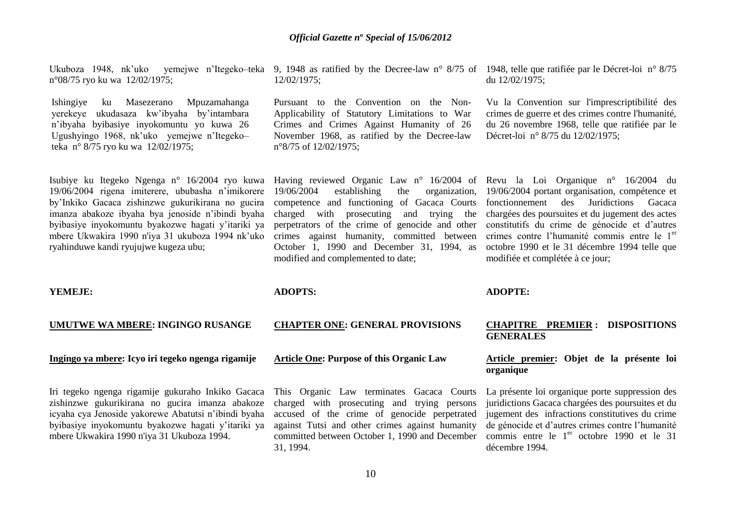Ukuboza 1948, nk'uko yemejwe n'Itegeko–teka n°08/75 ryo ku wa 12/02/1975;

Ishingiye ku Masezerano Mpuzamahanga yerekeye ukudasaza kw'ibyaha by'intambara n'ibyaha byibasiye inyokomuntu yo kuwa 26 Ugushyingo 1968, nk'uko yemejwe n'Itegeko–teka n° 8/75 ryo ku wa 12/02/1975;

Isubiye ku Itegeko Ngenga n° 16/2004 ryo kuwa 19/06/2004 rigena imiterere, ububasha n'imikorere by'Inkiko Gacaca zishinzwe gukurikirana no gucira imanza abakoze ibyaha bya jenoside n'ibindi byaha byibasiye inyokomuntu byakozwe hagati y'itariki ya mbere Ukwakira 1990 n'iya 31 ukuboza 1994 nk'uko ryahinduwe kandi ryujujwe kugeza ubu;

**YEMEJE:**

**UMUTWE WA MBERE: INGINGO RUSANGE**

**Ingingo ya mbere: Icyo iri tegeko ngenga rigamije**

Iri tegeko ngenga rigamije gukuraho Inkiko Gacaca zishinzwe gukurikirana no gucira imanza abakoze icyaha cya Jenoside yakorewe Abatutsi n'ibindi byaha byibasiye inyokomuntu byakozwe hagati y'itariki ya mbere Ukwakira 1990 n'iya 31 Ukuboza 1994.

9, 1948 as ratified by the Decree-law n° 8/75 of 12/02/1975;

Pursuant to the Convention on the Non-Applicability of Statutory Limitations to War Crimes and Crimes Against Humanity of 26 November 1968, as ratified by the Decree-law n°8/75 of 12/02/1975;

Having reviewed Organic Law n° 16/2004 of 19/06/2004 establishing the organization, competence and functioning of Gacaca Courts charged with prosecuting and trying the perpetrators of the crime of genocide and other crimes against humanity, committed between October 1, 1990 and December 31, 1994, as modified and complemented to date;

**ADOPTS:**

**CHAPTER ONE: GENERAL PROVISIONS**

**Article One: Purpose of this Organic Law**

This Organic Law terminates Gacaca Courts charged with prosecuting and trying persons accused of the crime of genocide perpetrated against Tutsi and other crimes against humanity committed between October 1, 1990 and December 31, 1994.

1948, telle que ratifiée par le Décret-loi n° 8/75 du 12/02/1975;

Vu la Convention sur l'imprescriptibilité des crimes de guerre et des crimes contre l'humanité, du 26 novembre 1968, telle que ratifiée par le Décret-loi n° 8/75 du 12/02/1975;

Revu la Loi Organique n° 16/2004 du 19/06/2004 portant organisation, compétence et fonctionnement des Juridictions Gacaca chargées des poursuites et du jugement des actes constitutifs du crime de génocide et d'autres crimes contre l'humanité commis entre le 1er octobre 1990 et le 31 décembre 1994 telle que modifiée et complétée à ce jour;

**ADOPTE:**

**CHAPITRE PREMIER : DISPOSITIONS GENERALES**

**Article premier: Objet de la présente loi organique**

La présente loi organique porte suppression des juridictions Gacaca chargées des poursuites et du jugement des infractions constitutives du crime de génocide et d'autres crimes contre l'humanité commis entre le 1er octobre 1990 et le 31 décembre 1994.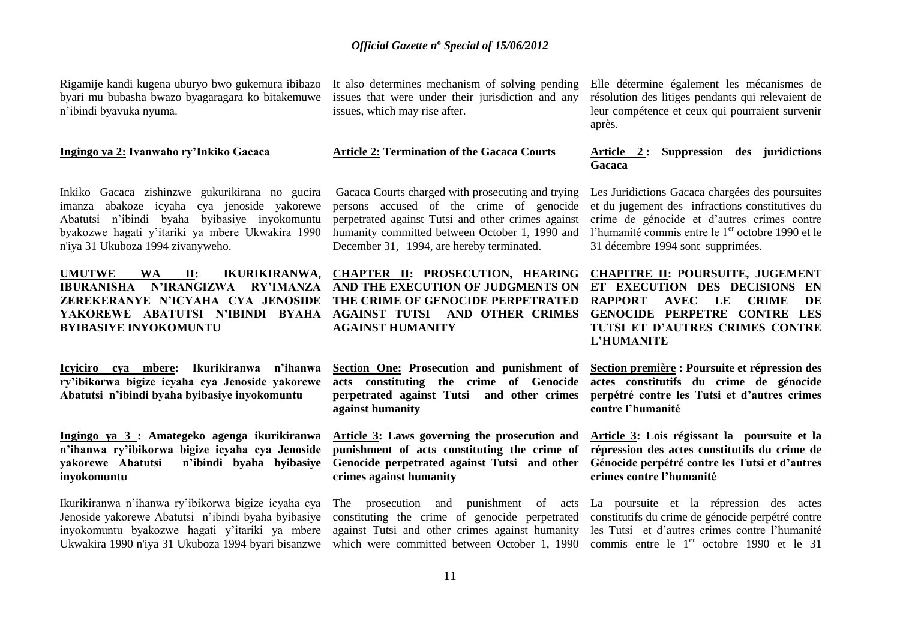Rigamije kandi kugena uburyo bwo gukemura ibibazo byari mu bubasha bwazo byagaragara ko bitakemuwe n'ibindi byavuka nyuma.

**Ingingo ya 2: Ivanwaho ry'Inkiko Gacaca**

Inkiko Gacaca zishinzwe gukurikirana no gucira imanza abakoze icyaha cya jenoside yakorewe Abatutsi n'ibindi byaha byibasiye inyokomuntu byakozwe hagati y'itariki ya mbere Ukwakira 1990 n'iya 31 Ukuboza 1994 zivanyweho.

**UMUTWE WA II: IKURIKIRANWA, IBURANISHA N'IRANGIZWA RY'IMANZA ZEREKERANYE N'ICYAHA CYA JENOSIDE YAKOREWE ABATUTSI N'IBINDI BYAHA BYIBASIYE INYOKOMUNTU**

**Icyiciro cya mbere: Ikurikiranwa n'ihanwa ry'ibikorwa bigize icyaha cya Jenoside yakorewe Abatutsi n'ibindi byaha byibasiye inyokomuntu**

**Ingingo ya 3 : Amategeko agenga ikurikiranwa n'ihanwa ry'ibikorwa bigize icyaha cya Jenoside yakorewe Abatutsi n'ibindi byaha byibasiye inyokomuntu**

Ikurikiranwa n'ihanwa ry'ibikorwa bigize icyaha cya Jenoside yakorewe Abatutsi n'ibindi byaha byibasiye inyokomuntu byakozwe hagati y'itariki ya mbere Ukwakira 1990 n'iya 31 Ukuboza 1994 byari bisanzwe

It also determines mechanism of solving pending issues that were under their jurisdiction and any issues, which may rise after.

**Article 2: Termination of the Gacaca Courts**

Gacaca Courts charged with prosecuting and trying persons accused of the crime of genocide perpetrated against Tutsi and other crimes against humanity committed between October 1, 1990 and December 31, 1994, are hereby terminated.

**CHAPTER II: PROSECUTION, HEARING AND THE EXECUTION OF JUDGMENTS ON THE CRIME OF GENOCIDE PERPETRATED AGAINST TUTSI AND OTHER CRIMES AGAINST HUMANITY**

**Section One: Prosecution and punishment of acts constituting the crime of Genocide perpetrated against Tutsi and other crimes against humanity**

**Article 3: Laws governing the prosecution and punishment of acts constituting the crime of Genocide perpetrated against Tutsi and other crimes against humanity**

The prosecution and punishment of acts constituting the crime of genocide perpetrated against Tutsi and other crimes against humanity which were committed between October 1, 1990

Elle détermine également les mécanismes de résolution des litiges pendants qui relevaient de leur compétence et ceux qui pourraient survenir après.

**Article 2 : Suppression des juridictions Gacaca**

Les Juridictions Gacaca chargées des poursuites et du jugement des infractions constitutives du crime de génocide et d'autres crimes contre l'humanité commis entre le 1er octobre 1990 et le 31 décembre 1994 sont supprimées.

**CHAPITRE II: POURSUITE, JUGEMENT ET EXECUTION DES DECISIONS EN RAPPORT AVEC LE CRIME DE GENOCIDE PERPETRE CONTRE LES TUTSI ET D'AUTRES CRIMES CONTRE L'HUMANITE**

**Section première : Poursuite et répression des actes constitutifs du crime de génocide perpétré contre les Tutsi et d'autres crimes contre l'humanité**

**Article 3: Lois régissant la poursuite et la répression des actes constitutifs du crime de Génocide perpétré contre les Tutsi et d'autres crimes contre l'humanité**

La poursuite et la répression des actes constitutifs du crime de génocide perpétré contre les Tutsi et d'autres crimes contre l'humanité commis entre le 1er octobre 1990 et le 31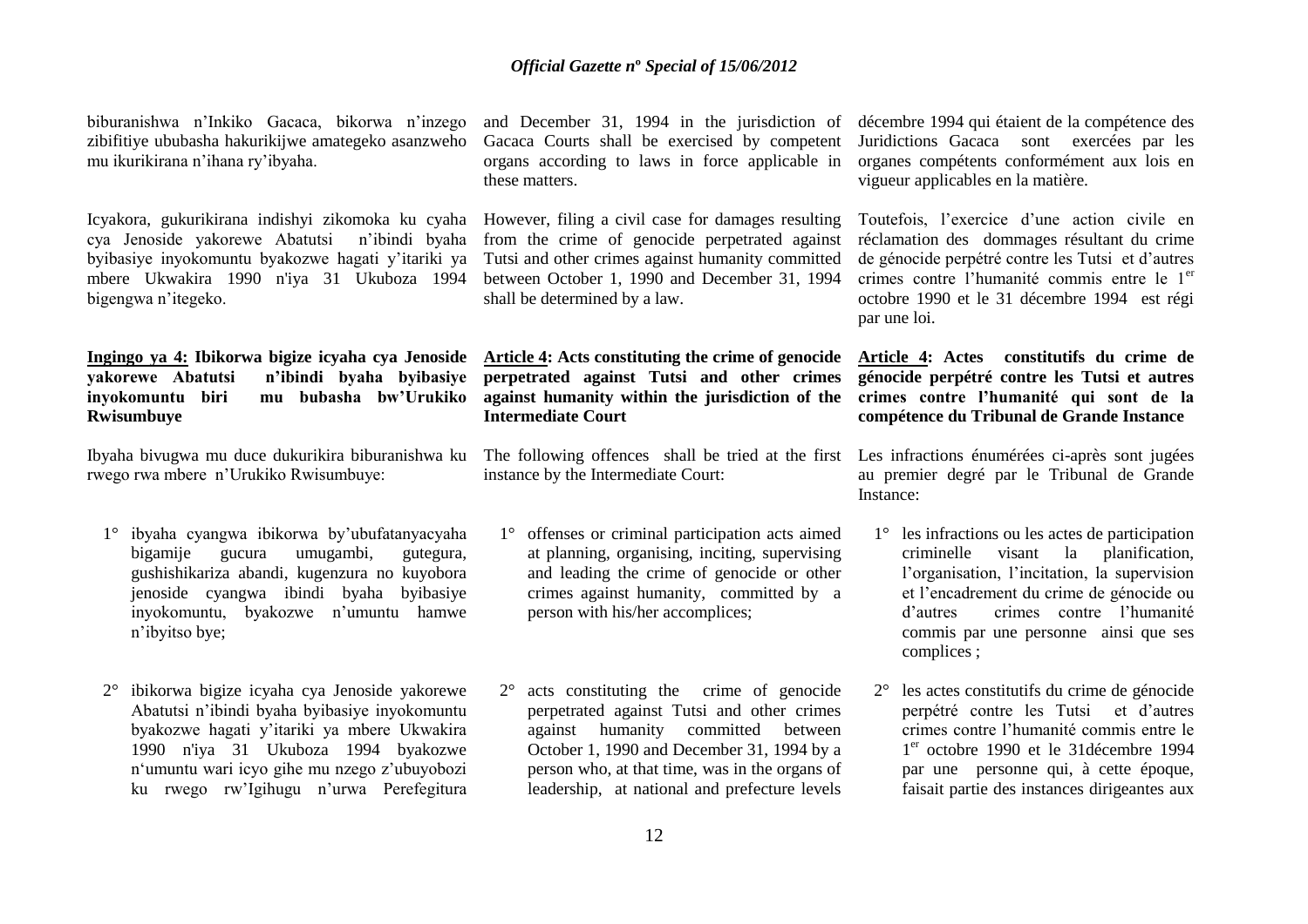biburanishwa n'Inkiko Gacaca, bikorwa n'inzego zibifitiye ububasha hakurikijwe amategeko asanzweho mu ikurikirana n'ihana ry'ibyaha.

Icyakora, gukurikirana indishyi zikomoka ku cyaha cya Jenoside yakorewe Abatutsi n'ibindi byaha byibasiye inyokomuntu byakozwe hagati y'itariki ya mbere Ukwakira 1990 n'iya 31 Ukuboza 1994 bigengwa n'itegeko.

**Ingingo ya 4: Ibikorwa bigize icyaha cya Jenoside yakorewe Abatutsi n'ibindi byaha byibasiye inyokomuntu biri mu bubasha bw'Urukiko Rwisumbuye**

Ibyaha bivugwa mu duce dukurikira biburanishwa ku rwego rwa mbere n'Urukiko Rwisumbuye:

1° ibyaha cyangwa ibikorwa by'ubufatanyacyaha bigamije gucura umugambi, gutegura, gushishikariza abandi, kugenzura no kuyobora jenoside cyangwa ibindi byaha byibasiye inyokomuntu, byakozwe n'umuntu hamwe n'ibyitso bye;

2° ibikorwa bigize icyaha cya Jenoside yakorewe Abatutsi n'ibindi byaha byibasiye inyokomuntu byakozwe hagati y'itariki ya mbere Ukwakira 1990 n'iya 31 Ukuboza 1994 byakozwe n'umuntu wari icyo gihe mu nzego z'ubuyobozi ku rwego rw'Igihugu n'urwa Perefegitura

and December 31, 1994 in the jurisdiction of Gacaca Courts shall be exercised by competent organs according to laws in force applicable in these matters.

However, filing a civil case for damages resulting from the crime of genocide perpetrated against Tutsi and other crimes against humanity committed between October 1, 1990 and December 31, 1994 shall be determined by a law.

**Article 4: Acts constituting the crime of genocide perpetrated against Tutsi and other crimes against humanity within the jurisdiction of the Intermediate Court**

The following offences shall be tried at the first instance by the Intermediate Court:

1° offenses or criminal participation acts aimed at planning, organising, inciting, supervising and leading the crime of genocide or other crimes against humanity, committed by a person with his/her accomplices;

2° acts constituting the crime of genocide perpetrated against Tutsi and other crimes against humanity committed between October 1, 1990 and December 31, 1994 by a person who, at that time, was in the organs of leadership, at national and prefecture levels

décembre 1994 qui étaient de la compétence des Juridictions Gacaca sont exercées par les organes compétents conformément aux lois en vigueur applicables en la matière.

Toutefois, l'exercice d'une action civile en réclamation des dommages résultant du crime de génocide perpétré contre les Tutsi et d'autres crimes contre l'humanité commis entre le 1[er] octobre 1990 et le 31 décembre 1994 est régi par une loi.

**Article 4: Actes constitutifs du crime de génocide perpétré contre les Tutsi et autres crimes contre l'humanité qui sont de la compétence du Tribunal de Grande Instance**

Les infractions énumérées ci-après sont jugées au premier degré par le Tribunal de Grande Instance:

1° les infractions ou les actes de participation criminelle visant la planification, l'organisation, l'incitation, la supervision et l'encadrement du crime de génocide ou d'autres crimes contre l'humanité commis par une personne ainsi que ses complices ;

2° les actes constitutifs du crime de génocide perpétré contre les Tutsi et d'autres crimes contre l'humanité commis entre le 1[er] octobre 1990 et le 31décembre 1994 par une personne qui, à cette époque, faisait partie des instances dirigeantes aux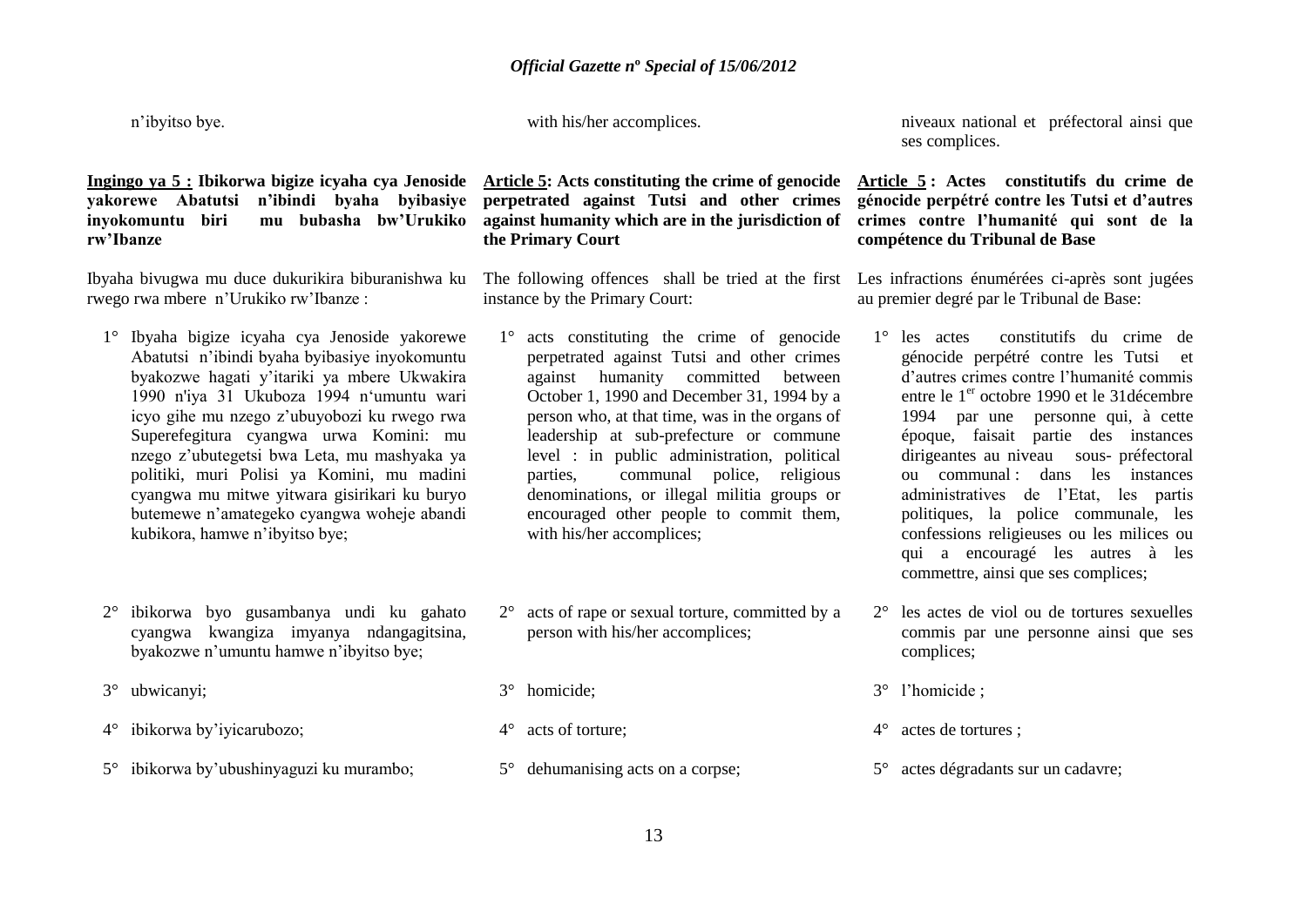n'ibyitso bye.

**Ingingo ya 5 : Ibikorwa bigize icyaha cya Jenoside yakorewe Abatutsi n'ibindi byaha byibasiye inyokomuntu biri mu bubasha bw'Urukiko rw'Ibanze**

Ibyaha bivugwa mu duce dukurikira biburanishwa ku rwego rwa mbere n'Urukiko rw'Ibanze :

1° Ibyaha bigize icyaha cya Jenoside yakorewe Abatutsi n'ibindi byaha byibasiye inyokomuntu byakozwe hagati y'itariki ya mbere Ukwakira 1990 n'iya 31 Ukuboza 1994 n'umuntu wari icyo gihe mu nzego z'ubuyobozi ku rwego rwa Superefegitura cyangwa urwa Komini: mu nzego z'ubutegetsi bwa Leta, mu mashyaka ya politiki, muri Polisi ya Komini, mu madini cyangwa mu mitwe yitwara gisirikari ku buryo butemewe n'amategeko cyangwa woheje abandi kubikora, hamwe n'ibyitso bye;

2° ibikorwa byo gusambanya undi ku gahato cyangwa kwangiza imyanya ndangagitsina, byakozwe n'umuntu hamwe n'ibyitso bye;

3° ubwicanyi;

4° ibikorwa by'iyicarubozo;

5° ibikorwa by'ubushinyaguzi ku murambo;

with his/her accomplices.

**Article 5: Acts constituting the crime of genocide perpetrated against Tutsi and other crimes against humanity which are in the jurisdiction of the Primary Court**

The following offences shall be tried at the first instance by the Primary Court:

1° acts constituting the crime of genocide perpetrated against Tutsi and other crimes against humanity committed between October 1, 1990 and December 31, 1994 by a person who, at that time, was in the organs of leadership at sub-prefecture or commune level : in public administration, political parties, communal police, religious denominations, or illegal militia groups or encouraged other people to commit them, with his/her accomplices;

2° acts of rape or sexual torture, committed by a person with his/her accomplices;

3° homicide;

4° acts of torture;

5° dehumanising acts on a corpse;

niveaux national et préfectoral ainsi que ses complices.

**Article 5 : Actes constitutifs du crime de génocide perpétré contre les Tutsi et d'autres crimes contre l'humanité qui sont de la compétence du Tribunal de Base**

Les infractions énumérées ci-après sont jugées au premier degré par le Tribunal de Base:

1° les actes constitutifs du crime de génocide perpétré contre les Tutsi et d'autres crimes contre l'humanité commis entre le 1er octobre 1990 et le 31décembre 1994 par une personne qui, à cette époque, faisait partie des instances dirigeantes au niveau sous- préfectoral ou communal : dans les instances administratives de l'Etat, les partis politiques, la police communale, les confessions religieuses ou les milices ou qui a encouragé les autres à les commettre, ainsi que ses complices;

2° les actes de viol ou de tortures sexuelles commis par une personne ainsi que ses complices;

3° l'homicide ;

4° actes de tortures ;

5° actes dégradants sur un cadavre;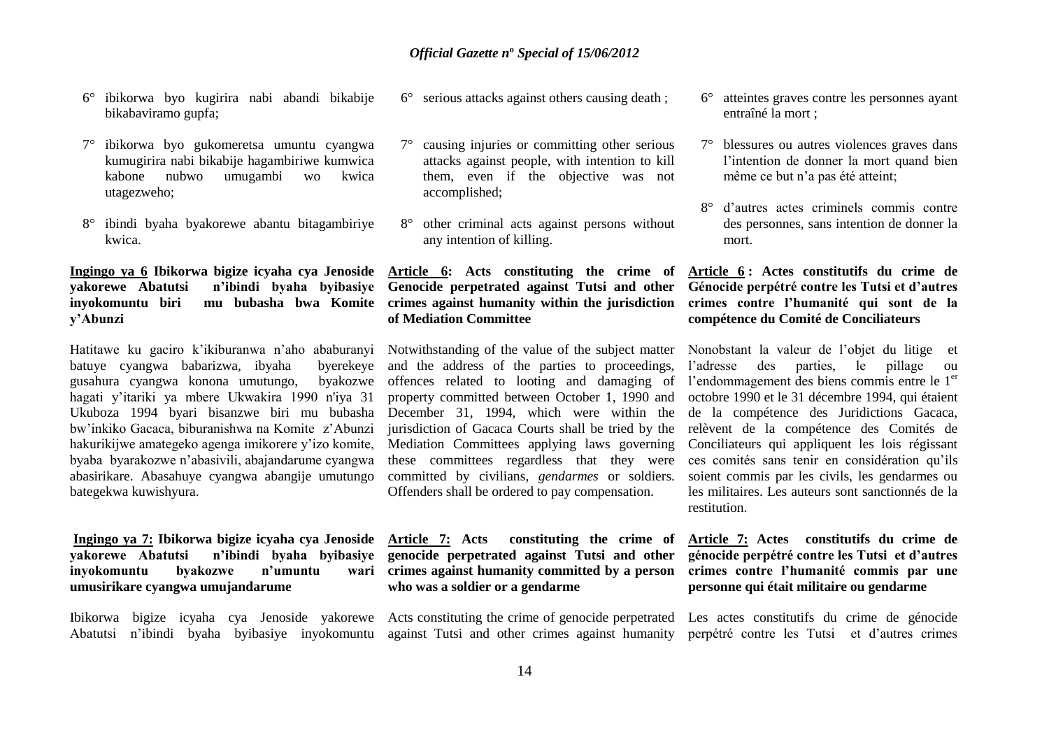6° ibikorwa byo kugirira nabi abandi bikabije bikabaviramo gupfa;

7° ibikorwa byo gukomeretsa umuntu cyangwa kumugirira nabi bikabije hagambiriwe kumwica kabone nubwo umugambi wo kwica utagezweho;

8° ibindi byaha byakorewe abantu bitagambiriye kwica.

**Ingingo ya 6 Ibikorwa bigize icyaha cya Jenoside yakorewe Abatutsi n'ibindi byaha byibasiye inyokomuntu biri mu bubasha bwa Komite y'Abunzi**

Hatitawe ku gaciro k'ikiburanwa n'aho ababuranyi batuye cyangwa babarizwa, ibyaha byerekeye gusahura cyangwa konona umutungo, byakozwe hagati y'itariki ya mbere Ukwakira 1990 n'iya 31 Ukuboza 1994 byari bisanzwe biri mu bubasha bw'inkiko Gacaca, biburanishwa na Komite z'Abunzi hakurikijwe amategeko agenga imikorere y'izo komite, byaba byarakozwe n'abasivili, abajandarume cyangwa abasirikare. Abasahuye cyangwa abangije umutungo bategekwa kuwishyura.

**Ingingo ya 7: Ibikorwa bigize icyaha cya Jenoside yakorewe Abatutsi n'ibindi byaha byibasiye inyokomuntu byakozwe n'umuntu wari umusirikare cyangwa umujandarume**

Ibikorwa bigize icyaha cya Jenoside yakorewe Abatutsi n'ibindi byaha byibasiye inyokomuntu

6° serious attacks against others causing death ;

7° causing injuries or committing other serious attacks against people, with intention to kill them, even if the objective was not accomplished;

8° other criminal acts against persons without any intention of killing.

**Article 6: Acts constituting the crime of Genocide perpetrated against Tutsi and other crimes against humanity within the jurisdiction of Mediation Committee**

Notwithstanding of the value of the subject matter and the address of the parties to proceedings, offences related to looting and damaging of property committed between October 1, 1990 and December 31, 1994, which were within the jurisdiction of Gacaca Courts shall be tried by the Mediation Committees applying laws governing these committees regardless that they were committed by civilians, *gendarmes* or soldiers. Offenders shall be ordered to pay compensation.

**Article 7: Acts constituting the crime of genocide perpetrated against Tutsi and other crimes against humanity committed by a person who was a soldier or a gendarme**

Acts constituting the crime of genocide perpetrated against Tutsi and other crimes against humanity

6° atteintes graves contre les personnes ayant entraîné la mort ;

7° blessures ou autres violences graves dans l'intention de donner la mort quand bien même ce but n'a pas été atteint;

8° d'autres actes criminels commis contre des personnes, sans intention de donner la mort.

**Article 6 : Actes constitutifs du crime de Génocide perpétré contre les Tutsi et d'autres crimes contre l'humanité qui sont de la compétence du Comité de Conciliateurs**

Nonobstant la valeur de l'objet du litige et l'adresse des parties, le pillage ou l'endommagement des biens commis entre le 1er octobre 1990 et le 31 décembre 1994, qui étaient de la compétence des Juridictions Gacaca, relèvent de la compétence des Comités de Conciliateurs qui appliquent les lois régissant ces comités sans tenir en considération qu'ils soient commis par les civils, les gendarmes ou les militaires. Les auteurs sont sanctionnés de la restitution.

**Article 7: Actes constitutifs du crime de génocide perpétré contre les Tutsi et d'autres crimes contre l'humanité commis par une personne qui était militaire ou gendarme**

Les actes constitutifs du crime de génocide perpétré contre les Tutsi et d'autres crimes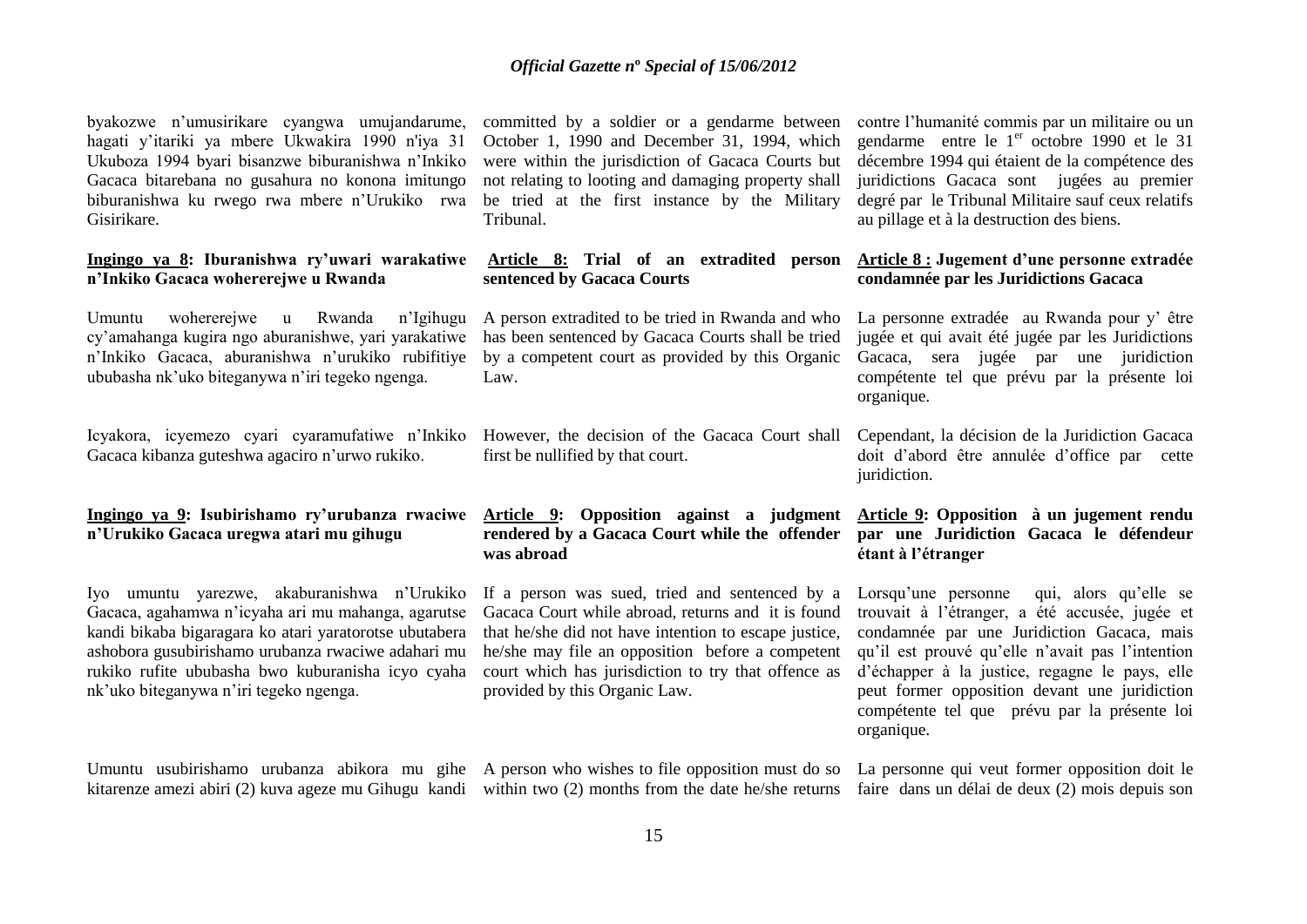byakozwe n'umusirikare cyangwa umujandarume, hagati y'itariki ya mbere Ukwakira 1990 n'iya 31 Ukuboza 1994 byari bisanzwe biburanishwa n'Inkiko Gacaca bitarebana no gusahura no konona imitungo biburanishwa ku rwego rwa mbere n'Urukiko rwa Gisirikare.

**Ingingo ya 8: Iburanishwa ry'uwari warakatiwe n'Inkiko Gacaca wohererejwe u Rwanda**

Umuntu wohererejwe u Rwanda n'Igihugu cy'amahanga kugira ngo aburanishwe, yari yarakatiwe n'Inkiko Gacaca, aburanishwa n'urukiko rubifitiye ububasha nk'uko biteganywa n'iri tegeko ngenga.

Icyakora, icyemezo cyari cyaramufatiwe n'Inkiko Gacaca kibanza guteshwa agaciro n'urwo rukiko.

**Ingingo ya 9: Isubirishamo ry'urubanza rwaciwe n'Urukiko Gacaca uregwa atari mu gihugu**

Iyo umuntu yarezwe, akaburanishwa n'Urukiko Gacaca, agahamwa n'icyaha ari mu mahanga, agarutse kandi bikaba bigaragara ko atari yaratorotse ubutabera ashobora gusubirishamo urubanza rwaciwe adahari mu rukiko rufite ububasha bwo kuburanisha icyo cyaha nk'uko biteganywa n'iri tegeko ngenga.

Umuntu usubirishamo urubanza abikora mu gihe kitarenze amezi abiri (2) kuva ageze mu Gihugu kandi

committed by a soldier or a gendarme between October 1, 1990 and December 31, 1994, which were within the jurisdiction of Gacaca Courts but not relating to looting and damaging property shall be tried at the first instance by the Military Tribunal.

**Article 8: Trial of an extradited person sentenced by Gacaca Courts**

A person extradited to be tried in Rwanda and who has been sentenced by Gacaca Courts shall be tried by a competent court as provided by this Organic Law.

However, the decision of the Gacaca Court shall first be nullified by that court.

**Article 9: Opposition against a judgment rendered by a Gacaca Court while the offender was abroad**

If a person was sued, tried and sentenced by a Gacaca Court while abroad, returns and it is found that he/she did not have intention to escape justice, he/she may file an opposition before a competent court which has jurisdiction to try that offence as provided by this Organic Law.

A person who wishes to file opposition must do so within two (2) months from the date he/she returns

contre l'humanité commis par un militaire ou un gendarme entre le 1er octobre 1990 et le 31 décembre 1994 qui étaient de la compétence des juridictions Gacaca sont jugées au premier degré par le Tribunal Militaire sauf ceux relatifs au pillage et à la destruction des biens.

**Article 8 : Jugement d'une personne extradée condamnée par les Juridictions Gacaca**

La personne extradée au Rwanda pour y' être jugée et qui avait été jugée par les Juridictions Gacaca, sera jugée par une juridiction compétente tel que prévu par la présente loi organique.

Cependant, la décision de la Juridiction Gacaca doit d'abord être annulée d'office par cette juridiction.

**Article 9: Opposition à un jugement rendu par une Juridiction Gacaca le défendeur étant à l'étranger**

Lorsqu'une personne qui, alors qu'elle se trouvait à l'étranger, a été accusée, jugée et condamnée par une Juridiction Gacaca, mais qu'il est prouvé qu'elle n'avait pas l'intention d'échapper à la justice, regagne le pays, elle peut former opposition devant une juridiction compétente tel que prévu par la présente loi organique.

La personne qui veut former opposition doit le faire dans un délai de deux (2) mois depuis son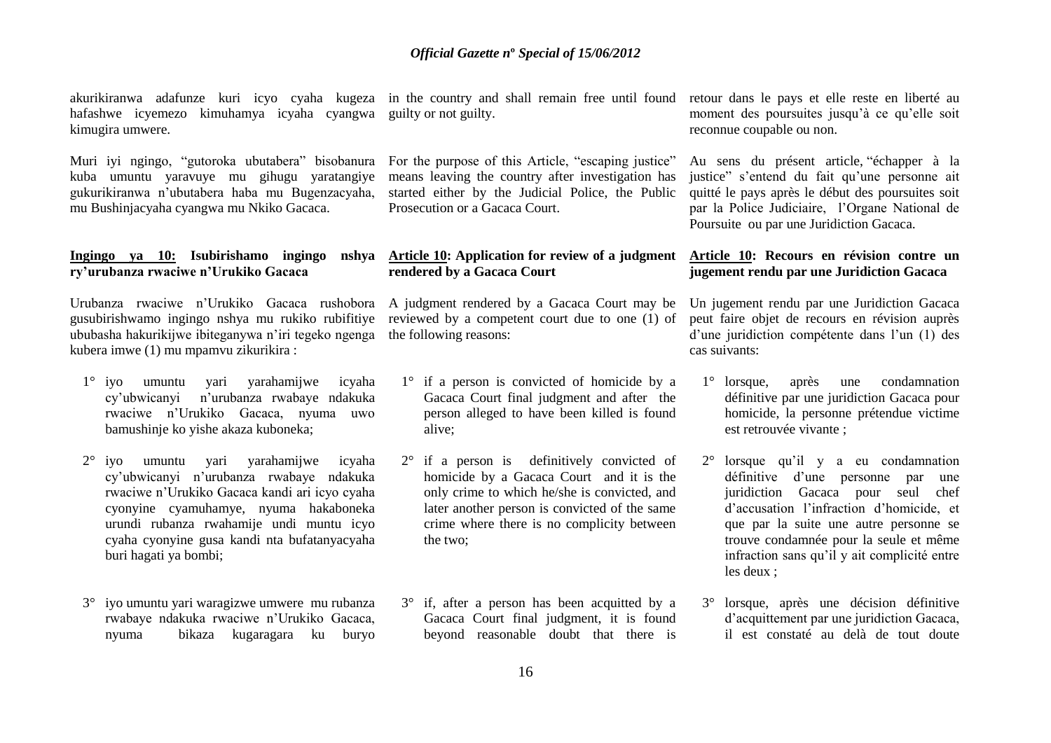akurikiranwa adafunze kuri icyo cyaha kugeza hafashwe icyemezo kimuhamya icyaha cyangwa kimugira umwere.

Muri iyi ngingo, "gutoroka ubutabera" bisobanura kuba umuntu yaravuye mu gihugu yaratangiye gukurikiranwa n'ubutabera haba mu Bugenzacyaha, mu Bushinjacyaha cyangwa mu Nkiko Gacaca.

**Ingingo ya 10: Isubirishamo ingingo nshya ry'urubanza rwaciwe n'Urukiko Gacaca**

Urubanza rwaciwe n'Urukiko Gacaca rushobora gusubirishwamo ingingo nshya mu rukiko rubifitiye ububasha hakurikijwe ibiteganywa n'iri tegeko ngenga kubera imwe (1) mu mpamvu zikurikira :

1° iyo umuntu yari yarahamijwe icyaha cy'ubwicanyi n'urubanza rwabaye ndakuka rwaciwe n'Urukiko Gacaca, nyuma uwo bamushinje ko yishe akaza kuboneka;

2° iyo umuntu yari yarahamijwe icyaha cy'ubwicanyi n'urubanza rwabaye ndakuka rwaciwe n'Urukiko Gacaca kandi ari icyo cyaha cyonyine cyamuhamye, nyuma hakaboneka urundi rubanza rwahamije undi muntu icyo cyaha cyonyine gusa kandi nta bufatanyacyaha buri hagati ya bombi;

3° iyo umuntu yari waragizwe umwere mu rubanza rwabaye ndakuka rwaciwe n'Urukiko Gacaca, nyuma bikaza kugaragara ku buryo

in the country and shall remain free until found guilty or not guilty.

For the purpose of this Article, "escaping justice" means leaving the country after investigation has started either by the Judicial Police, the Public Prosecution or a Gacaca Court.

**Article 10: Application for review of a judgment rendered by a Gacaca Court**

A judgment rendered by a Gacaca Court may be reviewed by a competent court due to one (1) of the following reasons:

1° if a person is convicted of homicide by a Gacaca Court final judgment and after the person alleged to have been killed is found alive;

2° if a person is definitively convicted of homicide by a Gacaca Court and it is the only crime to which he/she is convicted, and later another person is convicted of the same crime where there is no complicity between the two;

3° if, after a person has been acquitted by a Gacaca Court final judgment, it is found beyond reasonable doubt that there is

retour dans le pays et elle reste en liberté au moment des poursuites jusqu'à ce qu'elle soit reconnue coupable ou non.

Au sens du présent article, "échapper à la justice" s'entend du fait qu'une personne ait quitté le pays après le début des poursuites soit par la Police Judiciaire, l'Organe National de Poursuite ou par une Juridiction Gacaca.

**Article 10: Recours en révision contre un jugement rendu par une Juridiction Gacaca**

Un jugement rendu par une Juridiction Gacaca peut faire objet de recours en révision auprès d'une juridiction compétente dans l'un (1) des cas suivants:

1° lorsque, après une condamnation définitive par une juridiction Gacaca pour homicide, la personne prétendue victime est retrouvée vivante ;

2° lorsque qu'il y a eu condamnation définitive d'une personne par une juridiction Gacaca pour seul chef d'accusation l'infraction d'homicide, et que par la suite une autre personne se trouve condamnée pour la seule et même infraction sans qu'il y ait complicité entre les deux ;

3° lorsque, après une décision définitive d'acquittement par une juridiction Gacaca, il est constaté au delà de tout doute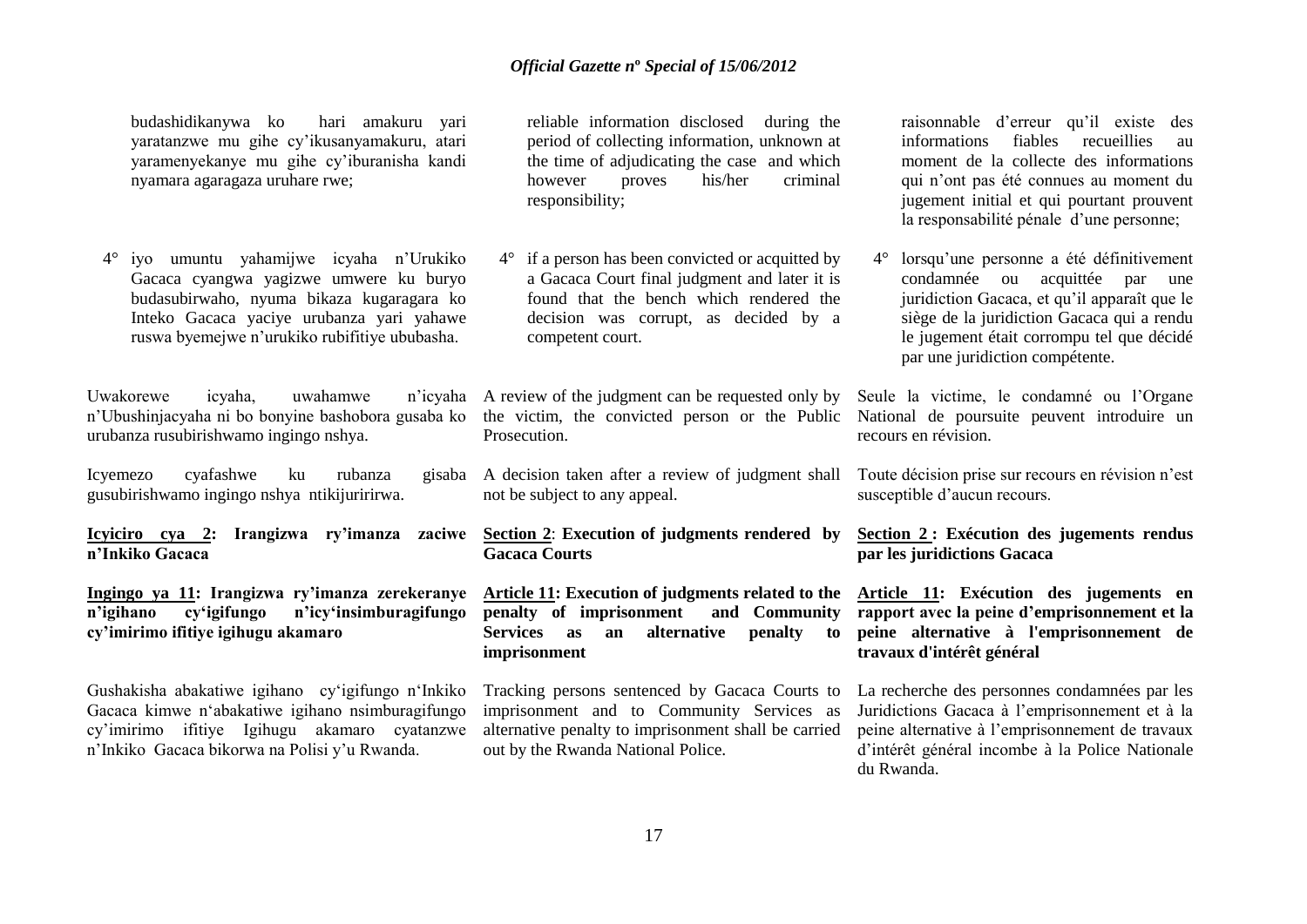budashidikanywa ko hari amakuru yari yaratanzwe mu gihe cy'ikusanyamakuru, atari yaramenyekanye mu gihe cy'iburanisha kandi nyamara agaragaza uruhare rwe;

4° iyo umuntu yahamijwe icyaha n'Urukiko Gacaca cyangwa yagizwe umwere ku buryo budasubirwaho, nyuma bikaza kugaragara ko Inteko Gacaca yaciye urubanza yari yahawe ruswa byemejwe n'urukiko rubifitiye ububasha.

Uwakorewe icyaha, uwahamwe n'icyaha n'Ubushinjacyaha ni bo bonyine bashobora gusaba ko urubanza rusubirishwamo ingingo nshya.

Icyemezo cyafashwe ku rubanza gisaba gusubirishwamo ingingo nshya ntikijuririrwa.

**Icyiciro cya 2: Irangizwa ry'imanza zaciwe n'Inkiko Gacaca**

**Ingingo ya 11: Irangizwa ry'imanza zerekeranye n'igihano cy'igifungo n'icy'insimburagifungo cy'imirimo ifitiye igihugu akamaro**

Gushakisha abakatiwe igihano cy'igifungo n'Inkiko Gacaca kimwe n'abakatiwe igihano nsimburagifungo cy'imirimo ifitiye Igihugu akamaro cyatanzwe n'Inkiko Gacaca bikorwa na Polisi y'u Rwanda.

reliable information disclosed during the period of collecting information, unknown at the time of adjudicating the case and which however proves his/her criminal responsibility;

4° if a person has been convicted or acquitted by a Gacaca Court final judgment and later it is found that the bench which rendered the decision was corrupt, as decided by a competent court.

A review of the judgment can be requested only by the victim, the convicted person or the Public Prosecution.

A decision taken after a review of judgment shall not be subject to any appeal.

**Section 2: Execution of judgments rendered by Gacaca Courts**

**Article 11: Execution of judgments related to the penalty of imprisonment and Community Services as an alternative penalty to imprisonment**

Tracking persons sentenced by Gacaca Courts to imprisonment and to Community Services as alternative penalty to imprisonment shall be carried out by the Rwanda National Police.

raisonnable d'erreur qu'il existe des informations fiables recueillies au moment de la collecte des informations qui n'ont pas été connues au moment du jugement initial et qui pourtant prouvent la responsabilité pénale d'une personne;

4° lorsqu'une personne a été définitivement condamnée ou acquittée par une juridiction Gacaca, et qu'il apparaît que le siège de la juridiction Gacaca qui a rendu le jugement était corrompu tel que décidé par une juridiction compétente.

Seule la victime, le condamné ou l'Organe National de poursuite peuvent introduire un recours en révision.

Toute décision prise sur recours en révision n'est susceptible d'aucun recours.

**Section 2 : Exécution des jugements rendus par les juridictions Gacaca**

**Article 11: Exécution des jugements en rapport avec la peine d'emprisonnement et la peine alternative à l'emprisonnement de travaux d'intérêt général**

La recherche des personnes condamnées par les Juridictions Gacaca à l'emprisonnement et à la peine alternative à l'emprisonnement de travaux d'intérêt général incombe à la Police Nationale du Rwanda.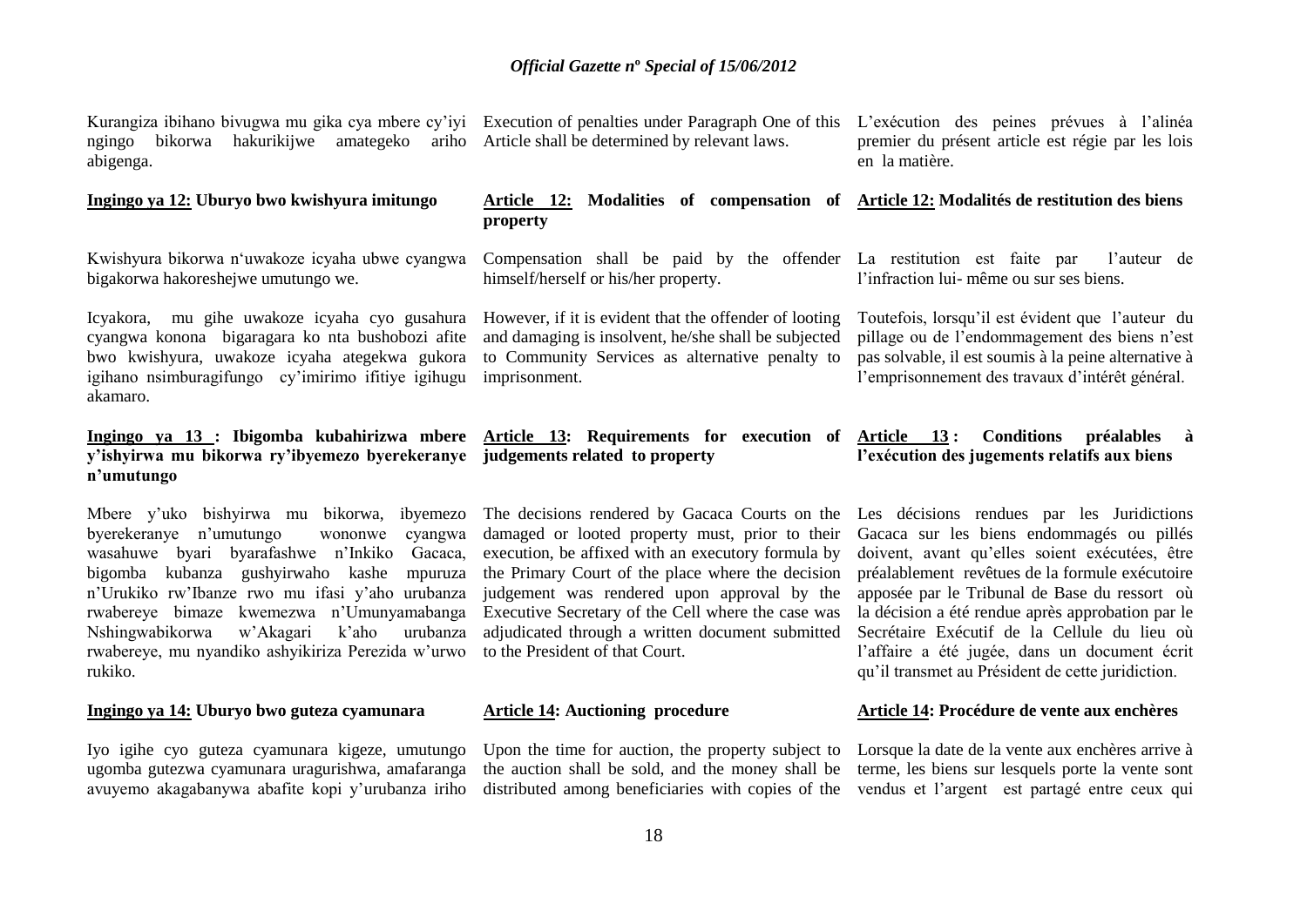Kurangiza ibihano bivugwa mu gika cya mbere cy'iyi ngingo bikorwa hakurikijwe amategeko ariho abigenga.

**Ingingo ya 12: Uburyo bwo kwishyura imitungo**

Kwishyura bikorwa n'uwakoze icyaha ubwe cyangwa bigakorwa hakoreshejwe umutungo we.

Icyakora, mu gihe uwakoze icyaha cyo gusahura cyangwa konona bigaragara ko nta bushobozi afite bwo kwishyura, uwakoze icyaha ategekwa gukora igihano nsimburagifungo cy'imirimo ifitiye igihugu akamaro.

**Ingingo ya 13 : Ibigomba kubahirizwa mbere y'ishyirwa mu bikorwa ry'ibyemezo byerekeranye n'umutungo**

Mbere y'uko bishyirwa mu bikorwa, ibyemezo byerekeranye n'umutungo wononwe cyangwa wasahuwe byari byarafashwe n'Inkiko Gacaca, bigomba kubanza gushyirwaho kashe mpuruza n'Urukiko rw'Ibanze rwo mu ifasi y'aho urubanza rwabereye bimaze kwemezwa n'Umunyamabanga Nshingwabikorwa w'Akagari k'aho urubanza rwabereye, mu nyandiko ashyikiriza Perezida w'urwo rukiko.

**Ingingo ya 14: Uburyo bwo guteza cyamunara**

Iyo igihe cyo guteza cyamunara kigeze, umutungo ugomba gutezwa cyamunara uragurishwa, amafaranga avuyemo akagabanywa abafite kopi y'urubanza iriho

Execution of penalties under Paragraph One of this Article shall be determined by relevant laws.

**Article 12: Modalities of compensation of property**

Compensation shall be paid by the offender himself/herself or his/her property.

However, if it is evident that the offender of looting and damaging is insolvent, he/she shall be subjected to Community Services as alternative penalty to imprisonment.

**Article 13: Requirements for execution of judgements related to property**

The decisions rendered by Gacaca Courts on the damaged or looted property must, prior to their execution, be affixed with an executory formula by the Primary Court of the place where the decision judgement was rendered upon approval by the Executive Secretary of the Cell where the case was adjudicated through a written document submitted to the President of that Court.

**Article 14: Auctioning procedure**

Upon the time for auction, the property subject to the auction shall be sold, and the money shall be distributed among beneficiaries with copies of the

L'exécution des peines prévues à l'alinéa premier du présent article est régie par les lois en la matière.

**Article 12: Modalités de restitution des biens**

La restitution est faite par l'auteur de l'infraction lui- même ou sur ses biens.

Toutefois, lorsqu'il est évident que l'auteur du pillage ou de l'endommagement des biens n'est pas solvable, il est soumis à la peine alternative à l'emprisonnement des travaux d'intérêt général.

**Article 13 : Conditions préalables à l'exécution des jugements relatifs aux biens**

Les décisions rendues par les Juridictions Gacaca sur les biens endommagés ou pillés doivent, avant qu'elles soient exécutées, être préalablement revêtues de la formule exécutoire apposée par le Tribunal de Base du ressort où la décision a été rendue après approbation par le Secrétaire Exécutif de la Cellule du lieu où l'affaire a été jugée, dans un document écrit qu'il transmet au Président de cette juridiction.

**Article 14: Procédure de vente aux enchères**

Lorsque la date de la vente aux enchères arrive à terme, les biens sur lesquels porte la vente sont vendus et l'argent est partagé entre ceux qui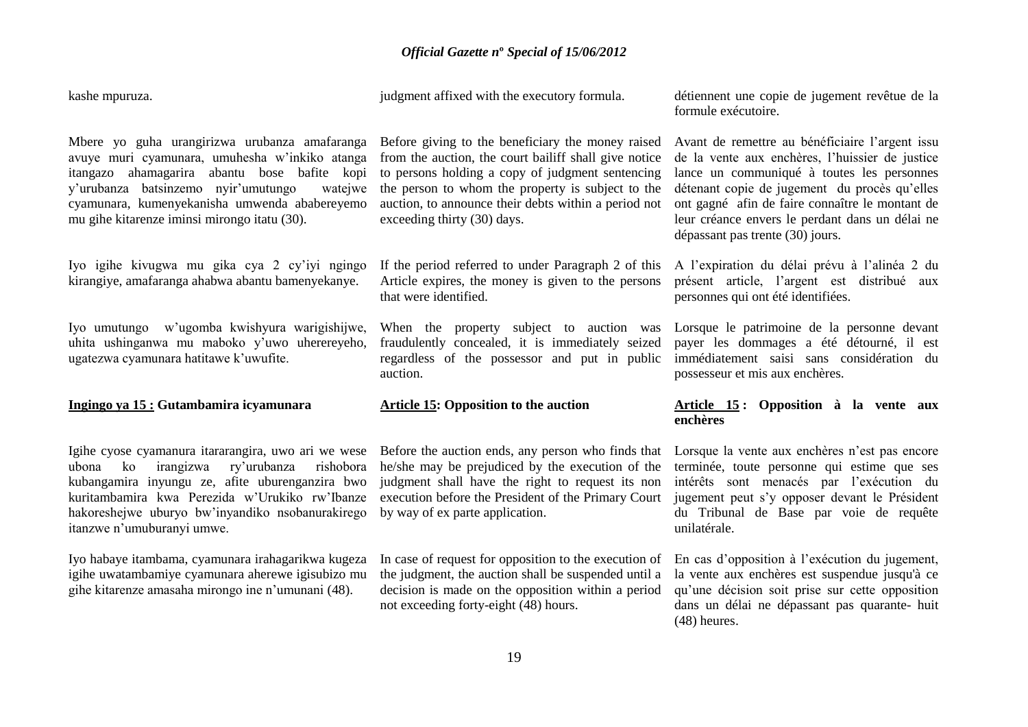kashe mpuruza.

judgment affixed with the executory formula.

détiennent une copie de jugement revêtue de la formule exécutoire.

Mbere yo guha urangirizwa urubanza amafaranga avuye muri cyamunara, umuhesha w'inkiko atanga itangazo ahamagarira abantu bose bafite kopi y'urubanza batsinzemo nyir'umutungo watejwe cyamunara, kumenyekanisha umwenda ababereyemo mu gihe kitarenze iminsi mirongo itatu (30).

Before giving to the beneficiary the money raised from the auction, the court bailiff shall give notice to persons holding a copy of judgment sentencing the person to whom the property is subject to the auction, to announce their debts within a period not exceeding thirty (30) days.

Avant de remettre au bénéficiaire l'argent issu de la vente aux enchères, l'huissier de justice lance un communiqué à toutes les personnes détenant copie de jugement du procès qu'elles ont gagné afin de faire connaître le montant de leur créance envers le perdant dans un délai ne dépassant pas trente (30) jours.

Iyo igihe kivugwa mu gika cya 2 cy'iyi ngingo kirangiye, amafaranga ahabwa abantu bamenyekanye.

If the period referred to under Paragraph 2 of this Article expires, the money is given to the persons that were identified.

A l'expiration du délai prévu à l'alinéa 2 du présent article, l'argent est distribué aux personnes qui ont été identifiées.

Iyo umutungo w'ugomba kwishyura warigishijwe, uhita ushinganwa mu maboko y'uwo uhereyeho, ugatezwa cyamunara hatitawe k'uwufite.

When the property subject to auction was fraudulently concealed, it is immediately seized regardless of the possessor and put in public auction.

Lorsque le patrimoine de la personne devant payer les dommages a été détourné, il est immédiatement saisi sans considération du possesseur et mis aux enchères.

**Ingingo ya 15 : Gutambamira icyamunara**

**Article 15: Opposition to the auction**

**Article 15 : Opposition à la vente aux enchères**

Igihe cyose cyamanura itararangira, uwo ari we wese ubona ko irangizwa ry'urubanza rishobora kubangamira inyungu ze, afite uburenganzira bwo kuritambamira kwa Perezida w'Urukiko rw'Ibanze hakoreshejwe uburyo bw'inyandiko nsobanurakirego itanzwe n'umuburanyi umwe.

Before the auction ends, any person who finds that he/she may be prejudiced by the execution of the judgment shall have the right to request its non execution before the President of the Primary Court by way of ex parte application.

Lorsque la vente aux enchères n'est pas encore terminée, toute personne qui estime que ses intérêts sont menacés par l'exécution du jugement peut s'y opposer devant le Président du Tribunal de Base par voie de requête unilatérale.

Iyo habaye itambama, cyamunara irahagarikwa kugeza igihe uwatambamiye cyamunara aherewe igisubizo mu gihe kitarenze amasaha mirongo ine n'umunani (48).

In case of request for opposition to the execution of the judgment, the auction shall be suspended until a decision is made on the opposition within a period not exceeding forty-eight (48) hours.

En cas d'opposition à l'exécution du jugement, la vente aux enchères est suspendue jusqu'à ce qu'une décision soit prise sur cette opposition dans un délai ne dépassant pas quarante- huit (48) heures.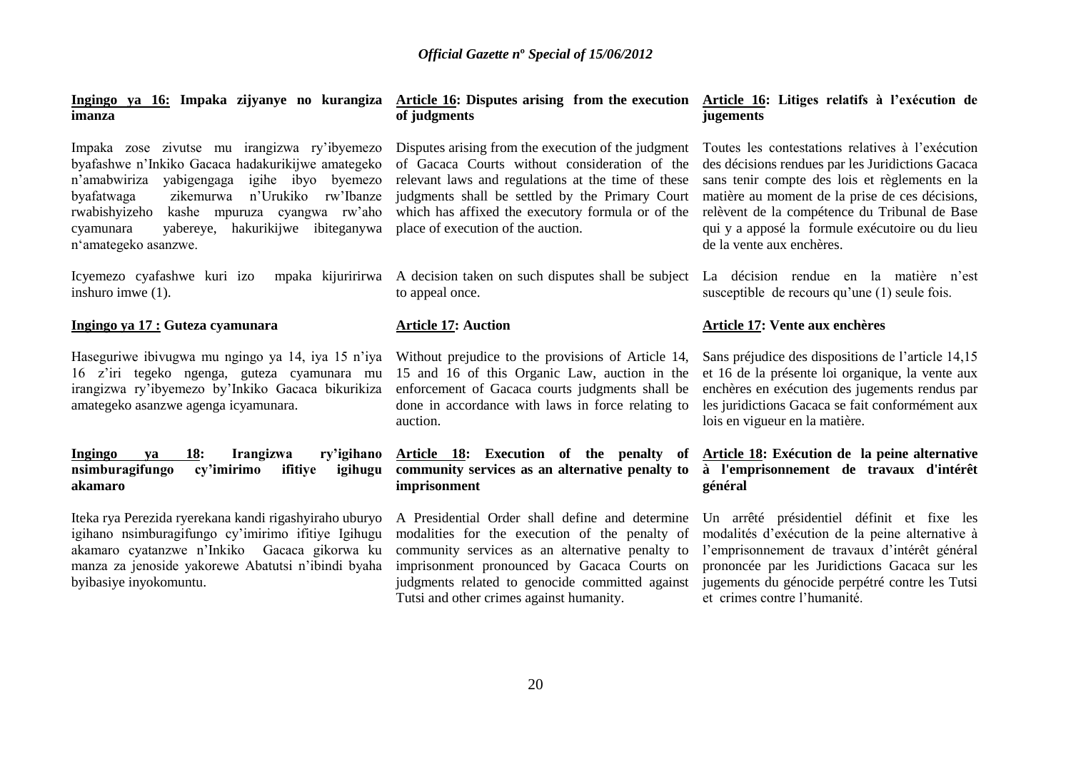**Ingingo ya 16: Impaka zijyanye no kurangiza imanza**

Impaka zose zivutse mu irangizwa ry'ibyemezo byafashwe n'Inkiko Gacaca hadakurikijwe amategeko n'amabwiriza yabigengaga igihe ibyo byemezo byafatwaga zikemurwa n'Urukiko rw'Ibanze rwabishyizeho kashe mpuruza cyangwa rw'aho cyamunara yabereye, hakurikijwe ibiteganywa n'amategeko asanzwe.

Icyemezo cyafashwe kuri izo mpaka kijuririrwa inshuro imwe (1).

**Ingingo ya 17 : Guteza cyamunara**

Haseguriwe ibivugwa mu ngingo ya 14, iya 15 n'iya 16 z'iri tegeko ngenga, guteza cyamunara mu irangizwa ry'ibyemezo by'Inkiko Gacaca bikurikiza amategeko asanzwe agenga icyamunara.

**Ingingo ya 18: Irangizwa ry'igihano nsimburagifungo cy'imirimo ifitiye igihugu akamaro**

Iteka rya Perezida ryerekana kandi rigashyiraho uburyo igihano nsimburagifungo cy'imirimo ifitiye Igihugu akamaro cyatanzwe n'Inkiko Gacaca gikorwa ku manza za jenoside yakorewe Abatutsi n'ibindi byaha byibasiye inyokomuntu.

**Article 16: Disputes arising from the execution of judgments**

Disputes arising from the execution of the judgment of Gacaca Courts without consideration of the relevant laws and regulations at the time of these judgments shall be settled by the Primary Court which has affixed the executory formula or of the place of execution of the auction.

A decision taken on such disputes shall be subject to appeal once.

**Article 17: Auction**

Without prejudice to the provisions of Article 14, 15 and 16 of this Organic Law, auction in the enforcement of Gacaca courts judgments shall be done in accordance with laws in force relating to auction.

**Article 18: Execution of the penalty of community services as an alternative penalty to imprisonment**

A Presidential Order shall define and determine modalities for the execution of the penalty of community services as an alternative penalty to imprisonment pronounced by Gacaca Courts on judgments related to genocide committed against Tutsi and other crimes against humanity.

**Article 16: Litiges relatifs à l'exécution de jugements**

Toutes les contestations relatives à l'exécution des décisions rendues par les Juridictions Gacaca sans tenir compte des lois et règlements en la matière au moment de la prise de ces décisions, relèvent de la compétence du Tribunal de Base qui y a apposé la formule exécutoire ou du lieu de la vente aux enchères.

La décision rendue en la matière n'est susceptible de recours qu'une (1) seule fois.

**Article 17: Vente aux enchères**

Sans préjudice des dispositions de l'article 14,15 et 16 de la présente loi organique, la vente aux enchères en exécution des jugements rendus par les juridictions Gacaca se fait conformément aux lois en vigueur en la matière.

**Article 18: Exécution de la peine alternative à l'emprisonnement de travaux d'intérêt général**

Un arrêté présidentiel définit et fixe les modalités d'exécution de la peine alternative à l'emprisonnement de travaux d'intérêt général prononcée par les Juridictions Gacaca sur les jugements du génocide perpétré contre les Tutsi et crimes contre l'humanité.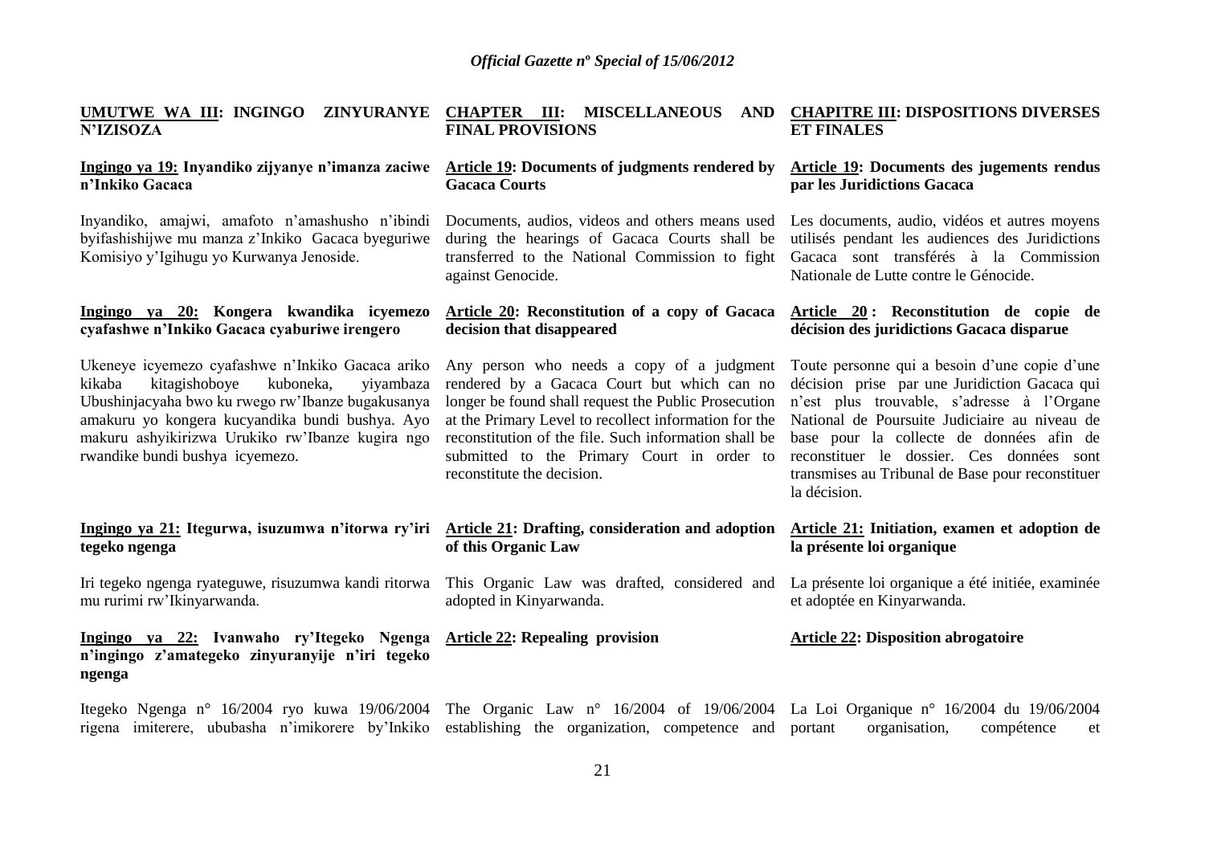**UMUTWE WA III: INGINGO ZINYURANYE N'IZISOZA**

**Ingingo ya 19: Inyandiko zijyanye n'imanza zaciwe n'Inkiko Gacaca**

Inyandiko, amajwi, amafoto n'amashusho n'ibindi byifashishijwe mu manza z'Inkiko Gacaca byeguriwe Komisiyo y'Igihugu yo Kurwanya Jenoside.

**Ingingo ya 20: Kongera kwandika icyemezo cyafashwe n'Inkiko Gacaca cyaburiwe irengero**

Ukeneye icyemezo cyafashwe n'Inkiko Gacaca ariko kikaba kitagishoboye kuboneka, yiyambaza Ubushinjacyaha bwo ku rwego rw'Ibanze bugakusanya amakuru yo kongera kucyandika bundi bushya. Ayo makuru ashyikirizwa Urukiko rw'Ibanze kugira ngo rwandike bundi bushya icyemezo.

**Ingingo ya 21: Itegurwa, isuzumwa n'itorwa ry'iri tegeko ngenga**

Iri tegeko ngenga ryateguwe, risuzumwa kandi ritorwa mu rurimi rw'Ikinyarwanda.

**Ingingo ya 22: Ivanwaho ry'Itegeko Ngenga n'ingingo z'amategeko zinyuranyije n'iri tegeko ngenga**

Itegeko Ngenga n° 16/2004 ryo kuwa 19/06/2004 rigena imiterere, ububasha n'imikorere by'Inkiko

**CHAPTER III: MISCELLANEOUS AND FINAL PROVISIONS**

**Article 19: Documents of judgments rendered by Gacaca Courts**

Documents, audios, videos and others means used during the hearings of Gacaca Courts shall be transferred to the National Commission to fight against Genocide.

**Article 20: Reconstitution of a copy of Gacaca decision that disappeared**

Any person who needs a copy of a judgment rendered by a Gacaca Court but which can no longer be found shall request the Public Prosecution at the Primary Level to recollect information for the reconstitution of the file. Such information shall be submitted to the Primary Court in order to reconstitute the decision.

**Article 21: Drafting, consideration and adoption of this Organic Law**

This Organic Law was drafted, considered and adopted in Kinyarwanda.

**Article 22: Repealing provision**

The Organic Law n° 16/2004 of 19/06/2004 establishing the organization, competence and

**CHAPITRE III: DISPOSITIONS DIVERSES ET FINALES**

**Article 19: Documents des jugements rendus par les Juridictions Gacaca**

Les documents, audio, vidéos et autres moyens utilisés pendant les audiences des Juridictions Gacaca sont transférés à la Commission Nationale de Lutte contre le Génocide.

**Article 20 : Reconstitution de copie de décision des juridictions Gacaca disparue**

Toute personne qui a besoin d'une copie d'une décision prise par une Juridiction Gacaca qui n'est plus trouvable, s'adresse à l'Organe National de Poursuite Judiciaire au niveau de base pour la collecte de données afin de reconstituer le dossier. Ces données sont transmises au Tribunal de Base pour reconstituer la décision.

**Article 21: Initiation, examen et adoption de la présente loi organique**

La présente loi organique a été initiée, examinée et adoptée en Kinyarwanda.

**Article 22: Disposition abrogatoire**

La Loi Organique n° 16/2004 du 19/06/2004 portant organisation, compétence et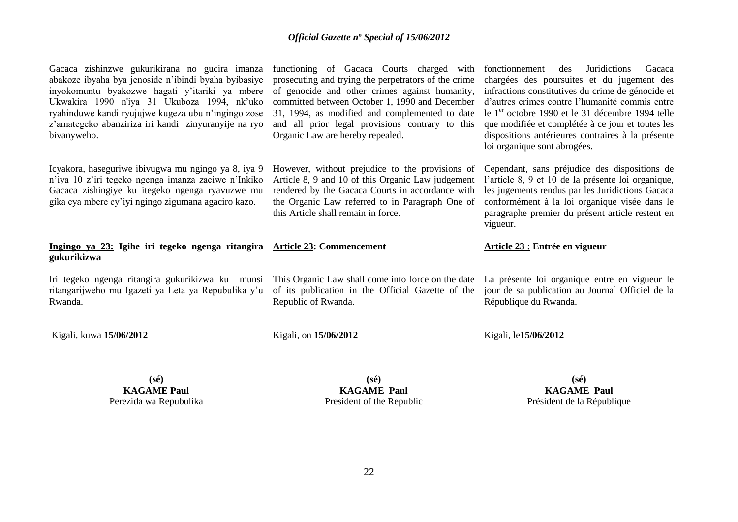Gacaca zishinzwe gukurikirana no gucira imanza abakoze ibyaha bya jenoside n'ibindi byaha byibasiye inyokomuntu byakozwe hagati y'itariki ya mbere Ukwakira 1990 n'iya 31 Ukuboza 1994, nk'uko ryahinduwe kandi ryujujwe kugeza ubu n'ingingo zose z'amategeko abanziriza iri kandi zinyuranyije na ryo bivanyweho.

Icyakora, haseguriwe ibivugwa mu ngingo ya 8, iya 9 n'iya 10 z'iri tegeko ngenga imanza zaciwe n'Inkiko Gacaca zishingiye ku itegeko ngenga ryavuzwe mu gika cya mbere cy'iyi ngingo zigumana agaciro kazo.

**Ingingo ya 23: Igihe iri tegeko ngenga ritangira gukurikizwa**

Iri tegeko ngenga ritangira gukurikizwa ku munsi ritangarijweho mu Igazeti ya Leta ya Repubulika y'u Rwanda.

Kigali, kuwa **15/06/2012**

**(sé)**
**KAGAME Paul**
Perezida wa Repubulika

functioning of Gacaca Courts charged with prosecuting and trying the perpetrators of the crime of genocide and other crimes against humanity, committed between October 1, 1990 and December 31, 1994, as modified and complemented to date and all prior legal provisions contrary to this Organic Law are hereby repealed.

However, without prejudice to the provisions of Article 8, 9 and 10 of this Organic Law judgement rendered by the Gacaca Courts in accordance with the Organic Law referred to in Paragraph One of this Article shall remain in force.

**Article 23: Commencement**

This Organic Law shall come into force on the date of its publication in the Official Gazette of the Republic of Rwanda.

Kigali, on **15/06/2012**

**(sé)**
**KAGAME Paul**
President of the Republic

fonctionnement des Juridictions Gacaca chargées des poursuites et du jugement des infractions constitutives du crime de génocide et d'autres crimes contre l'humanité commis entre le 1er octobre 1990 et le 31 décembre 1994 telle que modifiée et complétée à ce jour et toutes les dispositions antérieures contraires à la présente loi organique sont abrogées.

Cependant, sans préjudice des dispositions de l'article 8, 9 et 10 de la présente loi organique, les jugements rendus par les Juridictions Gacaca conformément à la loi organique visée dans le paragraphe premier du présent article restent en vigueur.

**Article 23 : Entrée en vigueur**

La présente loi organique entre en vigueur le jour de sa publication au Journal Officiel de la République du Rwanda.

Kigali, le**15/06/2012**

**(sé)**
**KAGAME Paul**
Président de la République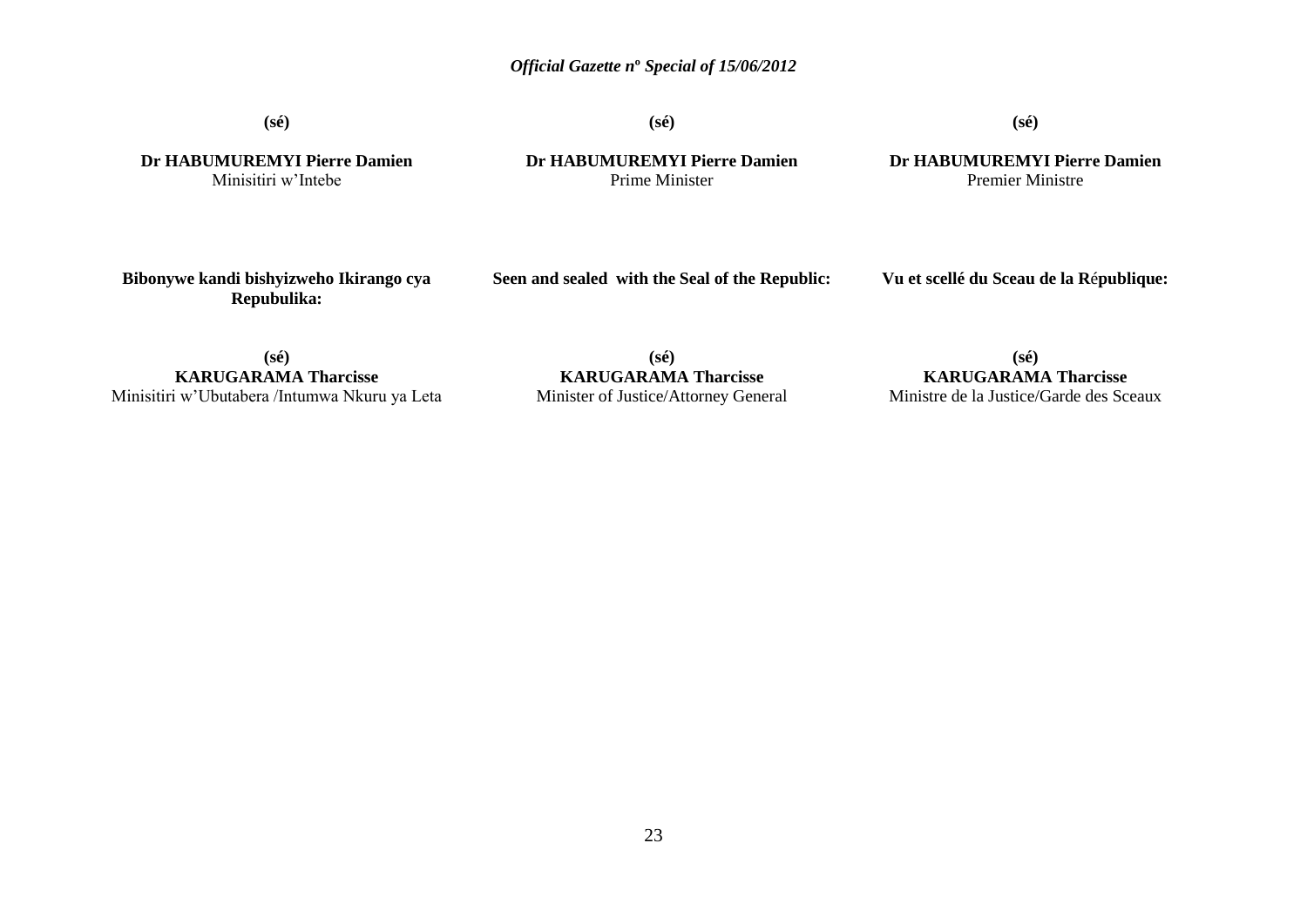**(sé)**

**Dr HABUMUREMYI Pierre Damien**
Minisitiri w'Intebe

**(sé)**

**Dr HABUMUREMYI Pierre Damien**
Prime Minister

**(sé)**

**Dr HABUMUREMYI Pierre Damien**
Premier Ministre

**Bibonywe kandi bishyizweho Ikirango cya Repubulika:**

**(sé)**
**KARUGARAMA Tharcisse**
Minisitiri w'Ubutabera /Intumwa Nkuru ya Leta

**Seen and sealed with the Seal of the Republic:**

**(sé)**
**KARUGARAMA Tharcisse**
Minister of Justice/Attorney General

**Vu et scellé du Sceau de la République:**

**(sé)**
**KARUGARAMA Tharcisse**
Ministre de la Justice/Garde des Sceaux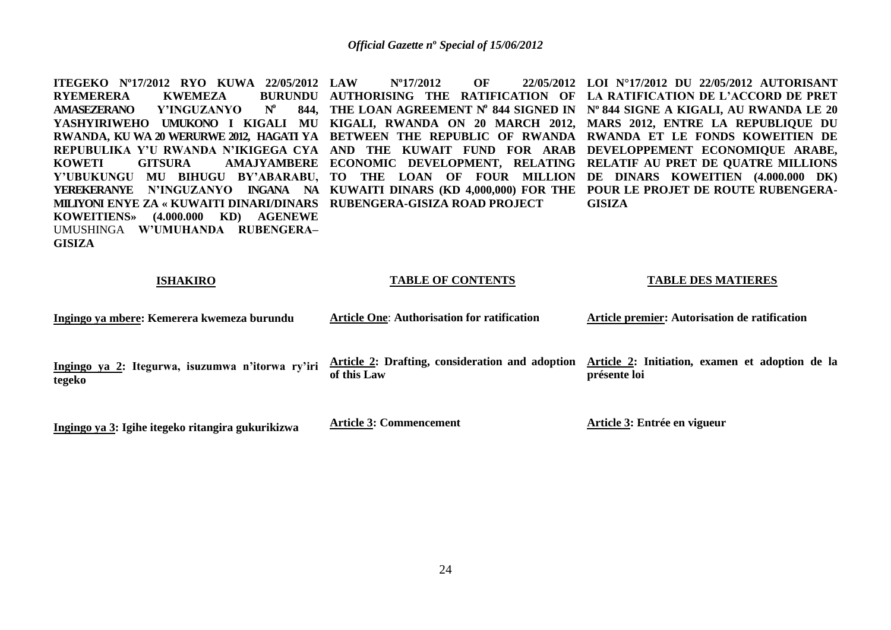**ITEGEKO Nº17/2012 RYO KUWA 22/05/2012 RYEMERERA KWEMEZA BURUNDU AMASEZERANO Y'INGUZANYO Nº 844, YASHYIRIWEHO UMUKONO I KIGALI MU RWANDA, KU WA 20 WERURWE 2012, HAGATI YA REPUBULIKA Y'U RWANDA N'IKIGEGA CYA KOWETI GITSURA AMAJYAMBERE Y'UBUKUNGU MU BIHUGU BY'ABARABU, YEREKERANYE N'INGUZANYO INGANA NA MILIYONI ENYE ZA « KUWAITI DINARI/DINARS KOWEITIENS» (4.000.000 KD) AGENEWE** UMUSHINGA **W'UMUHANDA RUBENGERA–GISIZA**

**LAW Nº17/2012 OF 22/05/2012 AUTHORISING THE RATIFICATION OF THE LOAN AGREEMENT Nº 844 SIGNED IN KIGALI, RWANDA ON 20 MARCH 2012, BETWEEN THE REPUBLIC OF RWANDA AND THE KUWAIT FUND FOR ARAB ECONOMIC DEVELOPMENT, RELATING TO THE LOAN OF FOUR MILLION KUWAITI DINARS (KD 4,000,000) FOR THE RUBENGERA-GISIZA ROAD PROJECT**

**LOI N°17/2012 DU 22/05/2012 AUTORISANT LA RATIFICATION DE L'ACCORD DE PRET Nº 844 SIGNE A KIGALI, AU RWANDA LE 20 MARS 2012, ENTRE LA REPUBLIQUE DU RWANDA ET LE FONDS KOWEITIEN DE DEVELOPPEMENT ECONOMIQUE ARABE, RELATIF AU PRET DE QUATRE MILLIONS DE DINARS KOWEITIEN (4.000.000 DK) POUR LE PROJET DE ROUTE RUBENGERA-GISIZA**

| **ISHAKIRO** | **TABLE OF CONTENTS** | **TABLE DES MATIERES** |
|---|---|---|
| **Ingingo ya mbere: Kemerera kwemeza burundu** | **Article One: Authorisation for ratification** | **Article premier: Autorisation de ratification** |
| **Ingingo ya 2: Itegurwa, isuzumwa n'itorwa ry'iri tegeko** | **Article 2: Drafting, consideration and adoption of this Law** | **Article 2: Initiation, examen et adoption de la présente loi** |
| **Ingingo ya 3: Igihe itegeko ritangira gukurikizwa** | **Article 3: Commencement** | **Article 3: Entrée en vigueur** |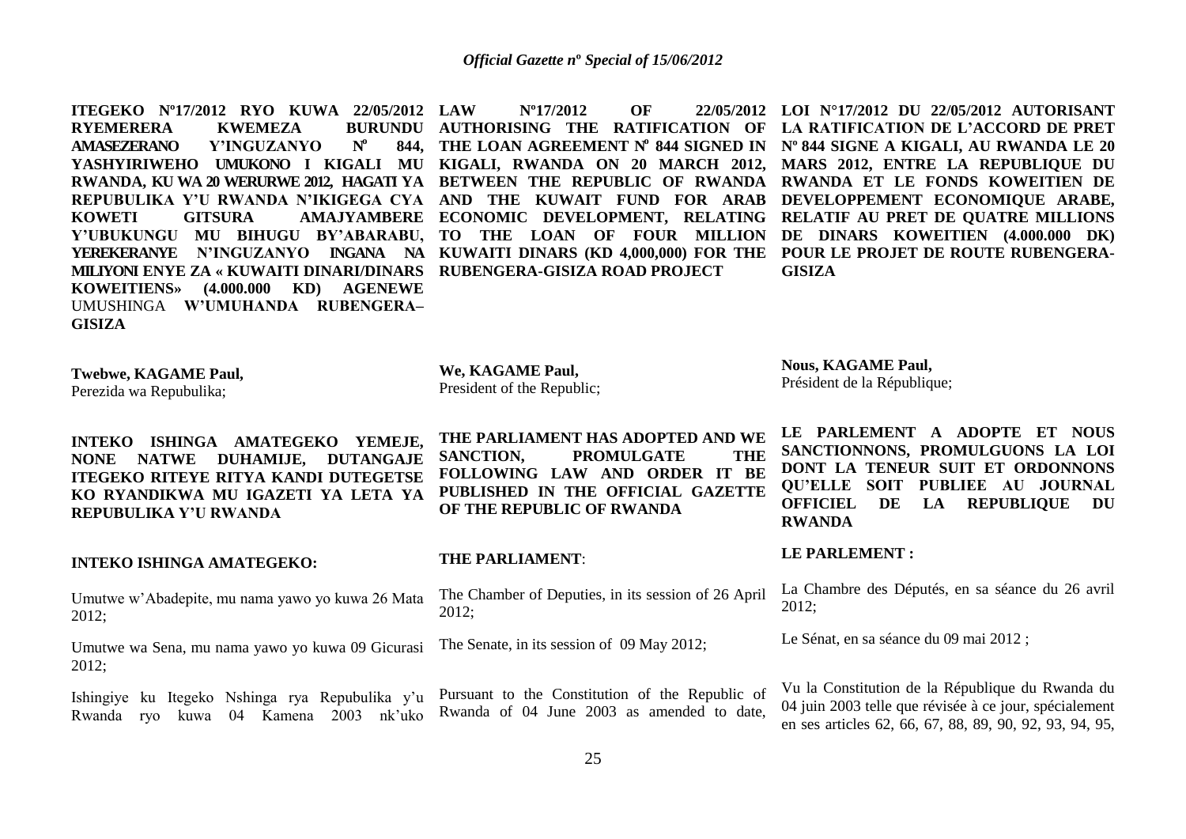**ITEGEKO Nº17/2012 RYO KUWA 22/05/2012 RYEMERERA KWEMEZA BURUNDU AMASEZERANO Y'INGUZANYO Nº 844, YASHYIRIWEHO UMUKONO I KIGALI MU RWANDA, KU WA 20 WERURWE 2012, HAGATI YA REPUBULIKA Y'U RWANDA N'IKIGEGA CYA KOWETI GITSURA AMAJYAMBERE Y'UBUKUNGU MU BIHUGU BY'ABARABU, YEREKERANYE N'INGUZANYO INGANA NA MILIYONI ENYE ZA « KUWAITI DINARI/DINARS KOWEITIENS» (4.000.000 KD) AGENEWE** UMUSHINGA **W'UMUHANDA RUBENGERA–GISIZA**

**Twebwe, KAGAME Paul,**
Perezida wa Repubulika;

**INTEKO ISHINGA AMATEGEKO YEMEJE, NONE NATWE DUHAMIJE, DUTANGAJE ITEGEKO RITEYE RITYA KANDI DUTEGETSE KO RYANDIKWA MU IGAZETI YA LETA YA REPUBULIKA Y'U RWANDA**

**INTEKO ISHINGA AMATEGEKO:**

Umutwe w'Abadepite, mu nama yawo yo kuwa 26 Mata 2012;

Umutwe wa Sena, mu nama yawo yo kuwa 09 Gicurasi 2012;

Ishingiye ku Itegeko Nshinga rya Repubulika y'u Rwanda ryo kuwa 04 Kamena 2003 nk'uko

**LAW Nº17/2012 OF 22/05/2012 AUTHORISING THE RATIFICATION OF THE LOAN AGREEMENT Nº 844 SIGNED IN KIGALI, RWANDA ON 20 MARCH 2012, BETWEEN THE REPUBLIC OF RWANDA AND THE KUWAIT FUND FOR ARAB ECONOMIC DEVELOPMENT, RELATING TO THE LOAN OF FOUR MILLION KUWAITI DINARS (KD 4,000,000) FOR THE RUBENGERA-GISIZA ROAD PROJECT**

**We, KAGAME Paul,**
President of the Republic;

**THE PARLIAMENT HAS ADOPTED AND WE SANCTION, PROMULGATE THE FOLLOWING LAW AND ORDER IT BE PUBLISHED IN THE OFFICIAL GAZETTE OF THE REPUBLIC OF RWANDA**

**THE PARLIAMENT**:

The Chamber of Deputies, in its session of 26 April 2012;

The Senate, in its session of 09 May 2012;

Pursuant to the Constitution of the Republic of Rwanda of 04 June 2003 as amended to date,

**LOI N°17/2012 DU 22/05/2012 AUTORISANT LA RATIFICATION DE L'ACCORD DE PRET Nº 844 SIGNE A KIGALI, AU RWANDA LE 20 MARS 2012, ENTRE LA REPUBLIQUE DU RWANDA ET LE FONDS KOWEITIEN DE DEVELOPPEMENT ECONOMIQUE ARABE, RELATIF AU PRET DE QUATRE MILLIONS DE DINARS KOWEITIEN (4.000.000 DK) POUR LE PROJET DE ROUTE RUBENGERA-GISIZA**

**Nous, KAGAME Paul,**
Président de la République;

**LE PARLEMENT A ADOPTE ET NOUS SANCTIONNONS, PROMULGUONS LA LOI DONT LA TENEUR SUIT ET ORDONNONS QU'ELLE SOIT PUBLIEE AU JOURNAL OFFICIEL DE LA REPUBLIQUE DU RWANDA**

**LE PARLEMENT :**

La Chambre des Députés, en sa séance du 26 avril 2012;

Le Sénat, en sa séance du 09 mai 2012 ;

Vu la Constitution de la République du Rwanda du 04 juin 2003 telle que révisée à ce jour, spécialement en ses articles 62, 66, 67, 88, 89, 90, 92, 93, 94, 95,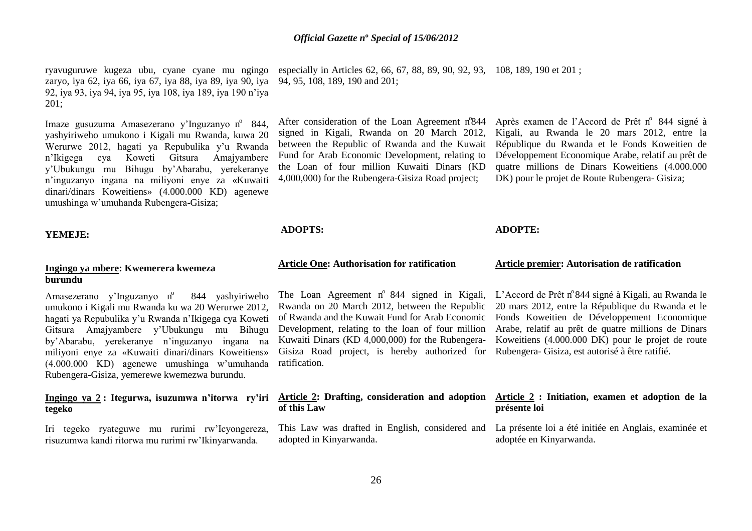ryavuguruwe kugeza ubu, cyane cyane mu ngingo zaryo, iya 62, iya 66, iya 67, iya 88, iya 89, iya 90, iya 92, iya 93, iya 94, iya 95, iya 108, iya 189, iya 190 n'iya 201;

Imaze gusuzuma Amasezerano y'Inguzanyo n° 844, yashyiriweho umukono i Kigali mu Rwanda, kuwa 20 Werurwe 2012, hagati ya Repubulika y'u Rwanda n'Ikigega cya Koweti Gitsura Amajyambere y'Ubukungu mu Bihugu by'Abarabu, yerekeranye n'inguzanyo ingana na miliyoni enye za «Kuwaiti dinari/dinars Koweitiens» (4.000.000 KD) agenewe umushinga w'umuhanda Rubengera-Gisiza;

**YEMEJE:**

**<u>Ingingo ya mbere</u>: Kwemerera kwemeza burundu**

Amasezerano y'Inguzanyo n° 844 yashyiriweho umukono i Kigali mu Rwanda ku wa 20 Werurwe 2012, hagati ya Repubulika y'u Rwanda n'Ikigega cya Koweti Gitsura Amajyambere y'Ubukungu mu Bihugu by'Abarabu, yerekeranye n'inguzanyo ingana na miliyoni enye za «Kuwaiti dinari/dinars Koweitiens» (4.000.000 KD) agenewe umushinga w'umuhanda Rubengera-Gisiza, yemerewe kwemezwa burundu.

**<u>Ingingo ya 2</u> : Itegurwa, isuzumwa n'itorwa ry'iri tegeko**

Iri tegeko ryateguwe mu rurimi rw'Icyongereza, risuzumwa kandi ritorwa mu rurimi rw'Ikinyarwanda.

especially in Articles 62, 66, 67, 88, 89, 90, 92, 93, 94, 95, 108, 189, 190 and 201;

After consideration of the Loan Agreement n°844 signed in Kigali, Rwanda on 20 March 2012, between the Republic of Rwanda and the Kuwait Fund for Arab Economic Development, relating to the Loan of four million Kuwaiti Dinars (KD 4,000,000) for the Rubengera-Gisiza Road project;

**ADOPTS:**

**<u>Article One</u>: Authorisation for ratification**

The Loan Agreement n° 844 signed in Kigali, Rwanda on 20 March 2012, between the Republic of Rwanda and the Kuwait Fund for Arab Economic Development, relating to the loan of four million Kuwaiti Dinars (KD 4,000,000) for the Rubengera-Gisiza Road project, is hereby authorized for ratification.

**<u>Article 2</u>: Drafting, consideration and adoption of this Law**

This Law was drafted in English, considered and adopted in Kinyarwanda.

108, 189, 190 et 201 ;

Après examen de l'Accord de Prêt n° 844 signé à Kigali, au Rwanda le 20 mars 2012, entre la République du Rwanda et le Fonds Koweitien de Développement Economique Arabe, relatif au prêt de quatre millions de Dinars Koweitiens (4.000.000 DK) pour le projet de Route Rubengera- Gisiza;

**ADOPTE:**

**<u>Article premier</u>: Autorisation de ratification**

L'Accord de Prêt n°844 signé à Kigali, au Rwanda le 20 mars 2012, entre la République du Rwanda et le Fonds Koweitien de Développement Economique Arabe, relatif au prêt de quatre millions de Dinars Koweitiens (4.000.000 DK) pour le projet de route Rubengera- Gisiza, est autorisé à être ratifié.

**<u>Article 2</u> : Initiation, examen et adoption de la présente loi**

La présente loi a été initiée en Anglais, examinée et adoptée en Kinyarwanda.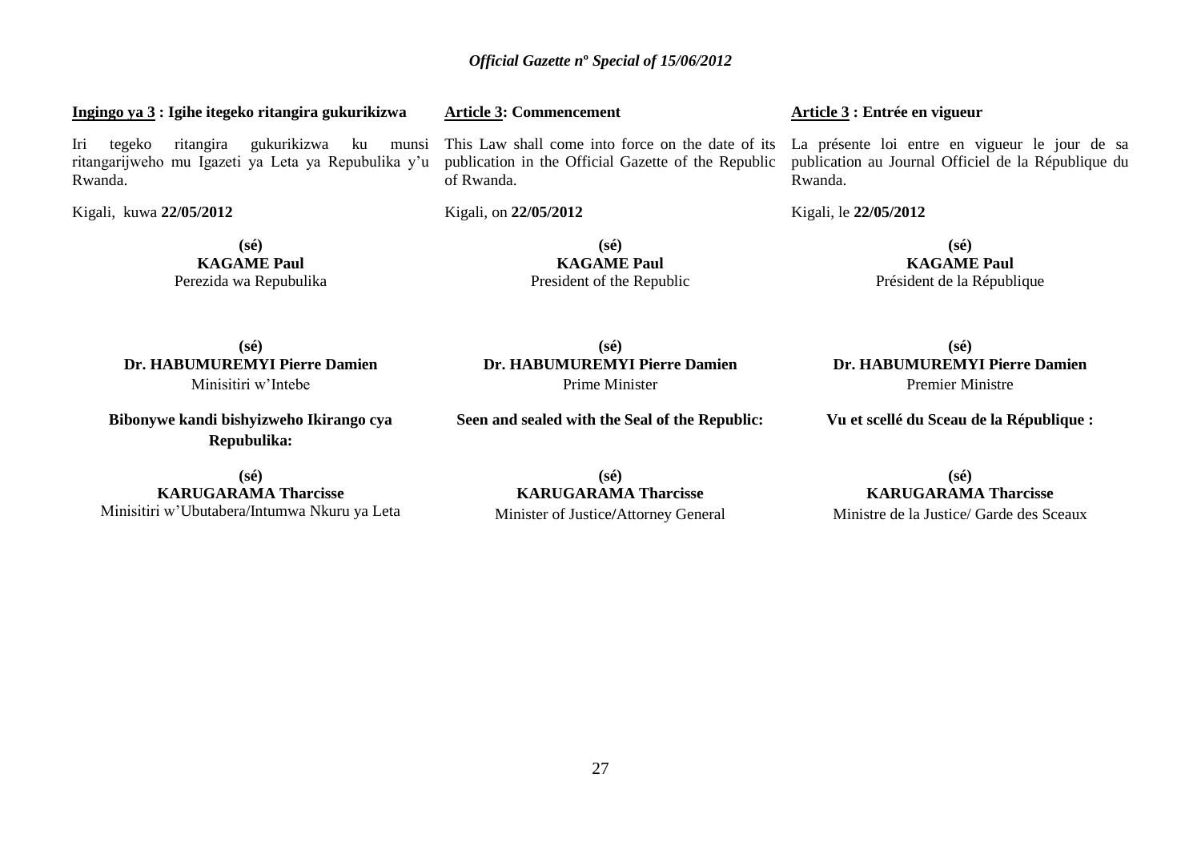**<u>Ingingo ya 3</u> : Igihe itegeko ritangira gukurikizwa**

Iri tegeko ritangira gukurikizwa ku munsi ritangarijweho mu Igazeti ya Leta ya Repubulika y'u Rwanda.

Kigali, kuwa **22/05/2012**

**(sé)**
**KAGAME Paul**
Perezida wa Repubulika

**(sé)**
**Dr. HABUMUREMYI Pierre Damien**
Minisitiri w'Intebe

**Bibonywe kandi bishyizweho Ikirango cya Repubulika:**

**(sé)**
**KARUGARAMA Tharcisse**
Minisitiri w'Ubutabera/Intumwa Nkuru ya Leta

**<u>Article 3</u>: Commencement**

This Law shall come into force on the date of its publication in the Official Gazette of the Republic of Rwanda.

Kigali, on **22/05/2012**

**(sé)**
**KAGAME Paul**
President of the Republic

**(sé)**
**Dr. HABUMUREMYI Pierre Damien**
Prime Minister

**Seen and sealed with the Seal of the Republic:**

**(sé)**
**KARUGARAMA Tharcisse**
Minister of Justice/Attorney General

**<u>Article 3</u> : Entrée en vigueur**

La présente loi entre en vigueur le jour de sa publication au Journal Officiel de la République du Rwanda.

Kigali, le **22/05/2012**

**(sé)**
**KAGAME Paul**
Président de la République

**(sé)**
**Dr. HABUMUREMYI Pierre Damien**
Premier Ministre

**Vu et scellé du Sceau de la République :**

**(sé)**
**KARUGARAMA Tharcisse**
Ministre de la Justice/ Garde des Sceaux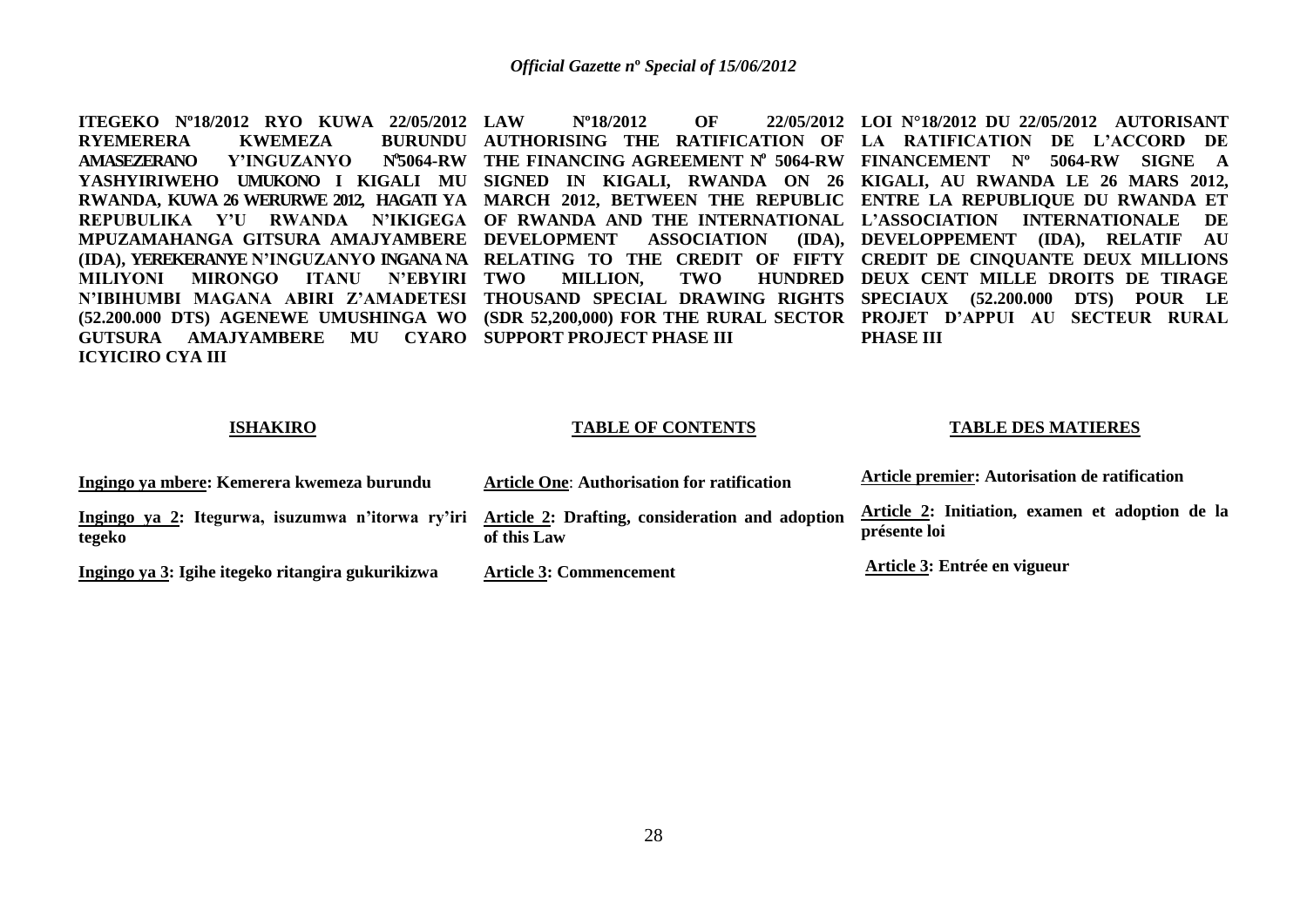**ITEGEKO Nº18/2012 RYO KUWA 22/05/2012 RYEMERERA KWEMEZA BURUNDU AMASEZERANO Y'INGUZANYO Nº5064-RW YASHYIRIWEHO UMUKONO I KIGALI MU RWANDA, KUWA 26 WERURWE 2012, HAGATI YA REPUBULIKA Y'U RWANDA N'IKIGEGA MPUZAMAHANGA GITSURA AMAJYAMBERE (IDA), YEREKERANYE N'INGUZANYO INGANA NA MILIYONI MIRONGO ITANU N'EBYIRI N'IBIHUMBI MAGANA ABIRI Z'AMADETESI (52.200.000 DTS) AGENEWE UMUSHINGA WO GUTSURA AMAJYAMBERE MU CYARO ICYICIRO CYA III**

**LAW Nº18/2012 OF 22/05/2012 AUTHORISING THE RATIFICATION OF THE FINANCING AGREEMENT Nº 5064-RW SIGNED IN KIGALI, RWANDA ON 26 MARCH 2012, BETWEEN THE REPUBLIC OF RWANDA AND THE INTERNATIONAL DEVELOPMENT ASSOCIATION (IDA), RELATING TO THE CREDIT OF FIFTY TWO MILLION, TWO HUNDRED THOUSAND SPECIAL DRAWING RIGHTS (SDR 52,200,000) FOR THE RURAL SECTOR SUPPORT PROJECT PHASE III**

**LOI N°18/2012 DU 22/05/2012 AUTORISANT LA RATIFICATION DE L'ACCORD DE FINANCEMENT Nº 5064-RW SIGNE A KIGALI, AU RWANDA LE 26 MARS 2012, ENTRE LA REPUBLIQUE DU RWANDA ET L'ASSOCIATION INTERNATIONALE DE DEVELOPPEMENT (IDA), RELATIF AU CREDIT DE CINQUANTE DEUX MILLIONS DEUX CENT MILLE DROITS DE TIRAGE SPECIAUX (52.200.000 DTS) POUR LE PROJET D'APPUI AU SECTEUR RURAL PHASE III**

**ISHAKIRO**

**Ingingo ya mbere: Kemerera kwemeza burundu**

**Ingingo ya 2: Itegurwa, isuzumwa n'itorwa ry'iri tegeko**

**Ingingo ya 3: Igihe itegeko ritangira gukurikizwa**

**TABLE OF CONTENTS**

**Article One: Authorisation for ratification**

**Article 2: Drafting, consideration and adoption of this Law**

**Article 3: Commencement**

**TABLE DES MATIERES**

**Article premier: Autorisation de ratification**

**Article 2: Initiation, examen et adoption de la présente loi**

**Article 3: Entrée en vigueur**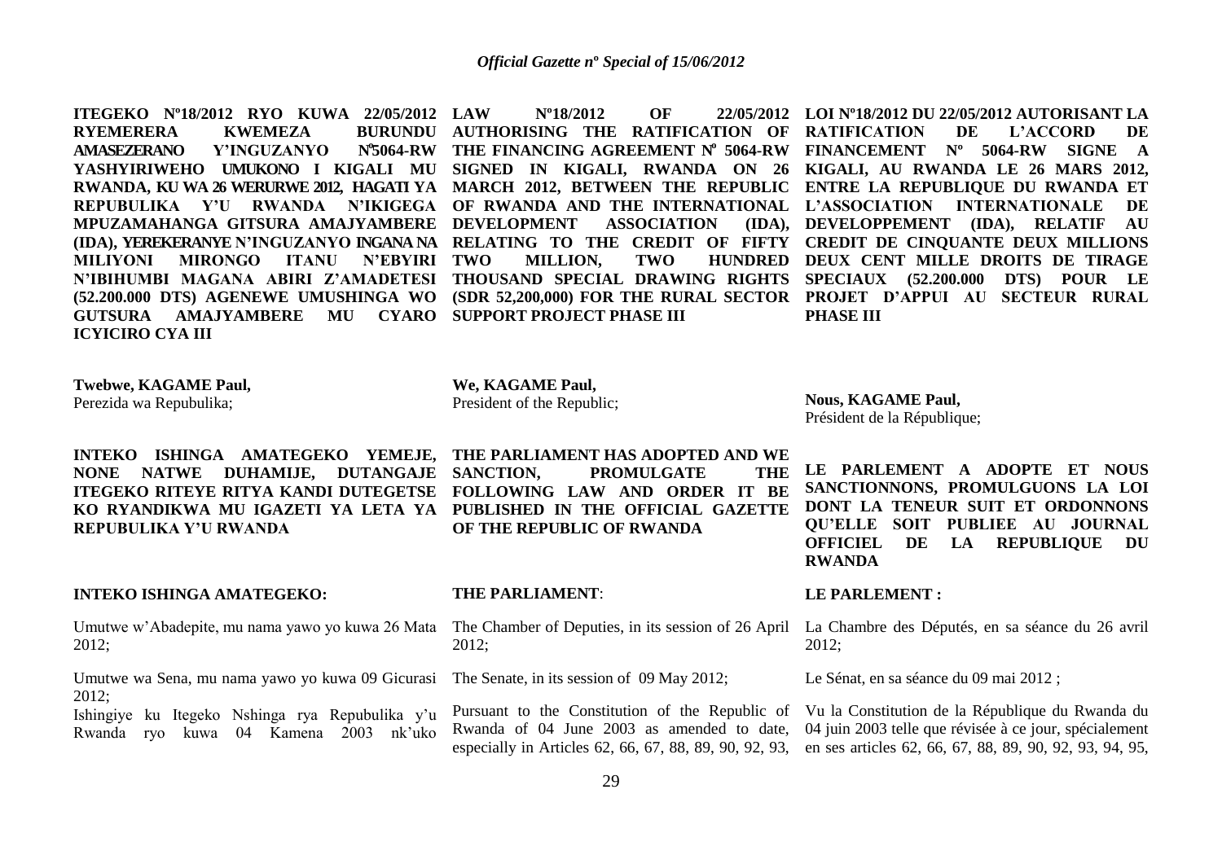**ITEGEKO Nº18/2012 RYO KUWA 22/05/2012 RYEMERERA KWEMEZA BURUNDU AMASEZERANO Y'INGUZANYO Nº5064-RW YASHYIRIWEHO UMUKONO I KIGALI MU RWANDA, KU WA 26 WERURWE 2012, HAGATI YA REPUBULIKA Y'U RWANDA N'IKIGEGA MPUZAMAHANGA GITSURA AMAJYAMBERE (IDA), YEREKERANYE N'INGUZANYO INGANA NA MILIYONI MIRONGO ITANU N'EBYIRI N'IBIHUMBI MAGANA ABIRI Z'AMADETESI (52.200.000 DTS) AGENEWE UMUSHINGA WO GUTSURA AMAJYAMBERE MU CYARO ICYICIRO CYA III**

**Twebwe, KAGAME Paul,**
Perezida wa Repubulika;

**INTEKO ISHINGA AMATEGEKO YEMEJE, NONE NATWE DUHAMIJE, DUTANGAJE ITEGEKO RITEYE RITYA KANDI DUTEGETSE KO RYANDIKWA MU IGAZETI YA LETA YA REPUBULIKA Y'U RWANDA**

**INTEKO ISHINGA AMATEGEKO:**

Umutwe w'Abadepite, mu nama yawo yo kuwa 26 Mata 2012;

Umutwe wa Sena, mu nama yawo yo kuwa 09 Gicurasi 2012;

Ishingiye ku Itegeko Nshinga rya Repubulika y'u Rwanda ryo kuwa 04 Kamena 2003 nk'uko

**LAW Nº18/2012 OF 22/05/2012 AUTHORISING THE RATIFICATION OF THE FINANCING AGREEMENT Nº 5064-RW SIGNED IN KIGALI, RWANDA ON 26 MARCH 2012, BETWEEN THE REPUBLIC OF RWANDA AND THE INTERNATIONAL DEVELOPMENT ASSOCIATION (IDA), RELATING TO THE CREDIT OF FIFTY TWO MILLION, TWO HUNDRED THOUSAND SPECIAL DRAWING RIGHTS (SDR 52,200,000) FOR THE RURAL SECTOR SUPPORT PROJECT PHASE III**

**We, KAGAME Paul,**
President of the Republic;

**THE PARLIAMENT HAS ADOPTED AND WE SANCTION, PROMULGATE THE FOLLOWING LAW AND ORDER IT BE PUBLISHED IN THE OFFICIAL GAZETTE OF THE REPUBLIC OF RWANDA**

**THE PARLIAMENT**:

The Chamber of Deputies, in its session of 26 April 2012;

The Senate, in its session of 09 May 2012;

Pursuant to the Constitution of the Republic of Rwanda of 04 June 2003 as amended to date, especially in Articles 62, 66, 67, 88, 89, 90, 92, 93,

**LOI Nº18/2012 DU 22/05/2012 AUTORISANT LA RATIFICATION DE L'ACCORD DE FINANCEMENT Nº 5064-RW SIGNE A KIGALI, AU RWANDA LE 26 MARS 2012, ENTRE LA REPUBLIQUE DU RWANDA ET L'ASSOCIATION INTERNATIONALE DE DEVELOPPEMENT (IDA), RELATIF AU CREDIT DE CINQUANTE DEUX MILLIONS DEUX CENT MILLE DROITS DE TIRAGE SPECIAUX (52.200.000 DTS) POUR LE PROJET D'APPUI AU SECTEUR RURAL PHASE III**

**Nous, KAGAME Paul,**
Président de la République;

**LE PARLEMENT A ADOPTE ET NOUS SANCTIONNONS, PROMULGUONS LA LOI DONT LA TENEUR SUIT ET ORDONNONS QU'ELLE SOIT PUBLIEE AU JOURNAL OFFICIEL DE LA REPUBLIQUE DU RWANDA**

**LE PARLEMENT :**

La Chambre des Députés, en sa séance du 26 avril 2012;

Le Sénat, en sa séance du 09 mai 2012 ;

Vu la Constitution de la République du Rwanda du 04 juin 2003 telle que révisée à ce jour, spécialement en ses articles 62, 66, 67, 88, 89, 90, 92, 93, 94, 95,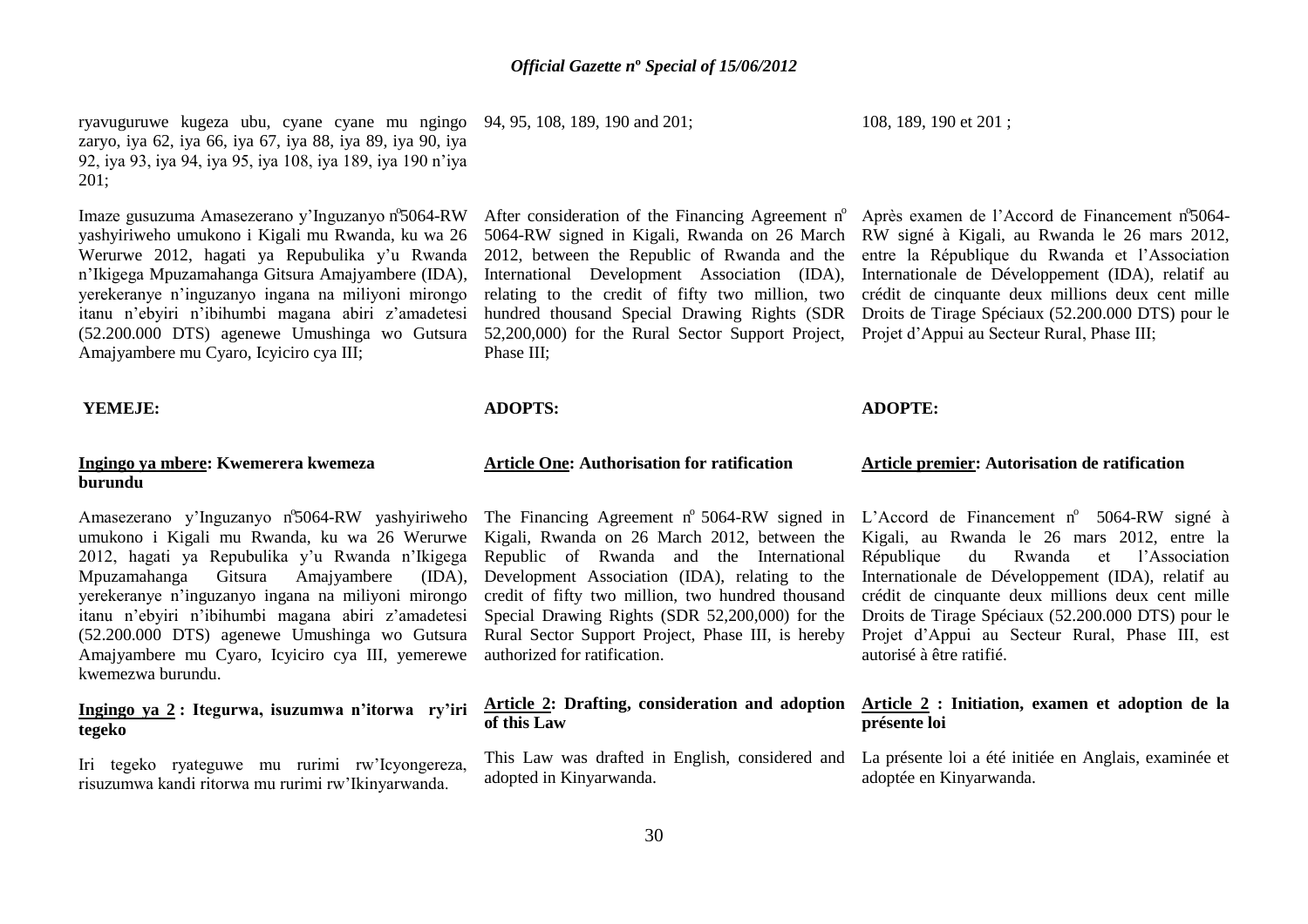ryavuguruwe kugeza ubu, cyane cyane mu ngingo zaryo, iya 62, iya 66, iya 67, iya 88, iya 89, iya 90, iya 92, iya 93, iya 94, iya 95, iya 108, iya 189, iya 190 n'iya 201;

Imaze gusuzuma Amasezerano y'Inguzanyo nº5064-RW yashyiriweho umukono i Kigali mu Rwanda, ku wa 26 Werurwe 2012, hagati ya Repubulika y'u Rwanda n'Ikigega Mpuzamahanga Gitsura Amajyambere (IDA), yerekeranye n'inguzanyo ingana na miliyoni mirongo itanu n'ebyiri n'ibihumbi magana abiri z'amadetesi (52.200.000 DTS) agenewe Umushinga wo Gutsura Amajyambere mu Cyaro, Icyiciro cya III;

**YEMEJE:**

**Ingingo ya mbere: Kwemerera kwemeza burundu**

Amasezerano y'Inguzanyo nº5064-RW yashyiriweho umukono i Kigali mu Rwanda, ku wa 26 Werurwe 2012, hagati ya Repubulika y'u Rwanda n'Ikigega Mpuzamahanga Gitsura Amajyambere (IDA), yerekeranye n'inguzanyo ingana na miliyoni mirongo itanu n'ebyiri n'ibihumbi magana abiri z'amadetesi (52.200.000 DTS) agenewe Umushinga wo Gutsura Amajyambere mu Cyaro, Icyiciro cya III, yemerewe kwemezwa burundu.

**Ingingo ya 2 : Itegurwa, isuzumwa n'itorwa ry'iri tegeko**

Iri tegeko ryateguwe mu rurimi rw'Icyongereza, risuzumwa kandi ritorwa mu rurimi rw'Ikinyarwanda.

94, 95, 108, 189, 190 and 201;

After consideration of the Financing Agreement nº 5064-RW signed in Kigali, Rwanda on 26 March 2012, between the Republic of Rwanda and the International Development Association (IDA), relating to the credit of fifty two million, two hundred thousand Special Drawing Rights (SDR 52,200,000) for the Rural Sector Support Project, Phase III;

**ADOPTS:**

**Article One: Authorisation for ratification**

The Financing Agreement nº 5064-RW signed in Kigali, Rwanda on 26 March 2012, between the Republic of Rwanda and the International Development Association (IDA), relating to the credit of fifty two million, two hundred thousand Special Drawing Rights (SDR 52,200,000) for the Rural Sector Support Project, Phase III, is hereby authorized for ratification.

**Article 2: Drafting, consideration and adoption of this Law**

This Law was drafted in English, considered and adopted in Kinyarwanda.

108, 189, 190 et 201 ;

Après examen de l'Accord de Financement nº5064-RW signé à Kigali, au Rwanda le 26 mars 2012, entre la République du Rwanda et l'Association Internationale de Développement (IDA), relatif au crédit de cinquante deux millions deux cent mille Droits de Tirage Spéciaux (52.200.000 DTS) pour le Projet d'Appui au Secteur Rural, Phase III;

**ADOPTE:**

**Article premier: Autorisation de ratification**

L'Accord de Financement nº 5064-RW signé à Kigali, au Rwanda le 26 mars 2012, entre la République du Rwanda et l'Association Internationale de Développement (IDA), relatif au crédit de cinquante deux millions deux cent mille Droits de Tirage Spéciaux (52.200.000 DTS) pour le Projet d'Appui au Secteur Rural, Phase III, est autorisé à être ratifié.

**Article 2 : Initiation, examen et adoption de la présente loi**

La présente loi a été initiée en Anglais, examinée et adoptée en Kinyarwanda.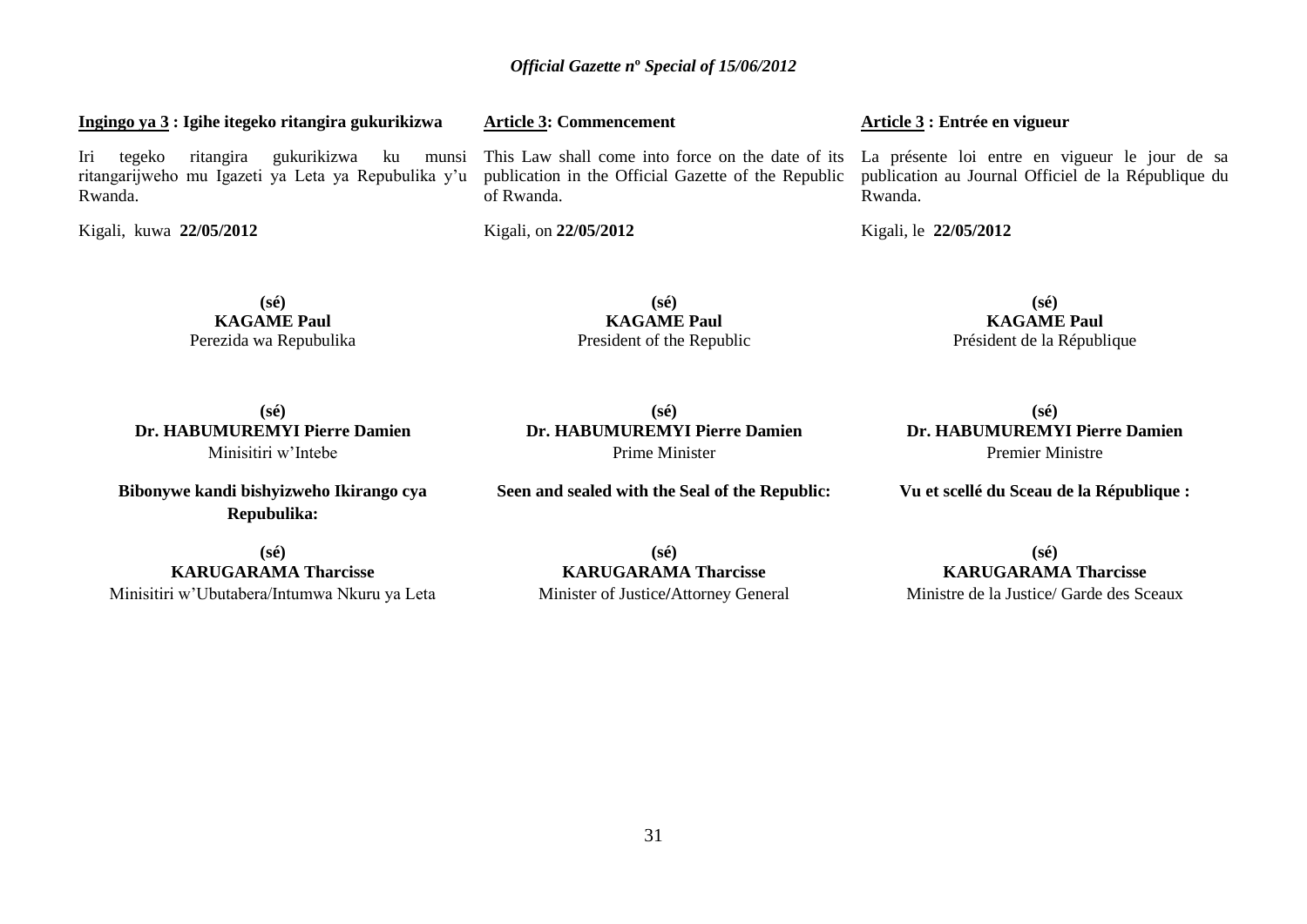**Ingingo ya 3 : Igihe itegeko ritangira gukurikizwa**

Iri tegeko ritangira gukurikizwa ku munsi ritangarijweho mu Igazeti ya Leta ya Repubulika y'u Rwanda.

Kigali, kuwa **22/05/2012**

**(sé)**
**KAGAME Paul**
Perezida wa Repubulika

**(sé)**
**Dr. HABUMUREMYI Pierre Damien**
Minisitiri w'Intebe

**Bibonywe kandi bishyizweho Ikirango cya Repubulika:**

**(sé)**
**KARUGARAMA Tharcisse**
Minisitiri w'Ubutabera/Intumwa Nkuru ya Leta

**Article 3: Commencement**

This Law shall come into force on the date of its publication in the Official Gazette of the Republic of Rwanda.

Kigali, on **22/05/2012**

**(sé)**
**KAGAME Paul**
President of the Republic

**(sé)**
**Dr. HABUMUREMYI Pierre Damien**
Prime Minister

**Seen and sealed with the Seal of the Republic:**

**(sé)**
**KARUGARAMA Tharcisse**
Minister of Justice/Attorney General

**Article 3 : Entrée en vigueur**

La présente loi entre en vigueur le jour de sa publication au Journal Officiel de la République du Rwanda.

Kigali, le **22/05/2012**

**(sé)**
**KAGAME Paul**
Président de la République

**(sé)**
**Dr. HABUMUREMYI Pierre Damien**
Premier Ministre

**Vu et scellé du Sceau de la République :**

**(sé)**
**KARUGARAMA Tharcisse**
Ministre de la Justice/ Garde des Sceaux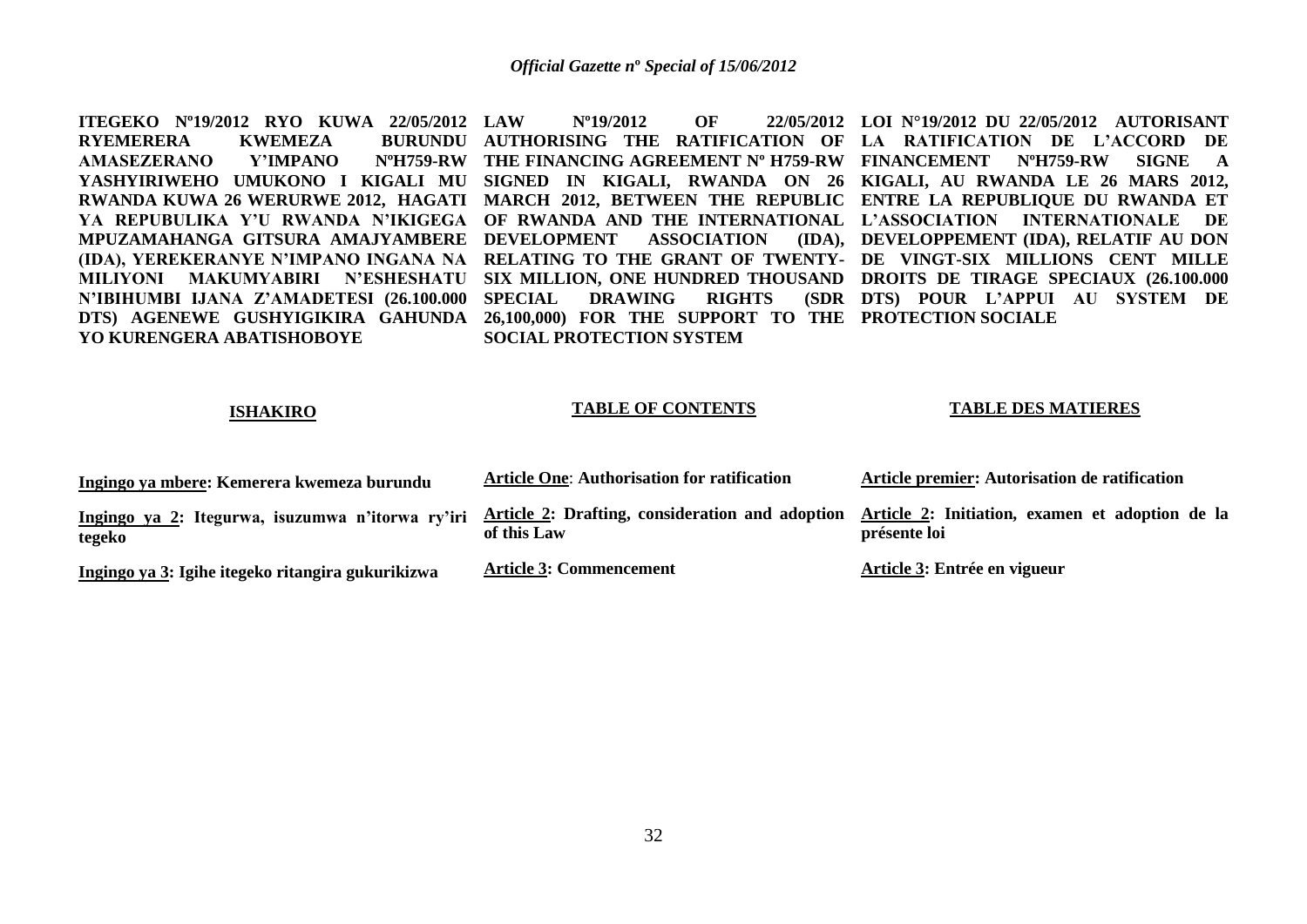**ITEGEKO Nº19/2012 RYO KUWA 22/05/2012 RYEMERERA KWEMEZA BURUNDU AMASEZERANO Y'IMPANO NºH759-RW YASHYIRIWEHO UMUKONO I KIGALI MU RWANDA KUWA 26 WERURWE 2012, HAGATI YA REPUBULIKA Y'U RWANDA N'IKIGEGA MPUZAMAHANGA GITSURA AMAJYAMBERE (IDA), YEREKERANYE N'IMPANO INGANA NA MILIYONI MAKUMYABIRI N'ESHESHATU N'IBIHUMBI IJANA Z'AMADETESI (26.100.000 DTS) AGENEWE GUSHYIGIKIRA GAHUNDA YO KURENGERA ABATISHOBOYE**

**ISHAKIRO**

Ingingo ya mbere: Kemerera kwemeza burundu

Ingingo ya 2: Itegurwa, isuzumwa n'itorwa ry'iri tegeko

Ingingo ya 3: Igihe itegeko ritangira gukurikizwa

**LAW Nº19/2012 OF 22/05/2012 AUTHORISING THE RATIFICATION OF THE FINANCING AGREEMENT Nº H759-RW SIGNED IN KIGALI, RWANDA ON 26 MARCH 2012, BETWEEN THE REPUBLIC OF RWANDA AND THE INTERNATIONAL DEVELOPMENT ASSOCIATION (IDA), RELATING TO THE GRANT OF TWENTY-SIX MILLION, ONE HUNDRED THOUSAND SPECIAL DRAWING RIGHTS (SDR 26,100,000) FOR THE SUPPORT TO THE SOCIAL PROTECTION SYSTEM**

**TABLE OF CONTENTS**

Article One: Authorisation for ratification

Article 2: Drafting, consideration and adoption of this Law

Article 3: Commencement

**LOI N°19/2012 DU 22/05/2012 AUTORISANT LA RATIFICATION DE L'ACCORD DE FINANCEMENT NºH759-RW SIGNE A KIGALI, AU RWANDA LE 26 MARS 2012, ENTRE LA REPUBLIQUE DU RWANDA ET L'ASSOCIATION INTERNATIONALE DE DEVELOPPEMENT (IDA), RELATIF AU DON DE VINGT-SIX MILLIONS CENT MILLE DROITS DE TIRAGE SPECIAUX (26.100.000 DTS) POUR L'APPUI AU SYSTEM DE PROTECTION SOCIALE**

**TABLE DES MATIERES**

Article premier: Autorisation de ratification

Article 2: Initiation, examen et adoption de la présente loi

Article 3: Entrée en vigueur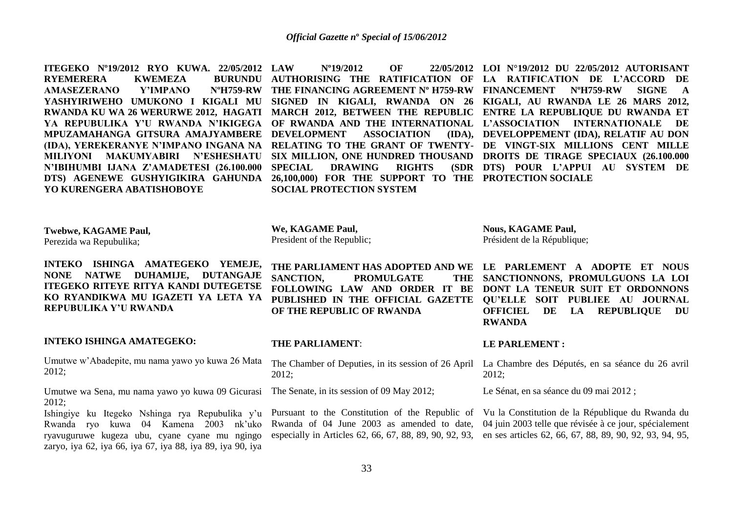**ITEGEKO Nº19/2012 RYO KUWA. 22/05/2012 RYEMERERA KWEMEZA BURUNDU AMASEZERANO Y'IMPANO NºH759-RW YASHYIRIWEHO UMUKONO I KIGALI MU RWANDA KU WA 26 WERURWE 2012, HAGATI YA REPUBULIKA Y'U RWANDA N'IKIGEGA MPUZAMAHANGA GITSURA AMAJYAMBERE (IDA), YEREKERANYE N'IMPANO INGANA NA MILIYONI MAKUMYABIRI N'ESHESHATU N'IBIHUMBI IJANA Z'AMADETESI (26.100.000 DTS) AGENEWE GUSHYIGIKIRA GAHUNDA YO KURENGERA ABATISHOBOYE**

**Twebwe, KAGAME Paul,**
Perezida wa Repubulika;

**INTEKO ISHINGA AMATEGEKO YEMEJE, NONE NATWE DUHAMIJE, DUTANGAJE ITEGEKO RITEYE RITYA KANDI DUTEGETSE KO RYANDIKWA MU IGAZETI YA LETA YA REPUBULIKA Y'U RWANDA**

**INTEKO ISHINGA AMATEGEKO:**

Umutwe w'Abadepite, mu nama yawo yo kuwa 26 Mata 2012;

Umutwe wa Sena, mu nama yawo yo kuwa 09 Gicurasi 2012;

Ishingiye ku Itegeko Nshinga rya Repubulika y'u Rwanda ryo kuwa 04 Kamena 2003 nk'uko ryavuguruwe kugeza ubu, cyane cyane mu ngingo zaryo, iya 62, iya 66, iya 67, iya 88, iya 89, iya 90, iya

**LAW Nº19/2012 OF 22/05/2012 AUTHORISING THE RATIFICATION OF THE FINANCING AGREEMENT Nº H759-RW SIGNED IN KIGALI, RWANDA ON 26 MARCH 2012, BETWEEN THE REPUBLIC OF RWANDA AND THE INTERNATIONAL DEVELOPMENT ASSOCIATION (IDA), RELATING TO THE GRANT OF TWENTY-SIX MILLION, ONE HUNDRED THOUSAND SPECIAL DRAWING RIGHTS (SDR 26,100,000) FOR THE SUPPORT TO THE SOCIAL PROTECTION SYSTEM**

**We, KAGAME Paul,**
President of the Republic;

**THE PARLIAMENT HAS ADOPTED AND WE SANCTION, PROMULGATE THE FOLLOWING LAW AND ORDER IT BE PUBLISHED IN THE OFFICIAL GAZETTE OF THE REPUBLIC OF RWANDA**

**THE PARLIAMENT**:

The Chamber of Deputies, in its session of 26 April 2012;

The Senate, in its session of 09 May 2012;

Pursuant to the Constitution of the Republic of Rwanda of 04 June 2003 as amended to date, especially in Articles 62, 66, 67, 88, 89, 90, 92, 93,

**LOI N°19/2012 DU 22/05/2012 AUTORISANT LA RATIFICATION DE L'ACCORD DE FINANCEMENT NºH759-RW SIGNE A KIGALI, AU RWANDA LE 26 MARS 2012, ENTRE LA REPUBLIQUE DU RWANDA ET L'ASSOCIATION INTERNATIONALE DE DEVELOPPEMENT (IDA), RELATIF AU DON DE VINGT-SIX MILLIONS CENT MILLE DROITS DE TIRAGE SPECIAUX (26.100.000 DTS) POUR L'APPUI AU SYSTEM DE PROTECTION SOCIALE**

**Nous, KAGAME Paul,**
Président de la République;

**LE PARLEMENT A ADOPTE ET NOUS SANCTIONNONS, PROMULGUONS LA LOI DONT LA TENEUR SUIT ET ORDONNONS QU'ELLE SOIT PUBLIEE AU JOURNAL OFFICIEL DE LA REPUBLIQUE DU RWANDA**

**LE PARLEMENT :**

La Chambre des Députés, en sa séance du 26 avril 2012;

Le Sénat, en sa séance du 09 mai 2012 ;

Vu la Constitution de la République du Rwanda du 04 juin 2003 telle que révisée à ce jour, spécialement en ses articles 62, 66, 67, 88, 89, 90, 92, 93, 94, 95,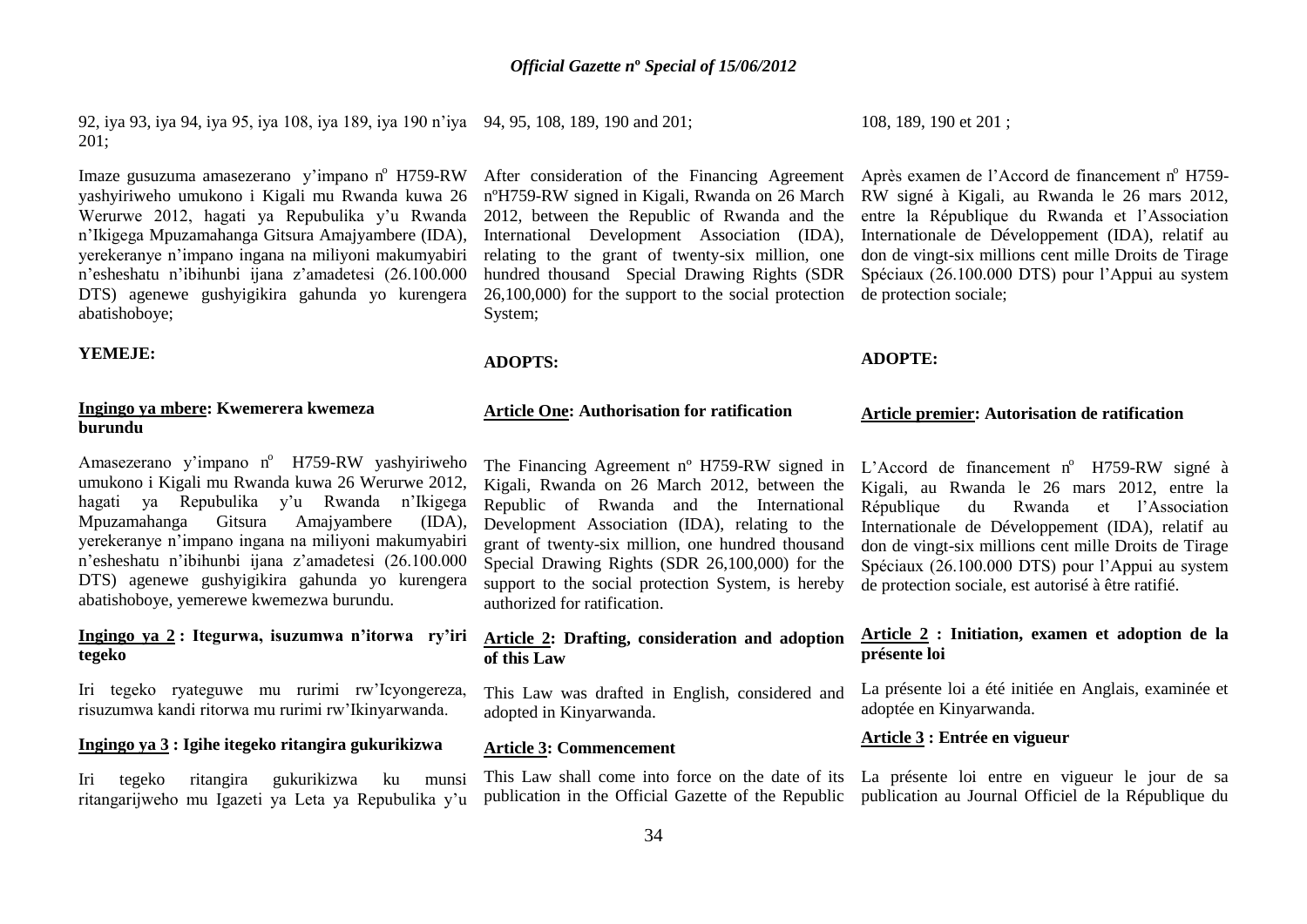92, iya 93, iya 94, iya 95, iya 108, iya 189, iya 190 n'iya 201;

Imaze gusuzuma amasezerano y'impano n° H759-RW yashyiriweho umukono i Kigali mu Rwanda kuwa 26 Werurwe 2012, hagati ya Repubulika y'u Rwanda n'Ikigega Mpuzamahanga Gitsura Amajyambere (IDA), yerekeranye n'impano ingana na miliyoni makumyabiri n'esheshatu n'ibihunbi ijana z'amadetesi (26.100.000 DTS) agenewe gushyigikira gahunda yo kurengera abatishoboye;

**YEMEJE:**

**Ingingo ya mbere: Kwemerera kwemeza burundu**

Amasezerano y'impano n° H759-RW yashyiriweho umukono i Kigali mu Rwanda kuwa 26 Werurwe 2012, hagati ya Repubulika y'u Rwanda n'Ikigega Mpuzamahanga Gitsura Amajyambere (IDA), yerekeranye n'impano ingana na miliyoni makumyabiri n'esheshatu n'ibihunbi ijana z'amadetesi (26.100.000 DTS) agenewe gushyigikira gahunda yo kurengera abatishoboye, yemerewe kwemezwa burundu.

**Ingingo ya 2 : Itegurwa, isuzumwa n'itorwa ry'iri tegeko**

Iri tegeko ryateguwe mu rurimi rw'Icyongereza, risuzumwa kandi ritorwa mu rurimi rw'Ikinyarwanda.

**Ingingo ya 3 : Igihe itegeko ritangira gukurikizwa**

Iri tegeko ritangira gukurikizwa ku munsi ritangarijweho mu Igazeti ya Leta ya Repubulika y'u

94, 95, 108, 189, 190 and 201;

After consideration of the Financing Agreement n°H759-RW signed in Kigali, Rwanda on 26 March 2012, between the Republic of Rwanda and the International Development Association (IDA), relating to the grant of twenty-six million, one hundred thousand Special Drawing Rights (SDR 26,100,000) for the support to the social protection System;

**ADOPTS:**

**Article One: Authorisation for ratification**

The Financing Agreement n° H759-RW signed in Kigali, Rwanda on 26 March 2012, between the Republic of Rwanda and the International Development Association (IDA), relating to the grant of twenty-six million, one hundred thousand Special Drawing Rights (SDR 26,100,000) for the support to the social protection System, is hereby authorized for ratification.

**Article 2: Drafting, consideration and adoption of this Law**

This Law was drafted in English, considered and adopted in Kinyarwanda.

**Article 3: Commencement**

This Law shall come into force on the date of its publication in the Official Gazette of the Republic

108, 189, 190 et 201 ;

Après examen de l'Accord de financement n° H759-RW signé à Kigali, au Rwanda le 26 mars 2012, entre la République du Rwanda et l'Association Internationale de Développement (IDA), relatif au don de vingt-six millions cent mille Droits de Tirage Spéciaux (26.100.000 DTS) pour l'Appui au system de protection sociale;

**ADOPTE:**

**Article premier: Autorisation de ratification**

L'Accord de financement n° H759-RW signé à Kigali, au Rwanda le 26 mars 2012, entre la République du Rwanda et l'Association Internationale de Développement (IDA), relatif au don de vingt-six millions cent mille Droits de Tirage Spéciaux (26.100.000 DTS) pour l'Appui au system de protection sociale, est autorisé à être ratifié.

**Article 2 : Initiation, examen et adoption de la présente loi**

La présente loi a été initiée en Anglais, examinée et adoptée en Kinyarwanda.

**Article 3 : Entrée en vigueur**

La présente loi entre en vigueur le jour de sa publication au Journal Officiel de la République du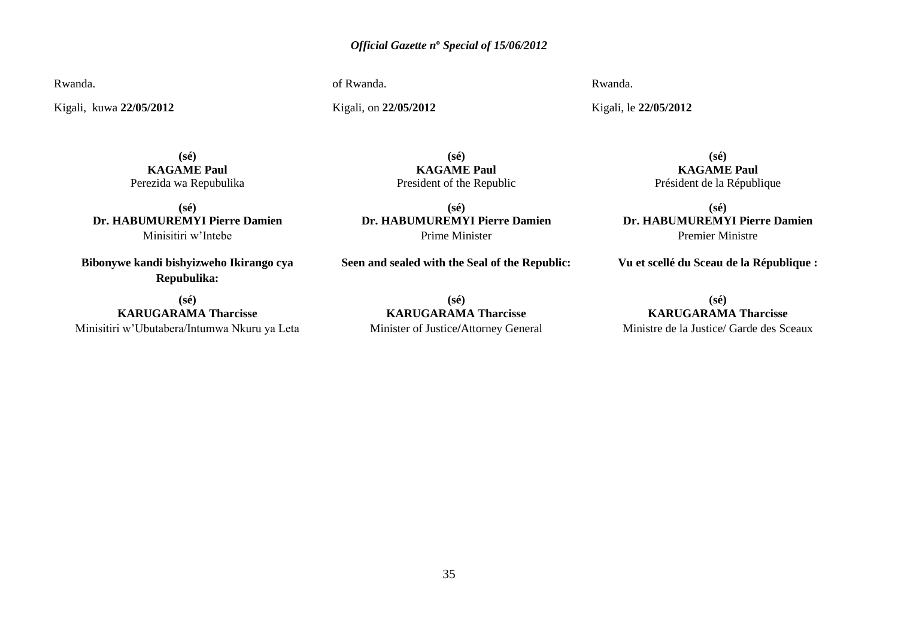Rwanda.

Kigali, kuwa **22/05/2012**

**(sé)**
**KAGAME Paul**
Perezida wa Repubulika

**(sé)**
**Dr. HABUMUREMYI Pierre Damien**
Minisitiri w'Intebe

**Bibonywe kandi bishyizweho Ikirango cya Repubulika:**

**(sé)**
**KARUGARAMA Tharcisse**
Minisitiri w'Ubutabera/Intumwa Nkuru ya Leta

of Rwanda.

Kigali, on **22/05/2012**

**(sé)**
**KAGAME Paul**
President of the Republic

**(sé)**
**Dr. HABUMUREMYI Pierre Damien**
Prime Minister

**Seen and sealed with the Seal of the Republic:**

**(sé)**
**KARUGARAMA Tharcisse**
Minister of Justice/Attorney General

Rwanda.

Kigali, le **22/05/2012**

**(sé)**
**KAGAME Paul**
Président de la République

**(sé)**
**Dr. HABUMUREMYI Pierre Damien**
Premier Ministre

**Vu et scellé du Sceau de la République :**

**(sé)**
**KARUGARAMA Tharcisse**
Ministre de la Justice/ Garde des Sceaux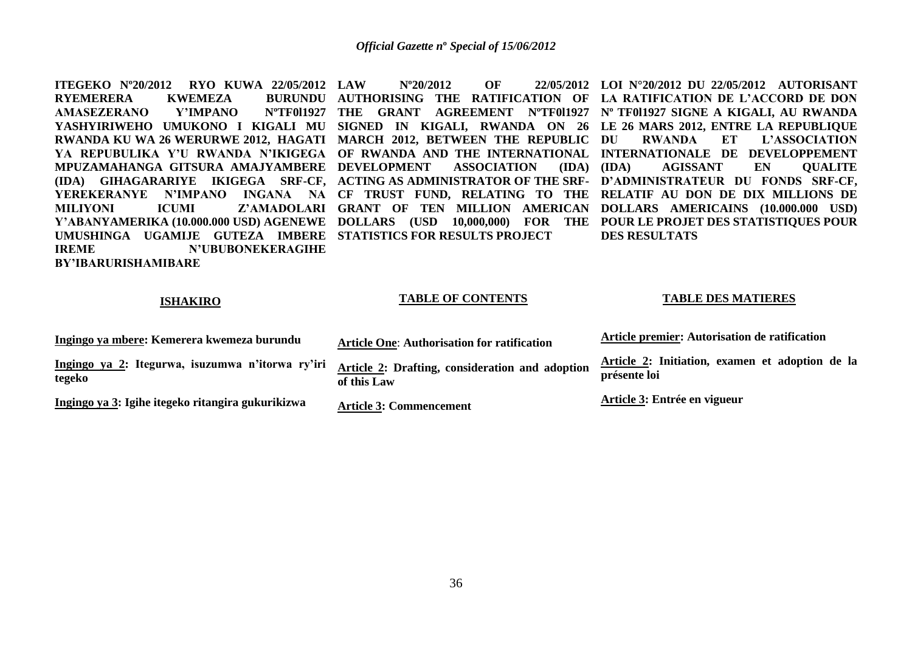**ITEGEKO Nº20/2012 RYO KUWA 22/05/2012 RYEMERERA KWEMEZA BURUNDU AMASEZERANO Y'IMPANO NºTF0l1927 YASHYIRIWEHO UMUKONO I KIGALI MU RWANDA KU WA 26 WERURWE 2012, HAGATI YA REPUBULIKA Y'U RWANDA N'IKIGEGA MPUZAMAHANGA GITSURA AMAJYAMBERE (IDA) GIHAGARARIYE IKIGEGA SRF-CF, YEREKERANYE N'IMPANO INGANA NA MILIYONI ICUMI Z'AMADOLARI Y'ABANYAMERIKA (10.000.000 USD) AGENEWE UMUSHINGA UGAMIJE GUTEZA IMBERE IREME N'UBUBONEKERAGIHE BY'IBARURISHAMIBARE**

**ISHAKIRO**

**Ingingo ya mbere: Kemerera kwemeza burundu**

**Ingingo ya 2: Itegurwa, isuzumwa n'itorwa ry'iri tegeko**

**Ingingo ya 3: Igihe itegeko ritangira gukurikizwa**

**LAW Nº20/2012 OF 22/05/2012 AUTHORISING THE RATIFICATION OF THE GRANT AGREEMENT NºTF0l1927 SIGNED IN KIGALI, RWANDA ON 26 MARCH 2012, BETWEEN THE REPUBLIC OF RWANDA AND THE INTERNATIONAL DEVELOPMENT ASSOCIATION (IDA) ACTING AS ADMINISTRATOR OF THE SRF-CF TRUST FUND, RELATING TO THE GRANT OF TEN MILLION AMERICAN DOLLARS (USD 10,000,000) FOR THE STATISTICS FOR RESULTS PROJECT**

**TABLE OF CONTENTS**

**Article One: Authorisation for ratification**

**Article 2: Drafting, consideration and adoption of this Law**

**Article 3: Commencement**

**LOI N°20/2012 DU 22/05/2012 AUTORISANT LA RATIFICATION DE L'ACCORD DE DON Nº TF0l1927 SIGNE A KIGALI, AU RWANDA LE 26 MARS 2012, ENTRE LA REPUBLIQUE DU RWANDA ET L'ASSOCIATION INTERNATIONALE DE DEVELOPPEMENT (IDA) AGISSANT EN QUALITE D'ADMINISTRATEUR DU FONDS SRF-CF, RELATIF AU DON DE DIX MILLIONS DE DOLLARS AMERICAINS (10.000.000 USD) POUR LE PROJET DES STATISTIQUES POUR DES RESULTATS**

**TABLE DES MATIERES**

**Article premier: Autorisation de ratification**

**Article 2: Initiation, examen et adoption de la présente loi**

**Article 3: Entrée en vigueur**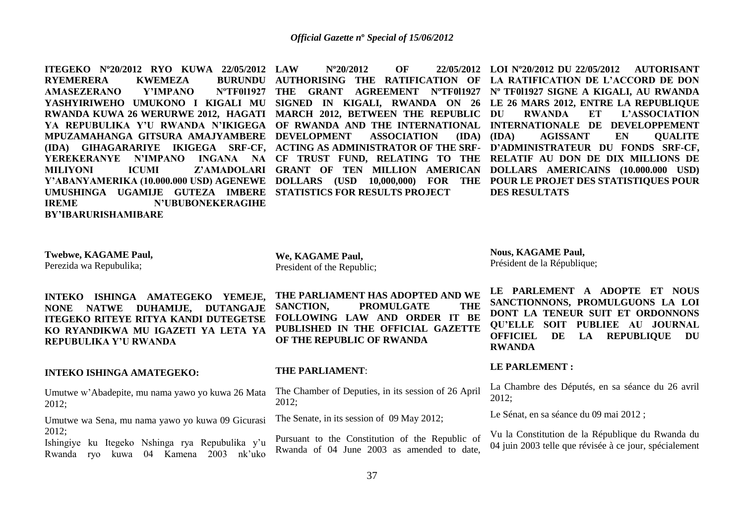**ITEGEKO NºTF0l1927 RYO KUWA 22/05/2012 RYEMERERA KWEMEZA BURUNDU AMASEZERANO Y'IMPANO NºTF0l1927 YASHYIRIWEHO UMUKONO I KIGALI MU RWANDA KUWA 26 WERURWE 2012, HAGATI YA REPUBULIKA Y'U RWANDA N'IKIGEGA MPUZAMAHANGA GITSURA AMAJYAMBERE (IDA) GIHAGARARIYE IKIGEGA SRF-CF, YEREKERANYE N'IMPANO INGANA NA MILIYONI ICUMI Z'AMADOLARI Y'ABANYAMERIKA (10.000.000 USD) AGENEWE UMUSHINGA UGAMIJE GUTEZA IMBERE IREME N'UBUBONEKERAGIHE BY'IBARURISHAMIBARE**

**Twebwe, KAGAME Paul,**
Perezida wa Repubulika;

**INTEKO ISHINGA AMATEGEKO YEMEJE, NONE NATWE DUHAMIJE, DUTANGAJE ITEGEKO RITEYE RITYA KANDI DUTEGETSE KO RYANDIKWA MU IGAZETI YA LETA YA REPUBULIKA Y'U RWANDA**

**INTEKO ISHINGA AMATEGEKO:**

Umutwe w'Abadepite, mu nama yawo yo kuwa 26 Mata 2012;

Umutwe wa Sena, mu nama yawo yo kuwa 09 Gicurasi 2012;

Ishingiye ku Itegeko Nshinga rya Repubulika y'u Rwanda ryo kuwa 04 Kamena 2003 nk'uko

**LAW Nº20/2012 OF 22/05/2012 AUTHORISING THE RATIFICATION OF THE GRANT AGREEMENT NºTF0l1927 SIGNED IN KIGALI, RWANDA ON 26 MARCH 2012, BETWEEN THE REPUBLIC OF RWANDA AND THE INTERNATIONAL DEVELOPMENT ASSOCIATION (IDA) ACTING AS ADMINISTRATOR OF THE SRF-CF TRUST FUND, RELATING TO THE GRANT OF TEN MILLION AMERICAN DOLLARS (USD 10,000,000) FOR THE STATISTICS FOR RESULTS PROJECT**

**We, KAGAME Paul,**
President of the Republic;

**THE PARLIAMENT HAS ADOPTED AND WE SANCTION, PROMULGATE THE FOLLOWING LAW AND ORDER IT BE PUBLISHED IN THE OFFICIAL GAZETTE OF THE REPUBLIC OF RWANDA**

**THE PARLIAMENT**:

The Chamber of Deputies, in its session of 26 April 2012;

The Senate, in its session of 09 May 2012;

Pursuant to the Constitution of the Republic of Rwanda of 04 June 2003 as amended to date,

**LOI Nº20/2012 DU 22/05/2012 AUTORISANT LA RATIFICATION DE L'ACCORD DE DON Nº TF0l1927 SIGNE A KIGALI, AU RWANDA LE 26 MARS 2012, ENTRE LA REPUBLIQUE DU RWANDA ET L'ASSOCIATION INTERNATIONALE DE DEVELOPPEMENT (IDA) AGISSANT EN QUALITE D'ADMINISTRATEUR DU FONDS SRF-CF, RELATIF AU DON DE DIX MILLIONS DE DOLLARS AMERICAINS (10.000.000 USD) POUR LE PROJET DES STATISTIQUES POUR DES RESULTATS**

**Nous, KAGAME Paul,**
Président de la République;

**LE PARLEMENT A ADOPTE ET NOUS SANCTIONNONS, PROMULGUONS LA LOI DONT LA TENEUR SUIT ET ORDONNONS QU'ELLE SOIT PUBLIEE AU JOURNAL OFFICIEL DE LA REPUBLIQUE DU RWANDA**

**LE PARLEMENT :**

La Chambre des Députés, en sa séance du 26 avril 2012;

Le Sénat, en sa séance du 09 mai 2012 ;

Vu la Constitution de la République du Rwanda du 04 juin 2003 telle que révisée à ce jour, spécialement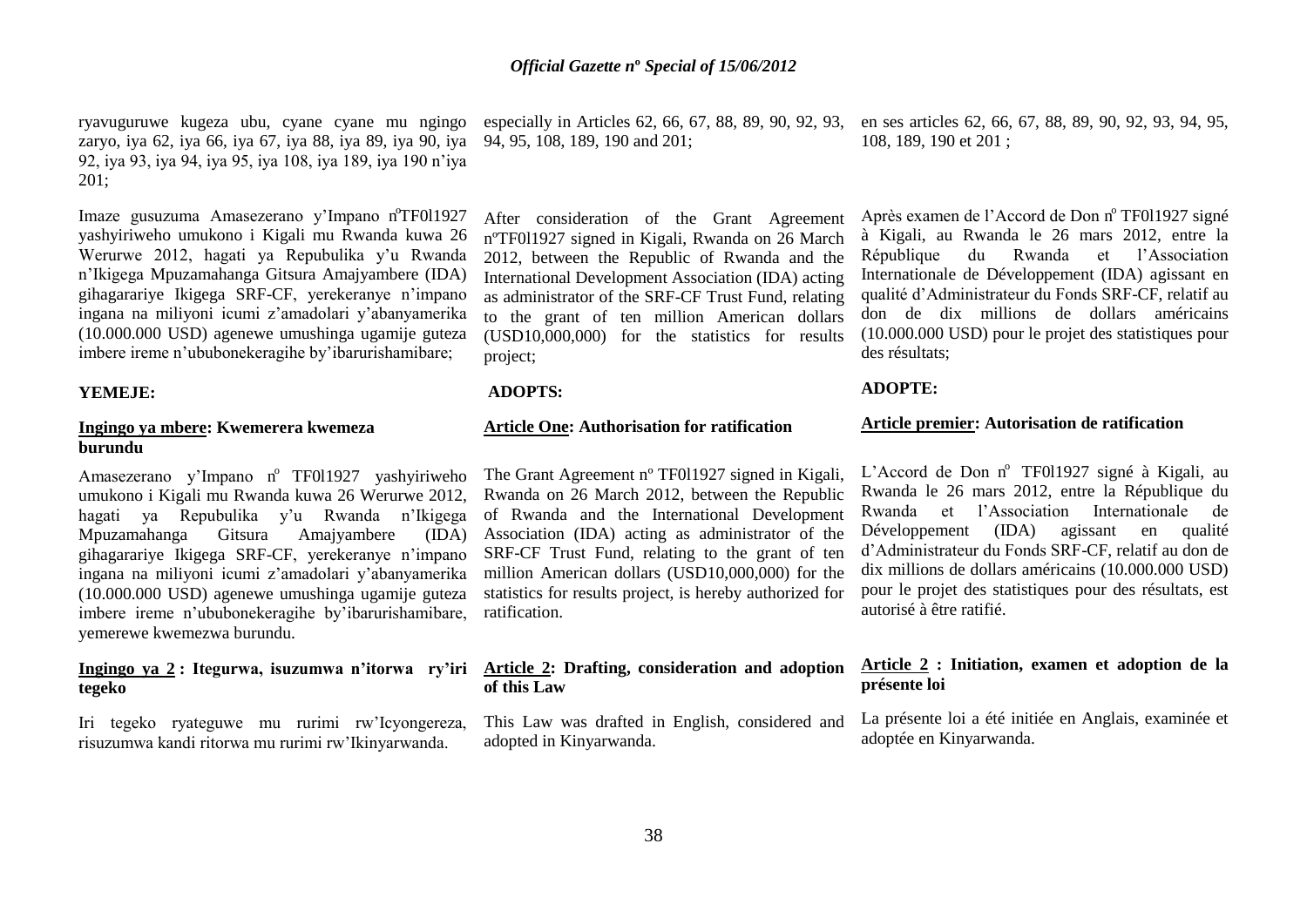ryavuguruwe kugeza ubu, cyane cyane mu ngingo zaryo, iya 62, iya 66, iya 67, iya 88, iya 89, iya 90, iya 92, iya 93, iya 94, iya 95, iya 108, iya 189, iya 190 n'iya 201;

Imaze gusuzuma Amasezerano y'Impano n°TF0l1927 yashyiriweho umukono i Kigali mu Rwanda kuwa 26 Werurwe 2012, hagati ya Repubulika y'u Rwanda n'Ikigega Mpuzamahanga Gitsura Amajyambere (IDA) gihagarariye Ikigega SRF-CF, yerekeranye n'impano ingana na miliyoni icumi z'amadolari y'abanyamerika (10.000.000 USD) agenewe umushinga ugamije guteza imbere ireme n'ububonekeragihe by'ibarurishamibare;

**YEMEJE:**

**Ingingo ya mbere: Kwemerera kwemeza burundu**

Amasezerano y'Impano n° TF0l1927 yashyiriweho umukono i Kigali mu Rwanda kuwa 26 Werurwe 2012, hagati ya Repubulika y'u Rwanda n'Ikigega Mpuzamahanga Gitsura Amajyambere (IDA) gihagarariye Ikigega SRF-CF, yerekeranye n'impano ingana na miliyoni icumi z'amadolari y'abanyamerika (10.000.000 USD) agenewe umushinga ugamije guteza imbere ireme n'ububonekeragihe by'ibarurishamibare, yemerewe kwemezwa burundu.

**Ingingo ya 2 : Itegurwa, isuzumwa n'itorwa ry'iri tegeko**

Iri tegeko ryateguwe mu rurimi rw'Icyongereza, risuzumwa kandi ritorwa mu rurimi rw'Ikinyarwanda.

especially in Articles 62, 66, 67, 88, 89, 90, 92, 93, 94, 95, 108, 189, 190 and 201;

After consideration of the Grant Agreement n°TF0l1927 signed in Kigali, Rwanda on 26 March 2012, between the Republic of Rwanda and the International Development Association (IDA) acting as administrator of the SRF-CF Trust Fund, relating to the grant of ten million American dollars (USD10,000,000) for the statistics for results project;

**ADOPTS:**

**Article One: Authorisation for ratification**

The Grant Agreement n° TF0l1927 signed in Kigali, Rwanda on 26 March 2012, between the Republic of Rwanda and the International Development Association (IDA) acting as administrator of the SRF-CF Trust Fund, relating to the grant of ten million American dollars (USD10,000,000) for the statistics for results project, is hereby authorized for ratification.

**Article 2: Drafting, consideration and adoption of this Law**

This Law was drafted in English, considered and adopted in Kinyarwanda.

en ses articles 62, 66, 67, 88, 89, 90, 92, 93, 94, 95, 108, 189, 190 et 201 ;

Après examen de l'Accord de Don n° TF0l1927 signé à Kigali, au Rwanda le 26 mars 2012, entre la République du Rwanda et l'Association Internationale de Développement (IDA) agissant en qualité d'Administrateur du Fonds SRF-CF, relatif au don de dix millions de dollars américains (10.000.000 USD) pour le projet des statistiques pour des résultats;

**ADOPTE:**

**Article premier: Autorisation de ratification**

L'Accord de Don n° TF0l1927 signé à Kigali, au Rwanda le 26 mars 2012, entre la République du Rwanda et l'Association Internationale de Développement (IDA) agissant en qualité d'Administrateur du Fonds SRF-CF, relatif au don de dix millions de dollars américains (10.000.000 USD) pour le projet des statistiques pour des résultats, est autorisé à être ratifié.

**Article 2 : Initiation, examen et adoption de la présente loi**

La présente loi a été initiée en Anglais, examinée et adoptée en Kinyarwanda.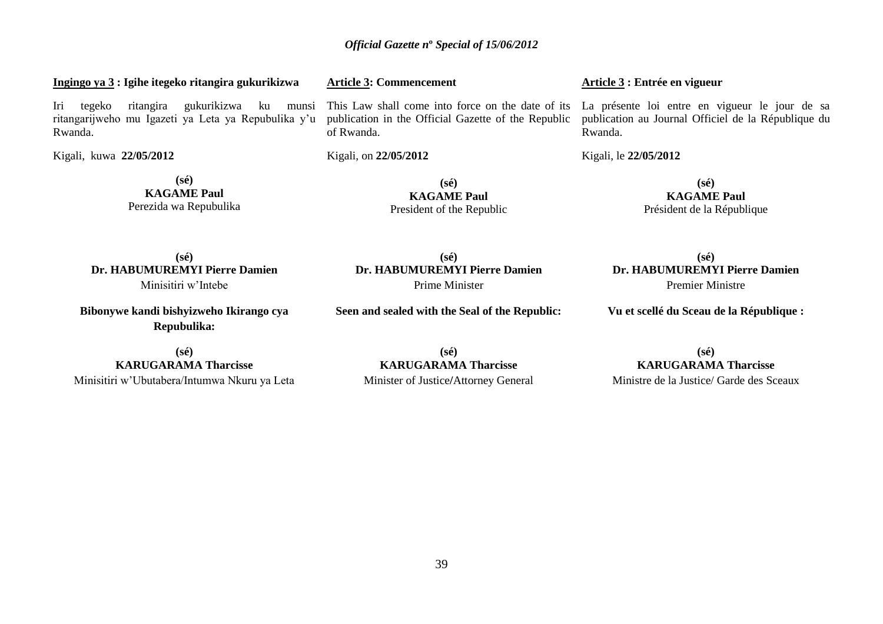**Ingingo ya 3 : Igihe itegeko ritangira gukurikizwa**

Iri tegeko ritangira gukurikizwa ku munsi ritangarijweho mu Igazeti ya Leta ya Repubulika y'u Rwanda.

Kigali, kuwa **22/05/2012**

**(sé)**
**KAGAME Paul**
Perezida wa Repubulika

**(sé)**
**Dr. HABUMUREMYI Pierre Damien**
Minisitiri w'Intebe

**Bibonywe kandi bishyizweho Ikirango cya Repubulika:**

**(sé)**
**KARUGARAMA Tharcisse**
Minisitiri w'Ubutabera/Intumwa Nkuru ya Leta

**Article 3: Commencement**

This Law shall come into force on the date of its publication in the Official Gazette of the Republic of Rwanda.

Kigali, on **22/05/2012**

**(sé)**
**KAGAME Paul**
President of the Republic

**(sé)**
**Dr. HABUMUREMYI Pierre Damien**
Prime Minister

**Seen and sealed with the Seal of the Republic:**

**(sé)**
**KARUGARAMA Tharcisse**
Minister of Justice/Attorney General

**Article 3 : Entrée en vigueur**

La présente loi entre en vigueur le jour de sa publication au Journal Officiel de la République du Rwanda.

Kigali, le **22/05/2012**

**(sé)**
**KAGAME Paul**
Président de la République

**(sé)**
**Dr. HABUMUREMYI Pierre Damien**
Premier Ministre

**Vu et scellé du Sceau de la République :**

**(sé)**
**KARUGARAMA Tharcisse**
Ministre de la Justice/ Garde des Sceaux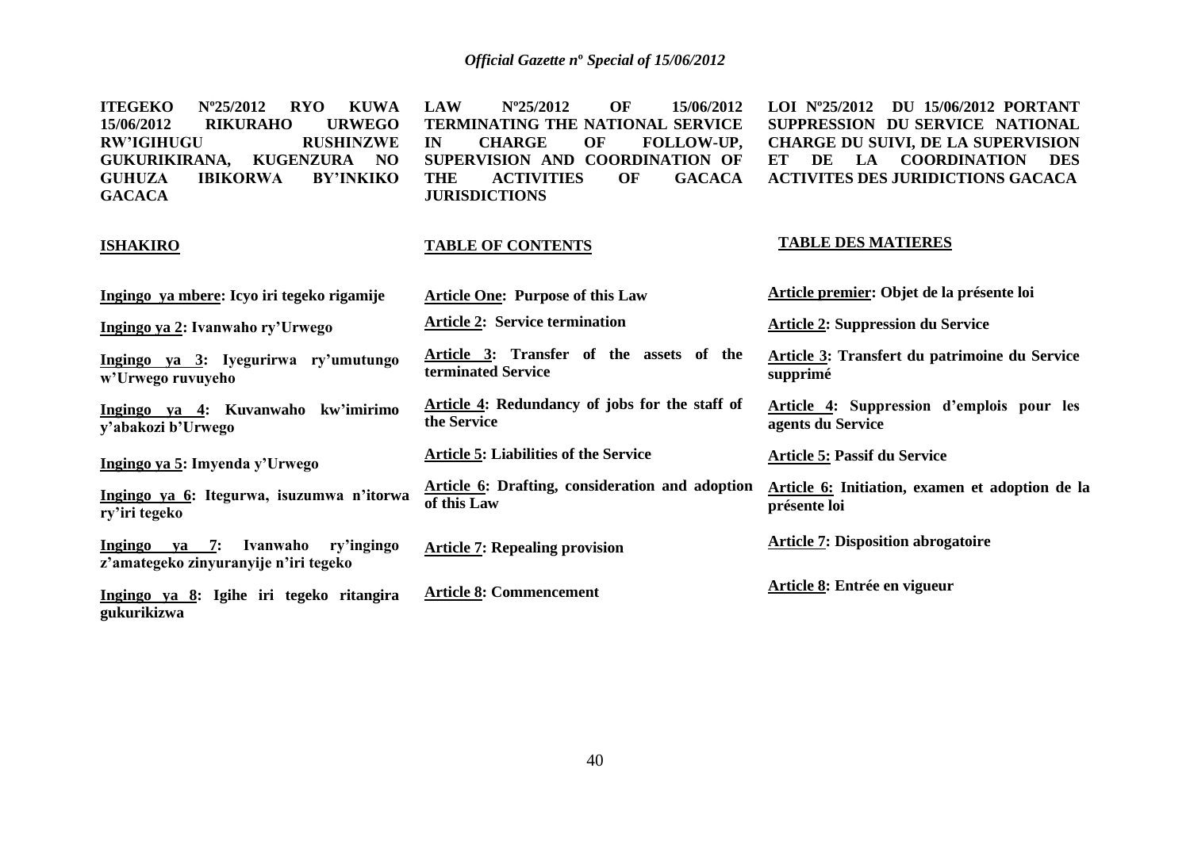**ITEGEKO Nº25/2012 RYO KUWA 15/06/2012 RIKURAHO URWEGO RW'IGIHUGU RUSHINZWE GUKURIKIRANA, KUGENZURA NO GUHUZA IBIKORWA BY'INKIKO GACACA**

**ISHAKIRO**

**Ingingo ya mbere: Icyo iri tegeko rigamije**

**Ingingo ya 2: Ivanwaho ry'Urwego**

**Ingingo ya 3: Iyegurirwa ry'umutungo w'Urwego ruvuyeho**

**Ingingo ya 4: Kuvanwaho kw'imirimo y'abakozi b'Urwego**

**Ingingo ya 5: Imyenda y'Urwego**

**Ingingo ya 6: Itegurwa, isuzumwa n'itorwa ry'iri tegeko**

**Ingingo ya 7: Ivanwaho ry'ingingo z'amategeko zinyuranyije n'iri tegeko**

**Ingingo ya 8: Igihe iri tegeko ritangira gukurikizwa**

**LAW Nº25/2012 OF 15/06/2012 TERMINATING THE NATIONAL SERVICE IN CHARGE OF FOLLOW-UP, SUPERVISION AND COORDINATION OF THE ACTIVITIES OF GACACA JURISDICTIONS**

**TABLE OF CONTENTS**

**Article One: Purpose of this Law**

**Article 2: Service termination**

**Article 3: Transfer of the assets of the terminated Service**

**Article 4: Redundancy of jobs for the staff of the Service**

**Article 5: Liabilities of the Service**

**Article 6: Drafting, consideration and adoption of this Law**

**Article 7: Repealing provision**

**Article 8: Commencement**

**LOI Nº25/2012 DU 15/06/2012 PORTANT SUPPRESSION DU SERVICE NATIONAL CHARGE DU SUIVI, DE LA SUPERVISION ET DE LA COORDINATION DES ACTIVITES DES JURIDICTIONS GACACA**

**TABLE DES MATIERES**

**Article premier: Objet de la présente loi**

**Article 2: Suppression du Service**

**Article 3: Transfert du patrimoine du Service supprimé**

**Article 4: Suppression d'emplois pour les agents du Service**

**Article 5: Passif du Service**

**Article 6: Initiation, examen et adoption de la présente loi**

**Article 7: Disposition abrogatoire**

**Article 8: Entrée en vigueur**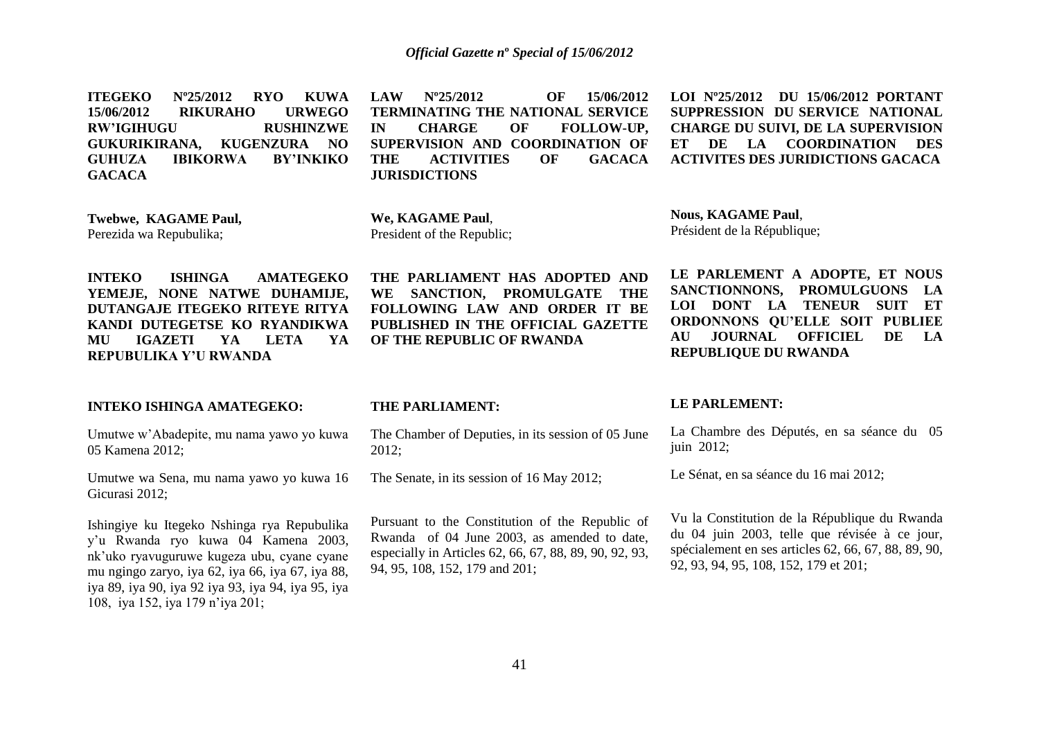**ITEGEKO Nº25/2012 RYO KUWA 15/06/2012 RIKURAHO URWEGO RW'IGIHUGU RUSHINZWE GUKURIKIRANA, KUGENZURA NO GUHUZA IBIKORWA BY'INKIKO GACACA**

**Twebwe, KAGAME Paul,**
Perezida wa Repubulika;

**INTEKO ISHINGA AMATEGEKO YEMEJE, NONE NATWE DUHAMIJE, DUTANGAJE ITEGEKO RITEYE RITYA KANDI DUTEGETSE KO RYANDIKWA MU IGAZETI YA LETA YA REPUBULIKA Y'U RWANDA**

**INTEKO ISHINGA AMATEGEKO:**

Umutwe w'Abadepite, mu nama yawo yo kuwa 05 Kamena 2012;

Umutwe wa Sena, mu nama yawo yo kuwa 16 Gicurasi 2012;

Ishingiye ku Itegeko Nshinga rya Repubulika y'u Rwanda ryo kuwa 04 Kamena 2003, nk'uko ryavuguruwe kugeza ubu, cyane cyane mu ngingo zaryo, iya 62, iya 66, iya 67, iya 88, iya 89, iya 90, iya 92 iya 93, iya 94, iya 95, iya 108, iya 152, iya 179 n'iya 201;

**LAW Nº25/2012 OF 15/06/2012 TERMINATING THE NATIONAL SERVICE IN CHARGE OF FOLLOW-UP, SUPERVISION AND COORDINATION OF THE ACTIVITIES OF GACACA JURISDICTIONS**

**We, KAGAME Paul**,
President of the Republic;

**THE PARLIAMENT HAS ADOPTED AND WE SANCTION, PROMULGATE THE FOLLOWING LAW AND ORDER IT BE PUBLISHED IN THE OFFICIAL GAZETTE OF THE REPUBLIC OF RWANDA**

**THE PARLIAMENT:**

The Chamber of Deputies, in its session of 05 June 2012;

The Senate, in its session of 16 May 2012;

Pursuant to the Constitution of the Republic of Rwanda of 04 June 2003, as amended to date, especially in Articles 62, 66, 67, 88, 89, 90, 92, 93, 94, 95, 108, 152, 179 and 201;

**LOI Nº25/2012 DU 15/06/2012 PORTANT SUPPRESSION DU SERVICE NATIONAL CHARGE DU SUIVI, DE LA SUPERVISION ET DE LA COORDINATION DES ACTIVITES DES JURIDICTIONS GACACA**

**Nous, KAGAME Paul**,
Président de la République;

**LE PARLEMENT A ADOPTE, ET NOUS SANCTIONNONS, PROMULGUONS LA LOI DONT LA TENEUR SUIT ET ORDONNONS QU'ELLE SOIT PUBLIEE AU JOURNAL OFFICIEL DE LA REPUBLIQUE DU RWANDA**

**LE PARLEMENT:**

La Chambre des Députés, en sa séance du 05 juin 2012;

Le Sénat, en sa séance du 16 mai 2012;

Vu la Constitution de la République du Rwanda du 04 juin 2003, telle que révisée à ce jour, spécialement en ses articles 62, 66, 67, 88, 89, 90, 92, 93, 94, 95, 108, 152, 179 et 201;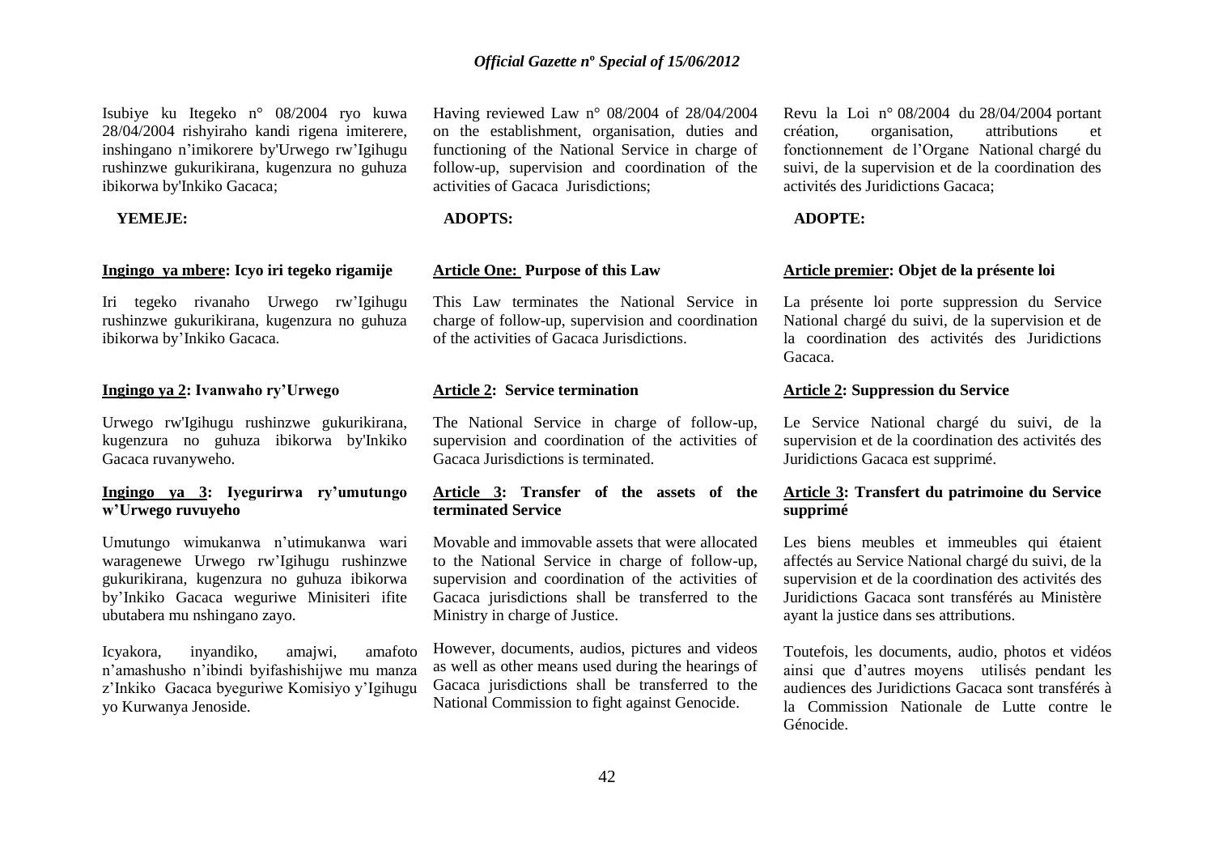Isubiye ku Itegeko n° 08/2004 ryo kuwa 28/04/2004 rishyiraho kandi rigena imiterere, inshingano n'imikorere by'Urwego rw'Igihugu rushinzwe gukurikirana, kugenzura no guhuza ibikorwa by'Inkiko Gacaca;

**YEMEJE:**

**<u>Ingingo ya mbere</u>: Icyo iri tegeko rigamije**

Iri tegeko rivanaho Urwego rw'Igihugu rushinzwe gukurikirana, kugenzura no guhuza ibikorwa by'Inkiko Gacaca.

**<u>Ingingo ya 2</u>: Ivanwaho ry'Urwego**

Urwego rw'Igihugu rushinzwe gukurikirana, kugenzura no guhuza ibikorwa by'Inkiko Gacaca ruvanyweho.

**<u>Ingingo ya 3</u>: Iyegurirwa ry'umutungo w'Urwego ruvuyeho**

Umutungo wimukanwa n'utimukanwa wari waragenewe Urwego rw'Igihugu rushinzwe gukurikirana, kugenzura no guhuza ibikorwa by'Inkiko Gacaca weguriwe Minisiteri ifite ubutabera mu nshingano zayo.

Icyakora, inyandiko, amajwi, amafoto n'amashusho n'ibindi byifashishijwe mu manza z'Inkiko Gacaca byeguriwe Komisiyo y'Igihugu yo Kurwanya Jenoside.

Having reviewed Law n° 08/2004 of 28/04/2004 on the establishment, organisation, duties and functioning of the National Service in charge of follow-up, supervision and coordination of the activities of Gacaca Jurisdictions;

**ADOPTS:**

**<u>Article One:</u> Purpose of this Law**

This Law terminates the National Service in charge of follow-up, supervision and coordination of the activities of Gacaca Jurisdictions.

**<u>Article 2</u>: Service termination**

The National Service in charge of follow-up, supervision and coordination of the activities of Gacaca Jurisdictions is terminated.

**<u>Article 3</u>: Transfer of the assets of the terminated Service**

Movable and immovable assets that were allocated to the National Service in charge of follow-up, supervision and coordination of the activities of Gacaca jurisdictions shall be transferred to the Ministry in charge of Justice.

However, documents, audios, pictures and videos as well as other means used during the hearings of Gacaca jurisdictions shall be transferred to the National Commission to fight against Genocide.

Revu la Loi n° 08/2004 du 28/04/2004 portant création, organisation, attributions et fonctionnement de l'Organe National chargé du suivi, de la supervision et de la coordination des activités des Juridictions Gacaca;

**ADOPTE:**

**<u>Article premier</u>: Objet de la présente loi**

La présente loi porte suppression du Service National chargé du suivi, de la supervision et de la coordination des activités des Juridictions Gacaca.

**<u>Article 2</u>: Suppression du Service**

Le Service National chargé du suivi, de la supervision et de la coordination des activités des Juridictions Gacaca est supprimé.

**<u>Article 3</u>: Transfert du patrimoine du Service supprimé**

Les biens meubles et immeubles qui étaient affectés au Service National chargé du suivi, de la supervision et de la coordination des activités des Juridictions Gacaca sont transférés au Ministère ayant la justice dans ses attributions.

Toutefois, les documents, audio, photos et vidéos ainsi que d'autres moyens utilisés pendant les audiences des Juridictions Gacaca sont transférés à la Commission Nationale de Lutte contre le Génocide.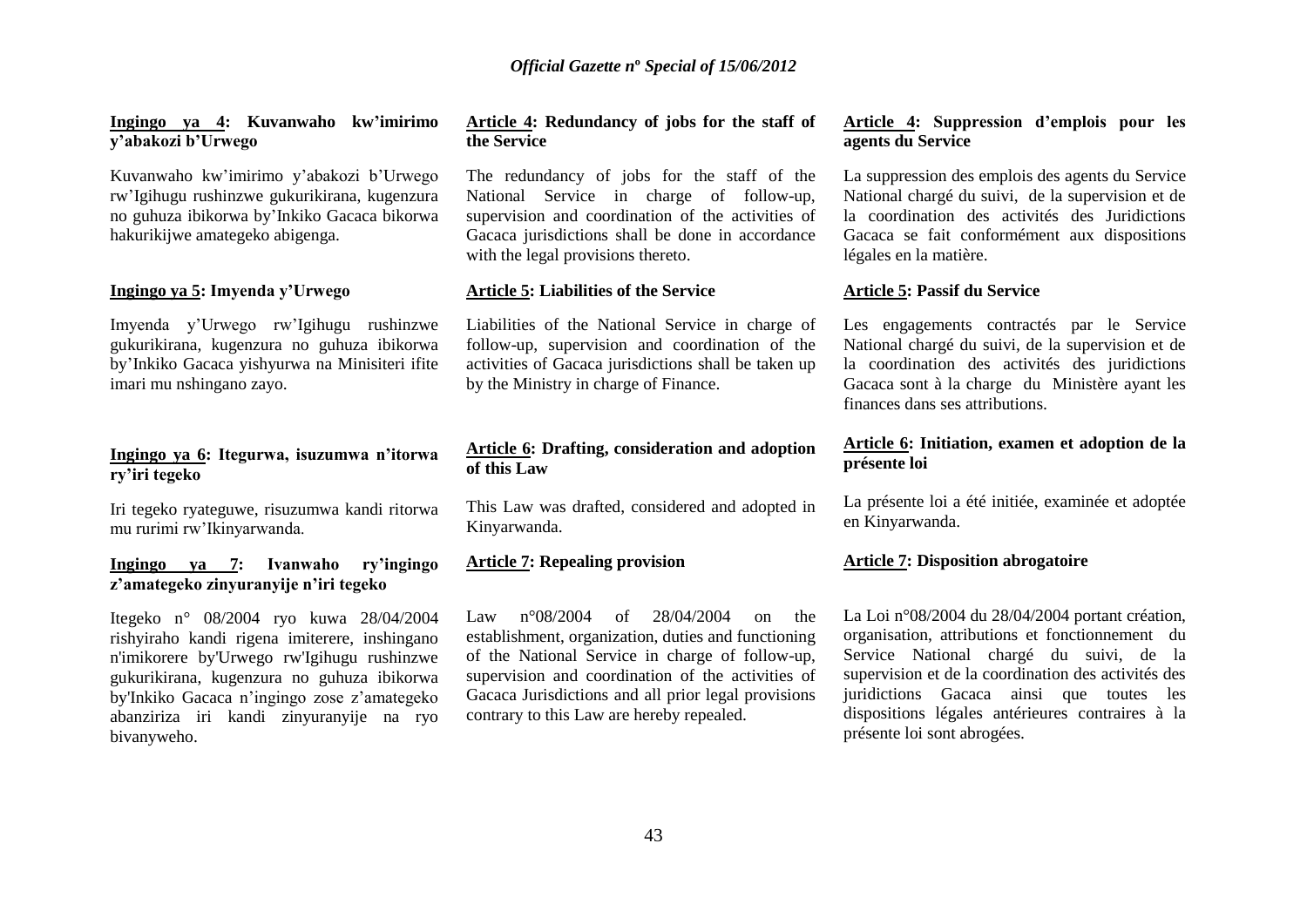**Ingingo ya 4: Kuvanwaho kw'imirimo y'abakozi b'Urwego**

Kuvanwaho kw'imirimo y'abakozi b'Urwego rw'Igihugu rushinzwe gukurikirana, kugenzura no guhuza ibikorwa by'Inkiko Gacaca bikorwa hakurikijwe amategeko abigenga.

**Ingingo ya 5: Imyenda y'Urwego**

Imyenda y'Urwego rw'Igihugu rushinzwe gukurikirana, kugenzura no guhuza ibikorwa by'Inkiko Gacaca yishyurwa na Minisiteri ifite imari mu nshingano zayo.

**Ingingo ya 6: Itegurwa, isuzumwa n'itorwa ry'iri tegeko**

Iri tegeko ryateguwe, risuzumwa kandi ritorwa mu rurimi rw'Ikinyarwanda.

**Ingingo ya 7: Ivanwaho ry'ingingo z'amategeko zinyuranyije n'iri tegeko**

Itegeko n° 08/2004 ryo kuwa 28/04/2004 rishyiraho kandi rigena imiterere, inshingano n'imikorere by'Urwego rw'Igihugu rushinzwe gukurikirana, kugenzura no guhuza ibikorwa by'Inkiko Gacaca n'ingingo zose z'amategeko abanziriza iri kandi zinyuranyije na ryo bivanyweho.

**Article 4: Redundancy of jobs for the staff of the Service**

The redundancy of jobs for the staff of the National Service in charge of follow-up, supervision and coordination of the activities of Gacaca jurisdictions shall be done in accordance with the legal provisions thereto.

**Article 5: Liabilities of the Service**

Liabilities of the National Service in charge of follow-up, supervision and coordination of the activities of Gacaca jurisdictions shall be taken up by the Ministry in charge of Finance.

**Article 6: Drafting, consideration and adoption of this Law**

This Law was drafted, considered and adopted in Kinyarwanda.

**Article 7: Repealing provision**

Law n°08/2004 of 28/04/2004 on the establishment, organization, duties and functioning of the National Service in charge of follow-up, supervision and coordination of the activities of Gacaca Jurisdictions and all prior legal provisions contrary to this Law are hereby repealed.

**Article 4: Suppression d'emplois pour les agents du Service**

La suppression des emplois des agents du Service National chargé du suivi, de la supervision et de la coordination des activités des Juridictions Gacaca se fait conformément aux dispositions légales en la matière.

**Article 5: Passif du Service**

Les engagements contractés par le Service National chargé du suivi, de la supervision et de la coordination des activités des juridictions Gacaca sont à la charge du Ministère ayant les finances dans ses attributions.

**Article 6: Initiation, examen et adoption de la présente loi**

La présente loi a été initiée, examinée et adoptée en Kinyarwanda.

**Article 7: Disposition abrogatoire**

La Loi n°08/2004 du 28/04/2004 portant création, organisation, attributions et fonctionnement du Service National chargé du suivi, de la supervision et de la coordination des activités des juridictions Gacaca ainsi que toutes les dispositions légales antérieures contraires à la présente loi sont abrogées.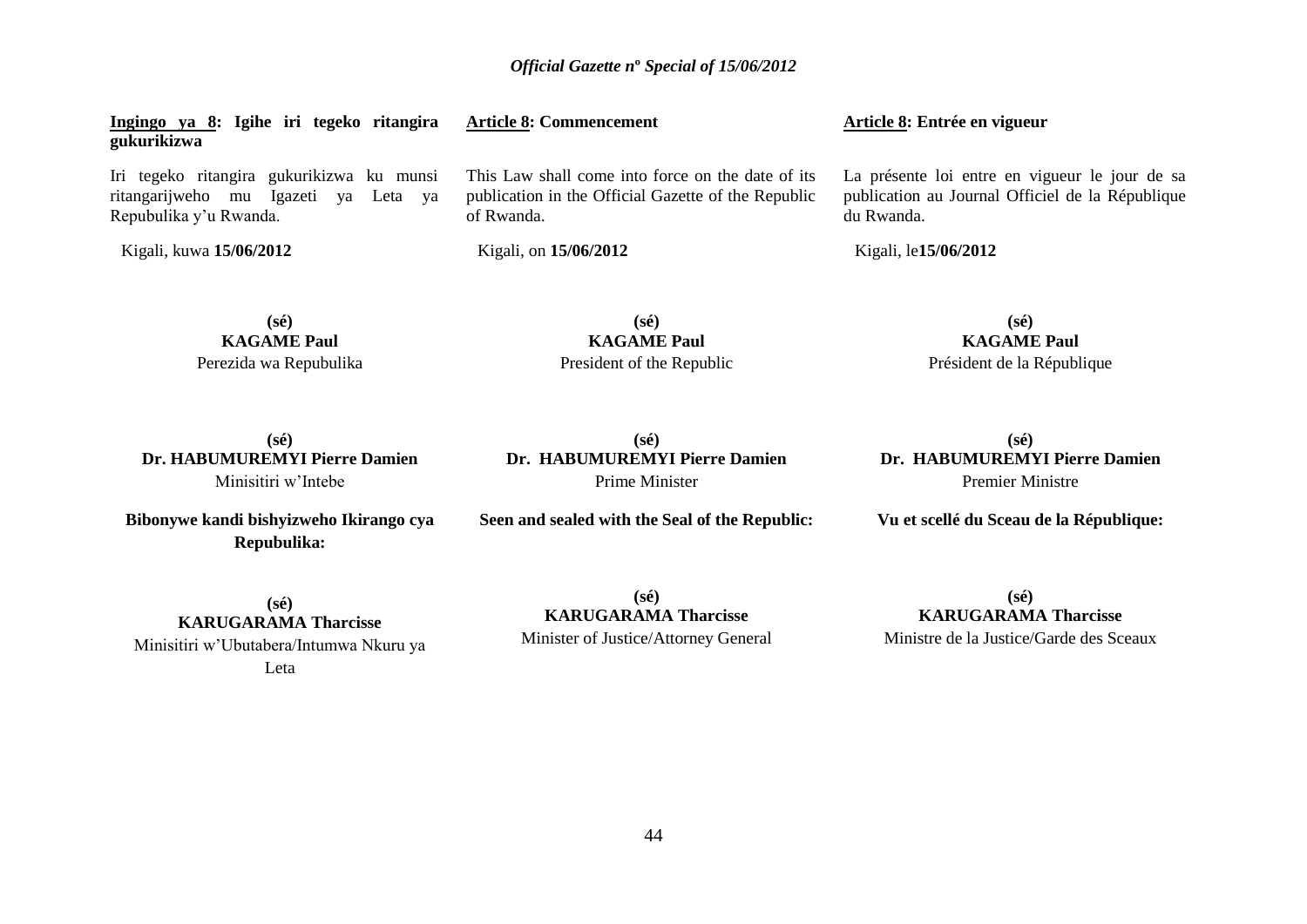**Ingingo ya 8: Igihe iri tegeko ritangira gukurikizwa**

Iri tegeko ritangira gukurikizwa ku munsi ritangarijweho mu Igazeti ya Leta ya Repubulika y'u Rwanda.

Kigali, kuwa **15/06/2012**

**(sé)**
**KAGAME Paul**
Perezida wa Repubulika

**(sé)**
**Dr. HABUMUREMYI Pierre Damien**
Minisitiri w'Intebe

**Bibonywe kandi bishyizweho Ikirango cya Repubulika:**

**(sé)**
**KARUGARAMA Tharcisse**
Minisitiri w'Ubutabera/Intumwa Nkuru ya Leta

**Article 8: Commencement**

This Law shall come into force on the date of its publication in the Official Gazette of the Republic of Rwanda.

Kigali, on **15/06/2012**

**(sé)**
**KAGAME Paul**
President of the Republic

**(sé)**
**Dr. HABUMUREMYI Pierre Damien**
Prime Minister

**Seen and sealed with the Seal of the Republic:**

**(sé)**
**KARUGARAMA Tharcisse**
Minister of Justice/Attorney General

**Article 8: Entrée en vigueur**

La présente loi entre en vigueur le jour de sa publication au Journal Officiel de la République du Rwanda.

Kigali, le**15/06/2012**

**(sé)**
**KAGAME Paul**
Président de la République

**(sé)**
**Dr. HABUMUREMYI Pierre Damien**
Premier Ministre

**Vu et scellé du Sceau de la République:**

**(sé)**
**KARUGARAMA Tharcisse**
Ministre de la Justice/Garde des Sceaux